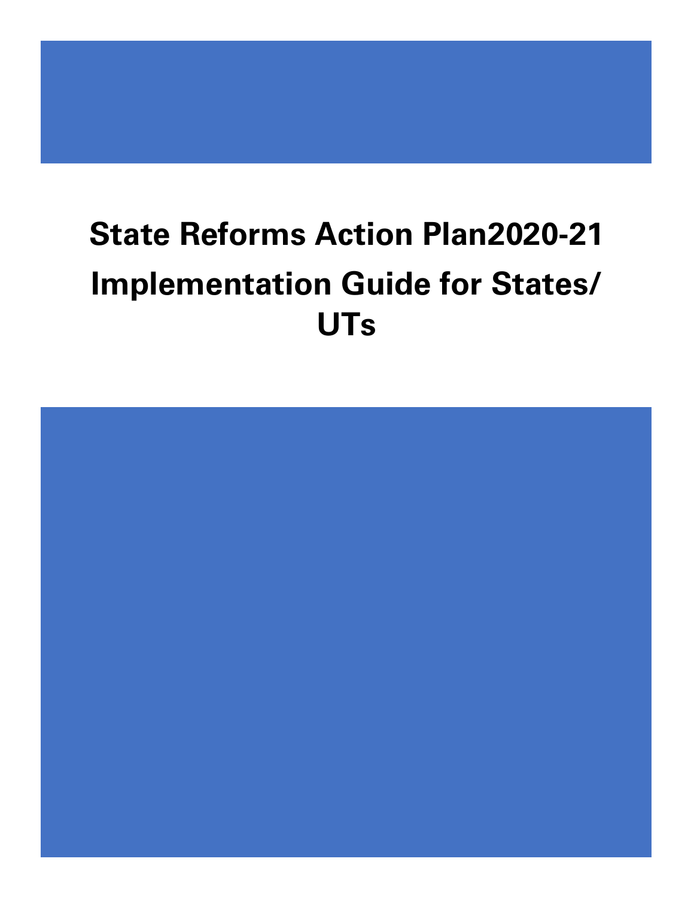# State Reforms Action Plan2020-21 Implementation Guide for States/ UTs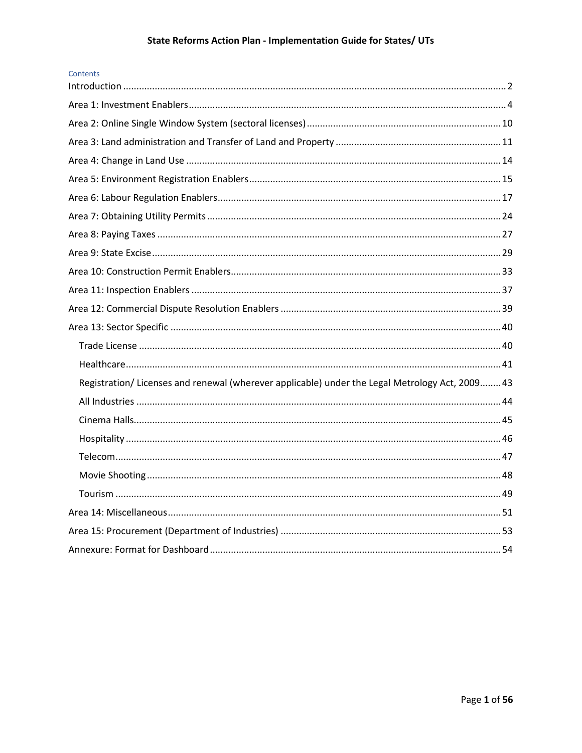Contents

- Introduction ........ 2
- Area 1: Investment Enablers ........ 4
- Area 2: Online Single Window System (sectoral licenses) ........ 10
- Area 3: Land administration and Transfer of Land and Property ........ 11
- Area 4: Change in Land Use ........ 14
- Area 5: Environment Registration Enablers ........ 15
- Area 6: Labour Regulation Enablers ........ 17
- Area 7: Obtaining Utility Permits ........ 24
- Area 8: Paying Taxes ........ 27
- Area 9: State Excise ........ 29
- Area 10: Construction Permit Enablers ........ 33
- Area 11: Inspection Enablers ........ 37
- Area 12: Commercial Dispute Resolution Enablers ........ 39
- Area 13: Sector Specific ........ 40
  - Trade License ........ 40
  - Healthcare ........ 41
  - Registration/ Licenses and renewal (wherever applicable) under the Legal Metrology Act, 2009 ........ 43
  - All Industries ........ 44
  - Cinema Halls ........ 45
  - Hospitality ........ 46
  - Telecom ........ 47
  - Movie Shooting ........ 48
  - Tourism ........ 49
- Area 14: Miscellaneous ........ 51
- Area 15: Procurement (Department of Industries) ........ 53
- Annexure: Format for Dashboard ........ 54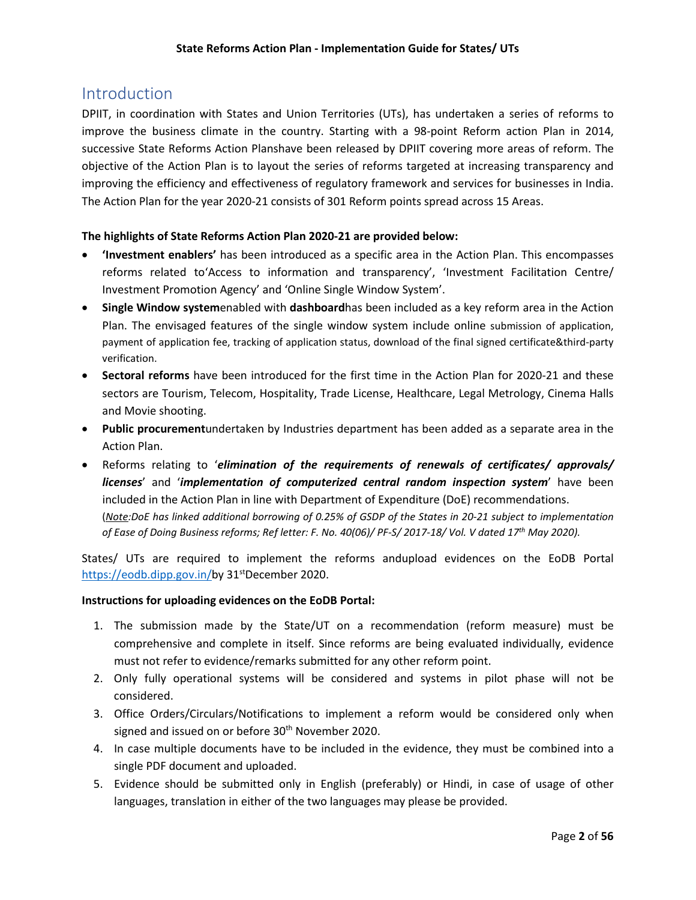# Introduction

DPIIT, in coordination with States and Union Territories (UTs), has undertaken a series of reforms to improve the business climate in the country. Starting with a 98-point Reform action Plan in 2014, successive State Reforms Action Planshave been released by DPIIT covering more areas of reform. The objective of the Action Plan is to layout the series of reforms targeted at increasing transparency and improving the efficiency and effectiveness of regulatory framework and services for businesses in India. The Action Plan for the year 2020-21 consists of 301 Reform points spread across 15 Areas.

**The highlights of State Reforms Action Plan 2020-21 are provided below:**

- **'Investment enablers'** has been introduced as a specific area in the Action Plan. This encompasses reforms related to'Access to information and transparency', 'Investment Facilitation Centre/ Investment Promotion Agency' and 'Online Single Window System'.
- **Single Window system**enabled with **dashboard**has been included as a key reform area in the Action Plan. The envisaged features of the single window system include online submission of application, payment of application fee, tracking of application status, download of the final signed certificate&third-party verification.
- **Sectoral reforms** have been introduced for the first time in the Action Plan for 2020-21 and these sectors are Tourism, Telecom, Hospitality, Trade License, Healthcare, Legal Metrology, Cinema Halls and Movie shooting.
- **Public procurement**undertaken by Industries department has been added as a separate area in the Action Plan.
- Reforms relating to '***elimination of the requirements of renewals of certificates/ approvals/ licenses***' and '***implementation of computerized central random inspection system***' have been included in the Action Plan in line with Department of Expenditure (DoE) recommendations.
  (*<u>Note</u>:DoE has linked additional borrowing of 0.25% of GSDP of the States in 20-21 subject to implementation of Ease of Doing Business reforms; Ref letter: F. No. 40(06)/ PF-S/ 2017-18/ Vol. V dated 17th May 2020).*

States/ UTs are required to implement the reforms andupload evidences on the EoDB Portal https://eodb.dipp.gov.in/by 31stDecember 2020.

**Instructions for uploading evidences on the EoDB Portal:**

1. The submission made by the State/UT on a recommendation (reform measure) must be comprehensive and complete in itself. Since reforms are being evaluated individually, evidence must not refer to evidence/remarks submitted for any other reform point.
2. Only fully operational systems will be considered and systems in pilot phase will not be considered.
3. Office Orders/Circulars/Notifications to implement a reform would be considered only when signed and issued on or before 30th November 2020.
4. In case multiple documents have to be included in the evidence, they must be combined into a single PDF document and uploaded.
5. Evidence should be submitted only in English (preferably) or Hindi, in case of usage of other languages, translation in either of the two languages may please be provided.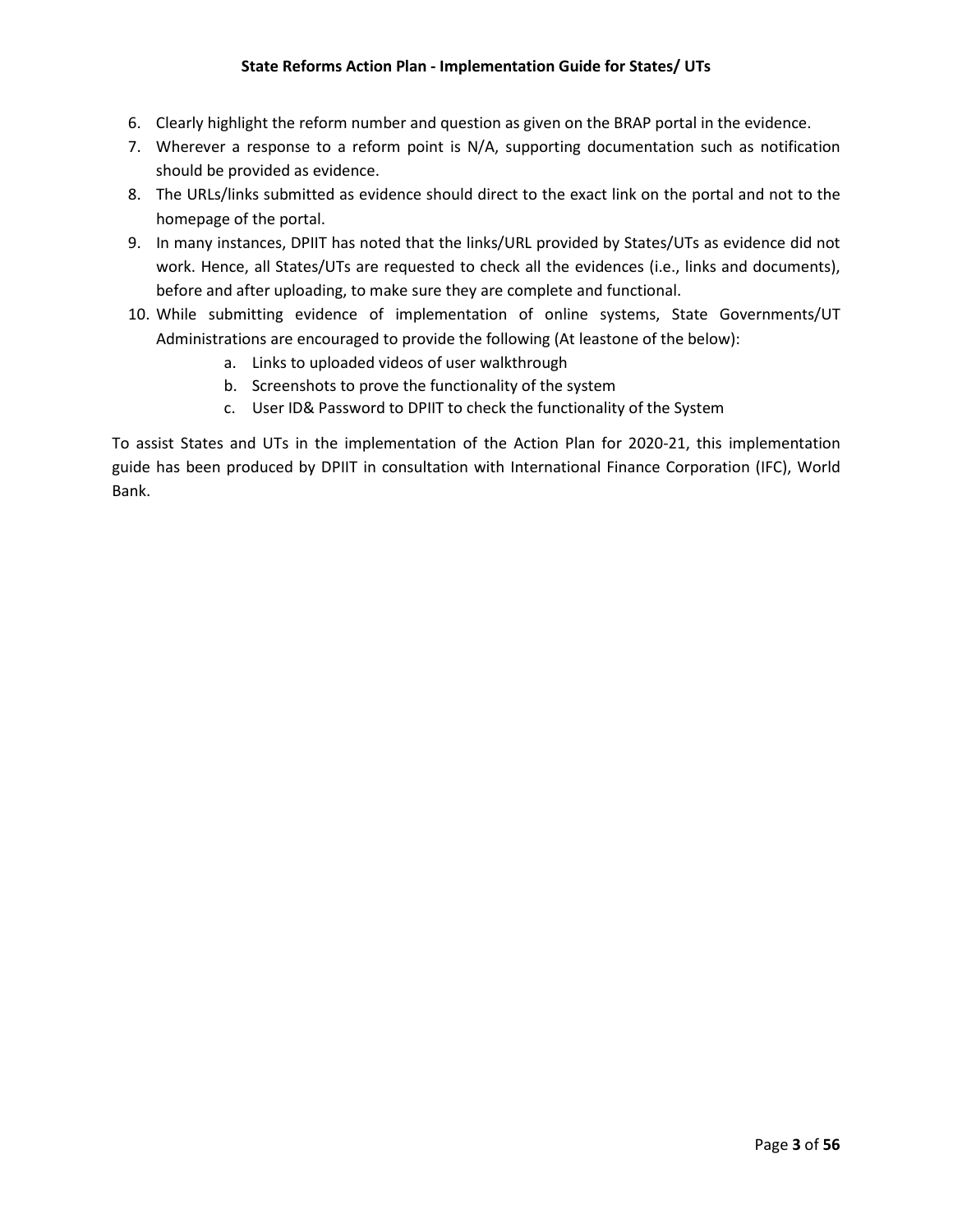6. Clearly highlight the reform number and question as given on the BRAP portal in the evidence.
7. Wherever a response to a reform point is N/A, supporting documentation such as notification should be provided as evidence.
8. The URLs/links submitted as evidence should direct to the exact link on the portal and not to the homepage of the portal.
9. In many instances, DPIIT has noted that the links/URL provided by States/UTs as evidence did not work. Hence, all States/UTs are requested to check all the evidences (i.e., links and documents), before and after uploading, to make sure they are complete and functional.
10. While submitting evidence of implementation of online systems, State Governments/UT Administrations are encouraged to provide the following (At leastone of the below):
    a. Links to uploaded videos of user walkthrough
    b. Screenshots to prove the functionality of the system
    c. User ID& Password to DPIIT to check the functionality of the System

To assist States and UTs in the implementation of the Action Plan for 2020-21, this implementation guide has been produced by DPIIT in consultation with International Finance Corporation (IFC), World Bank.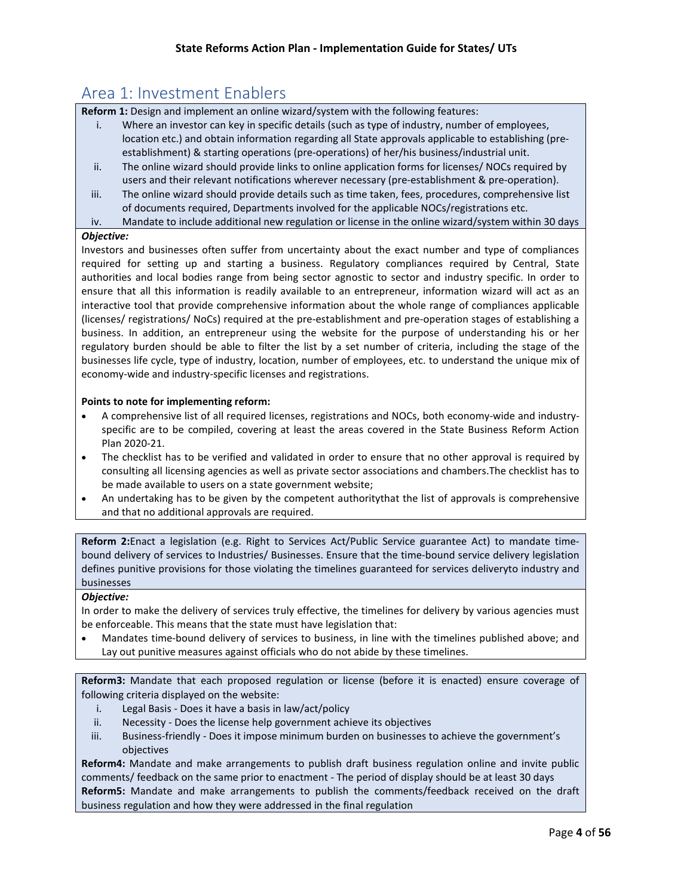## Area 1: Investment Enablers

**Reform 1:** Design and implement an online wizard/system with the following features:

i. Where an investor can key in specific details (such as type of industry, number of employees, location etc.) and obtain information regarding all State approvals applicable to establishing (pre-establishment) & starting operations (pre-operations) of her/his business/industrial unit.
ii. The online wizard should provide links to online application forms for licenses/ NOCs required by users and their relevant notifications wherever necessary (pre-establishment & pre-operation).
iii. The online wizard should provide details such as time taken, fees, procedures, comprehensive list of documents required, Departments involved for the applicable NOCs/registrations etc.
iv. Mandate to include additional new regulation or license in the online wizard/system within 30 days

***Objective:***

Investors and businesses often suffer from uncertainty about the exact number and type of compliances required for setting up and starting a business. Regulatory compliances required by Central, State authorities and local bodies range from being sector agnostic to sector and industry specific. In order to ensure that all this information is readily available to an entrepreneur, information wizard will act as an interactive tool that provide comprehensive information about the whole range of compliances applicable (licenses/ registrations/ NoCs) required at the pre-establishment and pre-operation stages of establishing a business. In addition, an entrepreneur using the website for the purpose of understanding his or her regulatory burden should be able to filter the list by a set number of criteria, including the stage of the businesses life cycle, type of industry, location, number of employees, etc. to understand the unique mix of economy-wide and industry-specific licenses and registrations.

**Points to note for implementing reform:**

- A comprehensive list of all required licenses, registrations and NOCs, both economy-wide and industry-specific are to be compiled, covering at least the areas covered in the State Business Reform Action Plan 2020-21.
- The checklist has to be verified and validated in order to ensure that no other approval is required by consulting all licensing agencies as well as private sector associations and chambers.The checklist has to be made available to users on a state government website;
- An undertaking has to be given by the competent authoritythat the list of approvals is comprehensive and that no additional approvals are required.

**Reform 2:**Enact a legislation (e.g. Right to Services Act/Public Service guarantee Act) to mandate time-bound delivery of services to Industries/ Businesses. Ensure that the time-bound service delivery legislation defines punitive provisions for those violating the timelines guaranteed for services deliveryto industry and businesses

***Objective:***

In order to make the delivery of services truly effective, the timelines for delivery by various agencies must be enforceable. This means that the state must have legislation that:

- Mandates time-bound delivery of services to business, in line with the timelines published above; and Lay out punitive measures against officials who do not abide by these timelines.

**Reform3:** Mandate that each proposed regulation or license (before it is enacted) ensure coverage of following criteria displayed on the website:

i. Legal Basis - Does it have a basis in law/act/policy
ii. Necessity - Does the license help government achieve its objectives
iii. Business-friendly - Does it impose minimum burden on businesses to achieve the government's objectives

**Reform4:** Mandate and make arrangements to publish draft business regulation online and invite public comments/ feedback on the same prior to enactment - The period of display should be at least 30 days

**Reform5:** Mandate and make arrangements to publish the comments/feedback received on the draft business regulation and how they were addressed in the final regulation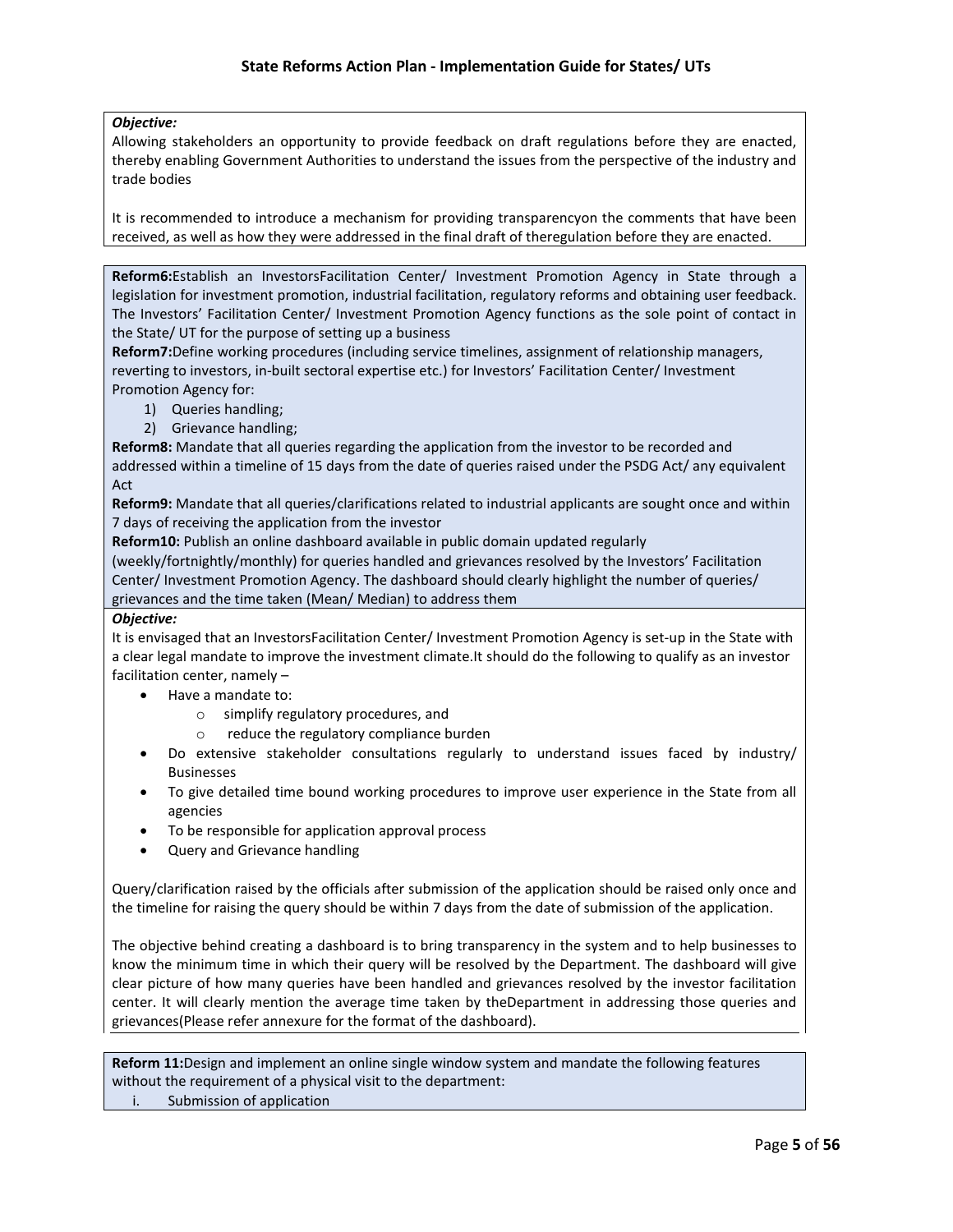***Objective:***

Allowing stakeholders an opportunity to provide feedback on draft regulations before they are enacted, thereby enabling Government Authorities to understand the issues from the perspective of the industry and trade bodies

It is recommended to introduce a mechanism for providing transparencyon the comments that have been received, as well as how they were addressed in the final draft of theregulation before they are enacted.

**Reform6:**Establish an InvestorsFacilitation Center/ Investment Promotion Agency in State through a legislation for investment promotion, industrial facilitation, regulatory reforms and obtaining user feedback. The Investors' Facilitation Center/ Investment Promotion Agency functions as the sole point of contact in the State/ UT for the purpose of setting up a business

**Reform7:**Define working procedures (including service timelines, assignment of relationship managers, reverting to investors, in-built sectoral expertise etc.) for Investors' Facilitation Center/ Investment Promotion Agency for:

1) Queries handling;
2) Grievance handling;

**Reform8:** Mandate that all queries regarding the application from the investor to be recorded and addressed within a timeline of 15 days from the date of queries raised under the PSDG Act/ any equivalent Act

**Reform9:** Mandate that all queries/clarifications related to industrial applicants are sought once and within 7 days of receiving the application from the investor

**Reform10:** Publish an online dashboard available in public domain updated regularly (weekly/fortnightly/monthly) for queries handled and grievances resolved by the Investors' Facilitation Center/ Investment Promotion Agency. The dashboard should clearly highlight the number of queries/ grievances and the time taken (Mean/ Median) to address them

***Objective:***

It is envisaged that an InvestorsFacilitation Center/ Investment Promotion Agency is set-up in the State with a clear legal mandate to improve the investment climate.It should do the following to qualify as an investor facilitation center, namely –

- Have a mandate to:
  - simplify regulatory procedures, and
  - reduce the regulatory compliance burden
- Do extensive stakeholder consultations regularly to understand issues faced by industry/ Businesses
- To give detailed time bound working procedures to improve user experience in the State from all agencies
- To be responsible for application approval process
- Query and Grievance handling

Query/clarification raised by the officials after submission of the application should be raised only once and the timeline for raising the query should be within 7 days from the date of submission of the application.

The objective behind creating a dashboard is to bring transparency in the system and to help businesses to know the minimum time in which their query will be resolved by the Department. The dashboard will give clear picture of how many queries have been handled and grievances resolved by the investor facilitation center. It will clearly mention the average time taken by theDepartment in addressing those queries and grievances(Please refer annexure for the format of the dashboard).

**Reform 11:**Design and implement an online single window system and mandate the following features without the requirement of a physical visit to the department:

i. Submission of application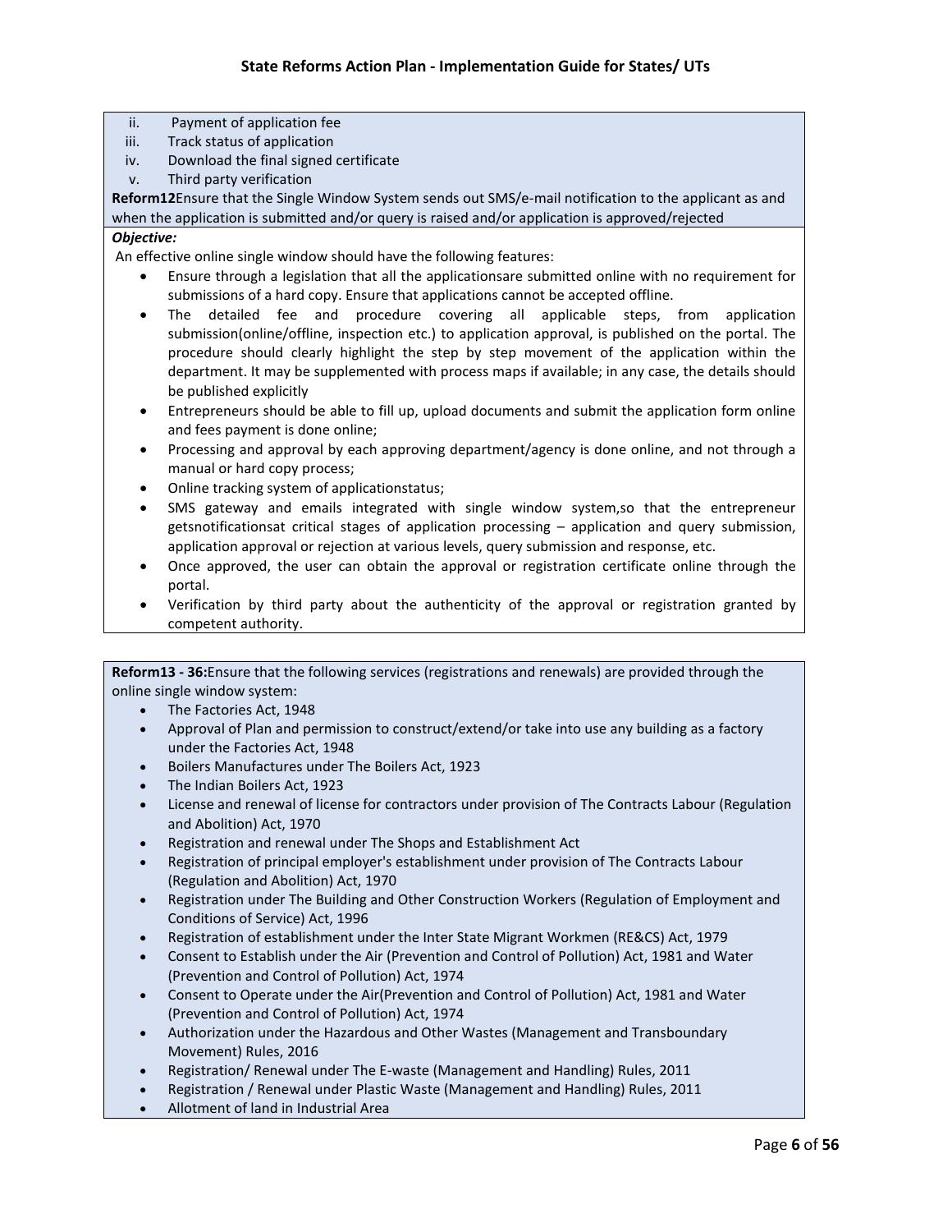ii. Payment of application fee
iii. Track status of application
iv. Download the final signed certificate
v. Third party verification

**Reform12**Ensure that the Single Window System sends out SMS/e-mail notification to the applicant as and when the application is submitted and/or query is raised and/or application is approved/rejected

***Objective:***

An effective online single window should have the following features:

- Ensure through a legislation that all the applicationsare submitted online with no requirement for submissions of a hard copy. Ensure that applications cannot be accepted offline.
- The detailed fee and procedure covering all applicable steps, from application submission(online/offline, inspection etc.) to application approval, is published on the portal. The procedure should clearly highlight the step by step movement of the application within the department. It may be supplemented with process maps if available; in any case, the details should be published explicitly
- Entrepreneurs should be able to fill up, upload documents and submit the application form online and fees payment is done online;
- Processing and approval by each approving department/agency is done online, and not through a manual or hard copy process;
- Online tracking system of applicationstatus;
- SMS gateway and emails integrated with single window system,so that the entrepreneur getsnotificationsat critical stages of application processing – application and query submission, application approval or rejection at various levels, query submission and response, etc.
- Once approved, the user can obtain the approval or registration certificate online through the portal.
- Verification by third party about the authenticity of the approval or registration granted by competent authority.

**Reform13 - 36:**Ensure that the following services (registrations and renewals) are provided through the online single window system:

- The Factories Act, 1948
- Approval of Plan and permission to construct/extend/or take into use any building as a factory under the Factories Act, 1948
- Boilers Manufactures under The Boilers Act, 1923
- The Indian Boilers Act, 1923
- License and renewal of license for contractors under provision of The Contracts Labour (Regulation and Abolition) Act, 1970
- Registration and renewal under The Shops and Establishment Act
- Registration of principal employer's establishment under provision of The Contracts Labour (Regulation and Abolition) Act, 1970
- Registration under The Building and Other Construction Workers (Regulation of Employment and Conditions of Service) Act, 1996
- Registration of establishment under the Inter State Migrant Workmen (RE&CS) Act, 1979
- Consent to Establish under the Air (Prevention and Control of Pollution) Act, 1981 and Water (Prevention and Control of Pollution) Act, 1974
- Consent to Operate under the Air(Prevention and Control of Pollution) Act, 1981 and Water (Prevention and Control of Pollution) Act, 1974
- Authorization under the Hazardous and Other Wastes (Management and Transboundary Movement) Rules, 2016
- Registration/ Renewal under The E-waste (Management and Handling) Rules, 2011
- Registration / Renewal under Plastic Waste (Management and Handling) Rules, 2011
- Allotment of land in Industrial Area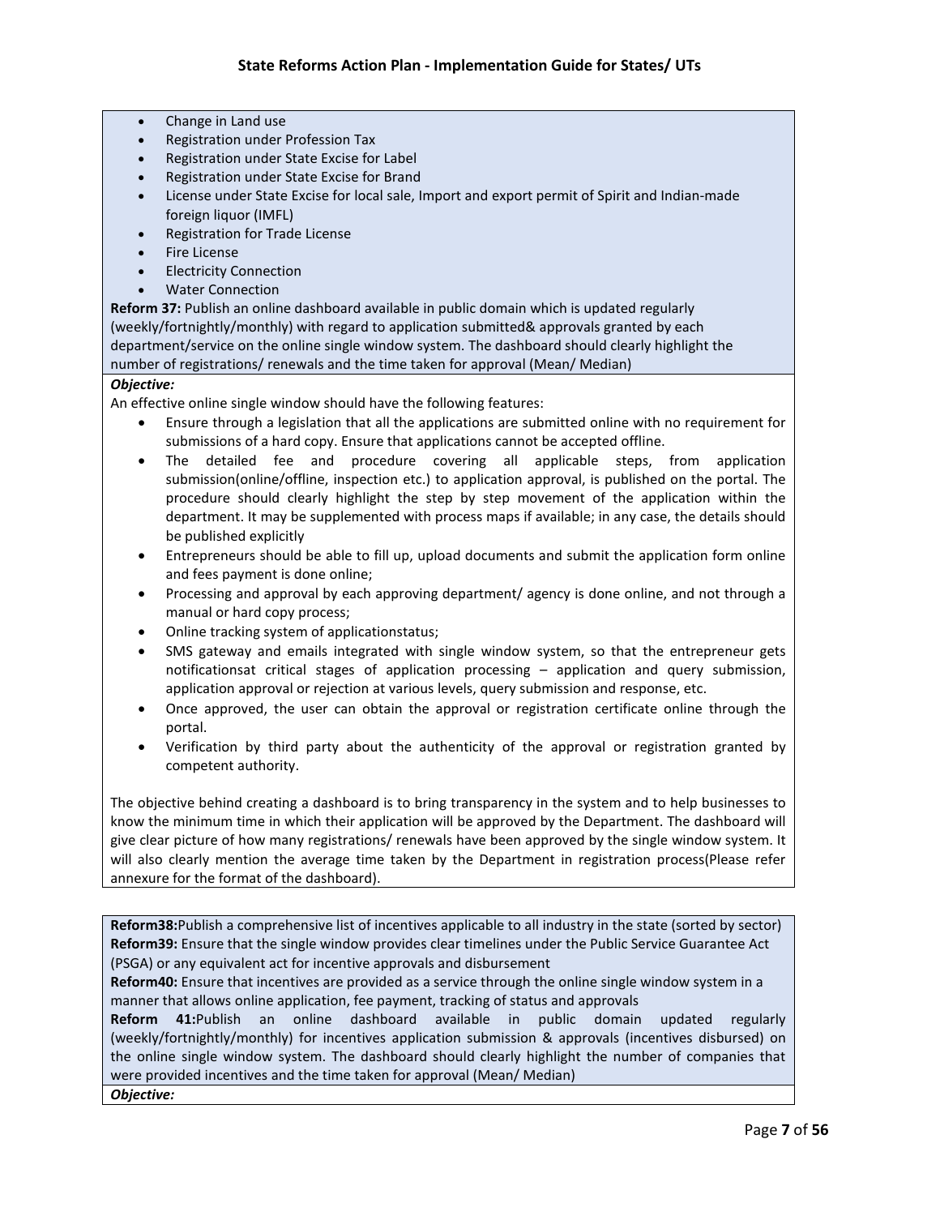- Change in Land use
- Registration under Profession Tax
- Registration under State Excise for Label
- Registration under State Excise for Brand
- License under State Excise for local sale, Import and export permit of Spirit and Indian-made foreign liquor (IMFL)
- Registration for Trade License
- Fire License
- Electricity Connection
- Water Connection

**Reform 37:** Publish an online dashboard available in public domain which is updated regularly (weekly/fortnightly/monthly) with regard to application submitted& approvals granted by each department/service on the online single window system. The dashboard should clearly highlight the number of registrations/ renewals and the time taken for approval (Mean/ Median)

***Objective:***

An effective online single window should have the following features:

- Ensure through a legislation that all the applications are submitted online with no requirement for submissions of a hard copy. Ensure that applications cannot be accepted offline.
- The detailed fee and procedure covering all applicable steps, from application submission(online/offline, inspection etc.) to application approval, is published on the portal. The procedure should clearly highlight the step by step movement of the application within the department. It may be supplemented with process maps if available; in any case, the details should be published explicitly
- Entrepreneurs should be able to fill up, upload documents and submit the application form online and fees payment is done online;
- Processing and approval by each approving department/ agency is done online, and not through a manual or hard copy process;
- Online tracking system of applicationstatus;
- SMS gateway and emails integrated with single window system, so that the entrepreneur gets notificationsat critical stages of application processing – application and query submission, application approval or rejection at various levels, query submission and response, etc.
- Once approved, the user can obtain the approval or registration certificate online through the portal.
- Verification by third party about the authenticity of the approval or registration granted by competent authority.

The objective behind creating a dashboard is to bring transparency in the system and to help businesses to know the minimum time in which their application will be approved by the Department. The dashboard will give clear picture of how many registrations/ renewals have been approved by the single window system. It will also clearly mention the average time taken by the Department in registration process(Please refer annexure for the format of the dashboard).

**Reform38:**Publish a comprehensive list of incentives applicable to all industry in the state (sorted by sector)
**Reform39:** Ensure that the single window provides clear timelines under the Public Service Guarantee Act (PSGA) or any equivalent act for incentive approvals and disbursement
**Reform40:** Ensure that incentives are provided as a service through the online single window system in a manner that allows online application, fee payment, tracking of status and approvals
**Reform 41:**Publish an online dashboard available in public domain updated regularly (weekly/fortnightly/monthly) for incentives application submission & approvals (incentives disbursed) on the online single window system. The dashboard should clearly highlight the number of companies that were provided incentives and the time taken for approval (Mean/ Median)

***Objective:***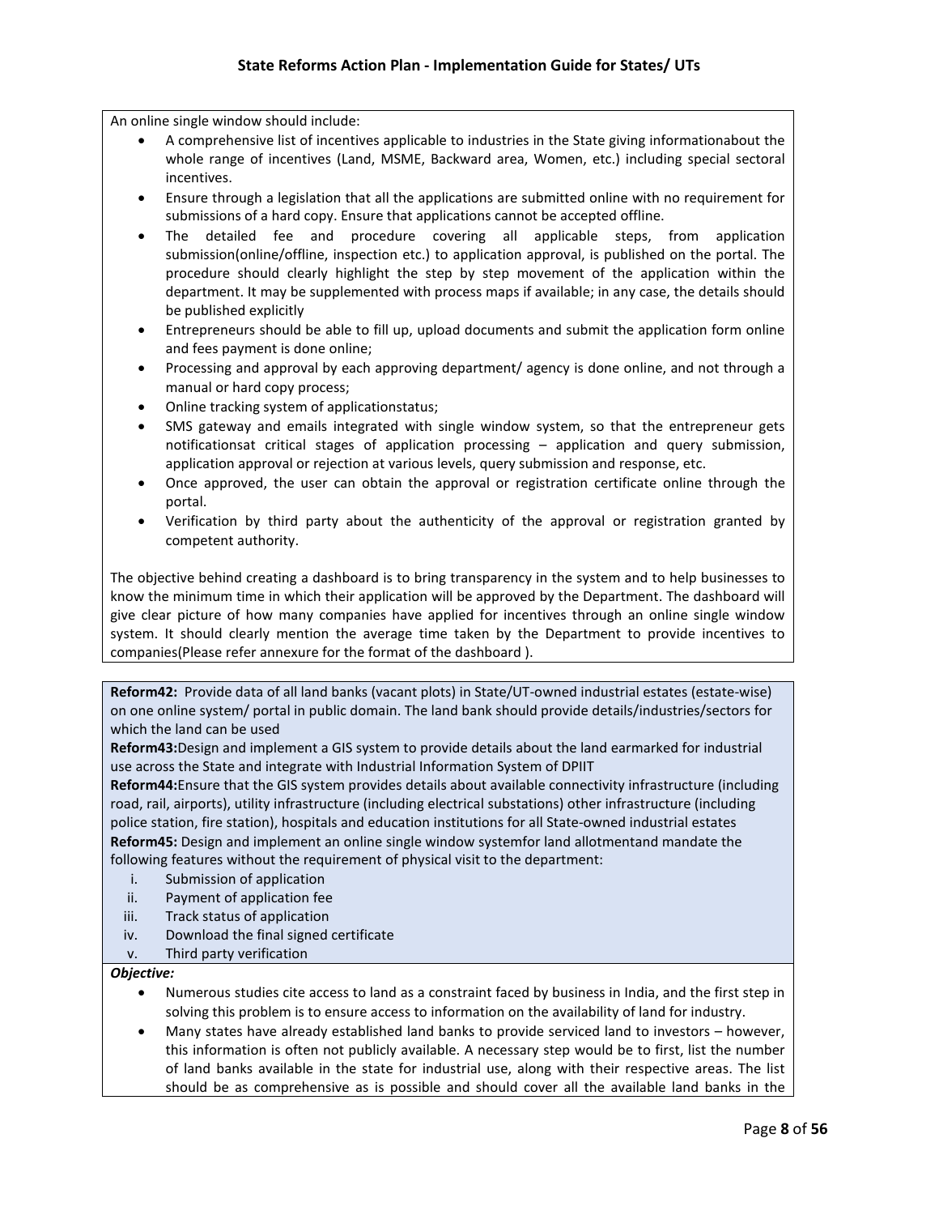An online single window should include:

- A comprehensive list of incentives applicable to industries in the State giving informationabout the whole range of incentives (Land, MSME, Backward area, Women, etc.) including special sectoral incentives.
- Ensure through a legislation that all the applications are submitted online with no requirement for submissions of a hard copy. Ensure that applications cannot be accepted offline.
- The detailed fee and procedure covering all applicable steps, from application submission(online/offline, inspection etc.) to application approval, is published on the portal. The procedure should clearly highlight the step by step movement of the application within the department. It may be supplemented with process maps if available; in any case, the details should be published explicitly
- Entrepreneurs should be able to fill up, upload documents and submit the application form online and fees payment is done online;
- Processing and approval by each approving department/ agency is done online, and not through a manual or hard copy process;
- Online tracking system of applicationstatus;
- SMS gateway and emails integrated with single window system, so that the entrepreneur gets notificationsat critical stages of application processing – application and query submission, application approval or rejection at various levels, query submission and response, etc.
- Once approved, the user can obtain the approval or registration certificate online through the portal.
- Verification by third party about the authenticity of the approval or registration granted by competent authority.

The objective behind creating a dashboard is to bring transparency in the system and to help businesses to know the minimum time in which their application will be approved by the Department. The dashboard will give clear picture of how many companies have applied for incentives through an online single window system. It should clearly mention the average time taken by the Department to provide incentives to companies(Please refer annexure for the format of the dashboard ).

**Reform42:** Provide data of all land banks (vacant plots) in State/UT-owned industrial estates (estate-wise) on one online system/ portal in public domain. The land bank should provide details/industries/sectors for which the land can be used

**Reform43:**Design and implement a GIS system to provide details about the land earmarked for industrial use across the State and integrate with Industrial Information System of DPIIT

**Reform44:**Ensure that the GIS system provides details about available connectivity infrastructure (including road, rail, airports), utility infrastructure (including electrical substations) other infrastructure (including police station, fire station), hospitals and education institutions for all State-owned industrial estates

**Reform45:** Design and implement an online single window systemfor land allotmentand mandate the following features without the requirement of physical visit to the department:

i. Submission of application
ii. Payment of application fee
iii. Track status of application
iv. Download the final signed certificate
v. Third party verification

***Objective:***

- Numerous studies cite access to land as a constraint faced by business in India, and the first step in solving this problem is to ensure access to information on the availability of land for industry.
- Many states have already established land banks to provide serviced land to investors – however, this information is often not publicly available. A necessary step would be to first, list the number of land banks available in the state for industrial use, along with their respective areas. The list should be as comprehensive as is possible and should cover all the available land banks in the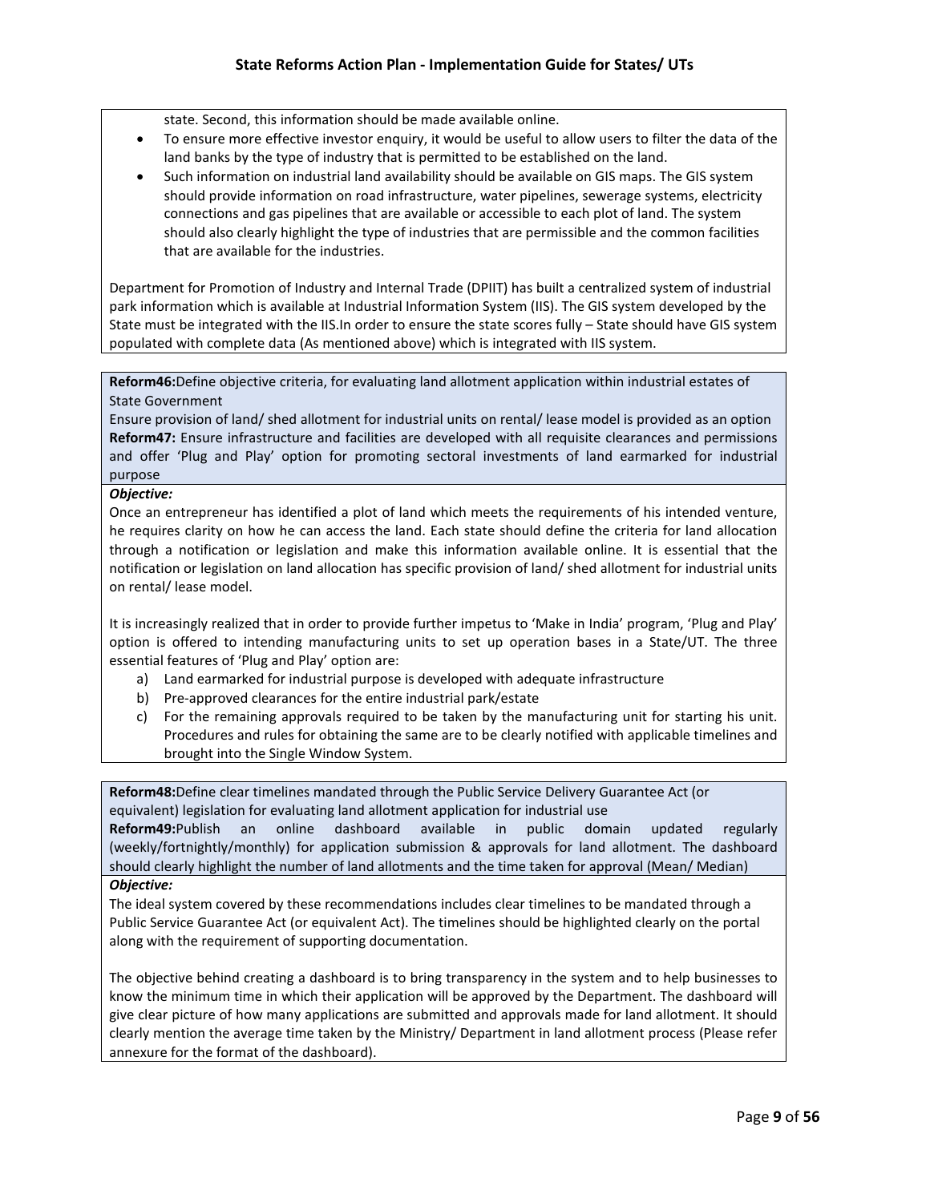state. Second, this information should be made available online.

- To ensure more effective investor enquiry, it would be useful to allow users to filter the data of the land banks by the type of industry that is permitted to be established on the land.
- Such information on industrial land availability should be available on GIS maps. The GIS system should provide information on road infrastructure, water pipelines, sewerage systems, electricity connections and gas pipelines that are available or accessible to each plot of land. The system should also clearly highlight the type of industries that are permissible and the common facilities that are available for the industries.

Department for Promotion of Industry and Internal Trade (DPIIT) has built a centralized system of industrial park information which is available at Industrial Information System (IIS). The GIS system developed by the State must be integrated with the IIS.In order to ensure the state scores fully – State should have GIS system populated with complete data (As mentioned above) which is integrated with IIS system.

**Reform46:** Define objective criteria, for evaluating land allotment application within industrial estates of State Government

Ensure provision of land/ shed allotment for industrial units on rental/ lease model is provided as an option

**Reform47:** Ensure infrastructure and facilities are developed with all requisite clearances and permissions and offer 'Plug and Play' option for promoting sectoral investments of land earmarked for industrial purpose

***Objective:***

Once an entrepreneur has identified a plot of land which meets the requirements of his intended venture, he requires clarity on how he can access the land. Each state should define the criteria for land allocation through a notification or legislation and make this information available online. It is essential that the notification or legislation on land allocation has specific provision of land/ shed allotment for industrial units on rental/ lease model.

It is increasingly realized that in order to provide further impetus to 'Make in India' program, 'Plug and Play' option is offered to intending manufacturing units to set up operation bases in a State/UT. The three essential features of 'Plug and Play' option are:

a) Land earmarked for industrial purpose is developed with adequate infrastructure
b) Pre-approved clearances for the entire industrial park/estate
c) For the remaining approvals required to be taken by the manufacturing unit for starting his unit. Procedures and rules for obtaining the same are to be clearly notified with applicable timelines and brought into the Single Window System.

**Reform48:** Define clear timelines mandated through the Public Service Delivery Guarantee Act (or equivalent) legislation for evaluating land allotment application for industrial use

**Reform49:** Publish an online dashboard available in public domain updated regularly (weekly/fortnightly/monthly) for application submission & approvals for land allotment. The dashboard should clearly highlight the number of land allotments and the time taken for approval (Mean/ Median)

***Objective:***

The ideal system covered by these recommendations includes clear timelines to be mandated through a Public Service Guarantee Act (or equivalent Act). The timelines should be highlighted clearly on the portal along with the requirement of supporting documentation.

The objective behind creating a dashboard is to bring transparency in the system and to help businesses to know the minimum time in which their application will be approved by the Department. The dashboard will give clear picture of how many applications are submitted and approvals made for land allotment. It should clearly mention the average time taken by the Ministry/ Department in land allotment process (Please refer annexure for the format of the dashboard).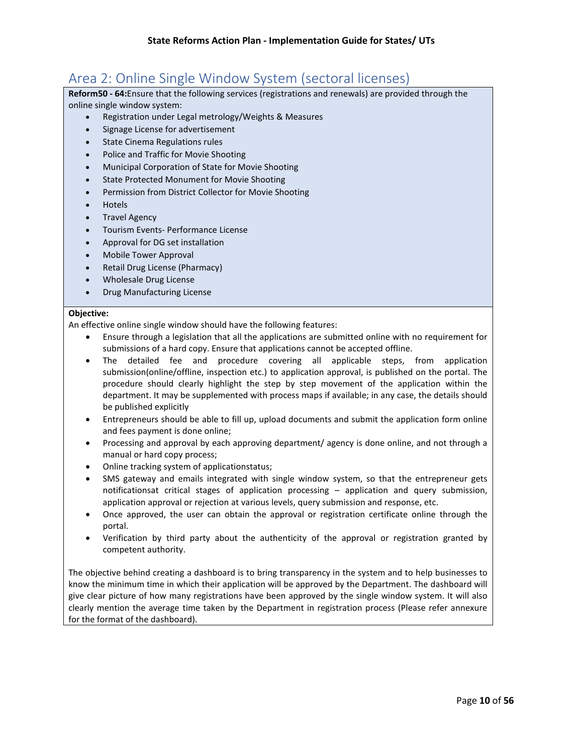## Area 2: Online Single Window System (sectoral licenses)

**Reform50 - 64:**Ensure that the following services (registrations and renewals) are provided through the online single window system:

- Registration under Legal metrology/Weights & Measures
- Signage License for advertisement
- State Cinema Regulations rules
- Police and Traffic for Movie Shooting
- Municipal Corporation of State for Movie Shooting
- State Protected Monument for Movie Shooting
- Permission from District Collector for Movie Shooting
- Hotels
- Travel Agency
- Tourism Events- Performance License
- Approval for DG set installation
- Mobile Tower Approval
- Retail Drug License (Pharmacy)
- Wholesale Drug License
- Drug Manufacturing License

**Objective:**

An effective online single window should have the following features:

- Ensure through a legislation that all the applications are submitted online with no requirement for submissions of a hard copy. Ensure that applications cannot be accepted offline.
- The detailed fee and procedure covering all applicable steps, from application submission(online/offline, inspection etc.) to application approval, is published on the portal. The procedure should clearly highlight the step by step movement of the application within the department. It may be supplemented with process maps if available; in any case, the details should be published explicitly
- Entrepreneurs should be able to fill up, upload documents and submit the application form online and fees payment is done online;
- Processing and approval by each approving department/ agency is done online, and not through a manual or hard copy process;
- Online tracking system of applicationstatus;
- SMS gateway and emails integrated with single window system, so that the entrepreneur gets notificationsat critical stages of application processing – application and query submission, application approval or rejection at various levels, query submission and response, etc.
- Once approved, the user can obtain the approval or registration certificate online through the portal.
- Verification by third party about the authenticity of the approval or registration granted by competent authority.

The objective behind creating a dashboard is to bring transparency in the system and to help businesses to know the minimum time in which their application will be approved by the Department. The dashboard will give clear picture of how many registrations have been approved by the single window system. It will also clearly mention the average time taken by the Department in registration process (Please refer annexure for the format of the dashboard).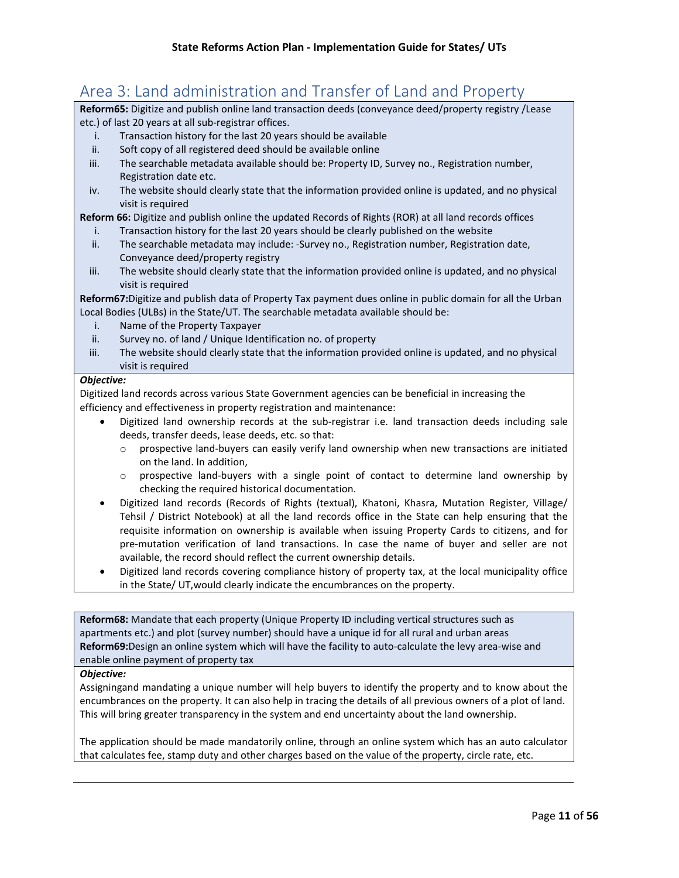## Area 3: Land administration and Transfer of Land and Property

**Reform65:** Digitize and publish online land transaction deeds (conveyance deed/property registry /Lease etc.) of last 20 years at all sub-registrar offices.

- i. Transaction history for the last 20 years should be available
- ii. Soft copy of all registered deed should be available online
- iii. The searchable metadata available should be: Property ID, Survey no., Registration number, Registration date etc.
- iv. The website should clearly state that the information provided online is updated, and no physical visit is required

**Reform 66:** Digitize and publish online the updated Records of Rights (ROR) at all land records offices

- i. Transaction history for the last 20 years should be clearly published on the website
- ii. The searchable metadata may include: -Survey no., Registration number, Registration date, Conveyance deed/property registry
- iii. The website should clearly state that the information provided online is updated, and no physical visit is required

**Reform67:**Digitize and publish data of Property Tax payment dues online in public domain for all the Urban Local Bodies (ULBs) in the State/UT. The searchable metadata available should be:

- i. Name of the Property Taxpayer
- ii. Survey no. of land / Unique Identification no. of property
- iii. The website should clearly state that the information provided online is updated, and no physical visit is required

***Objective:***

Digitized land records across various State Government agencies can be beneficial in increasing the efficiency and effectiveness in property registration and maintenance:

- Digitized land ownership records at the sub-registrar i.e. land transaction deeds including sale deeds, transfer deeds, lease deeds, etc. so that:
  - prospective land-buyers can easily verify land ownership when new transactions are initiated on the land. In addition,
  - prospective land-buyers with a single point of contact to determine land ownership by checking the required historical documentation.
- Digitized land records (Records of Rights (textual), Khatoni, Khasra, Mutation Register, Village/ Tehsil / District Notebook) at all the land records office in the State can help ensuring that the requisite information on ownership is available when issuing Property Cards to citizens, and for pre-mutation verification of land transactions. In case the name of buyer and seller are not available, the record should reflect the current ownership details.
- Digitized land records covering compliance history of property tax, at the local municipality office in the State/ UT,would clearly indicate the encumbrances on the property.

**Reform68:** Mandate that each property (Unique Property ID including vertical structures such as apartments etc.) and plot (survey number) should have a unique id for all rural and urban areas

**Reform69:**Design an online system which will have the facility to auto-calculate the levy area-wise and enable online payment of property tax

***Objective:***

Assigningand mandating a unique number will help buyers to identify the property and to know about the encumbrances on the property. It can also help in tracing the details of all previous owners of a plot of land. This will bring greater transparency in the system and end uncertainty about the land ownership.

The application should be made mandatorily online, through an online system which has an auto calculator that calculates fee, stamp duty and other charges based on the value of the property, circle rate, etc.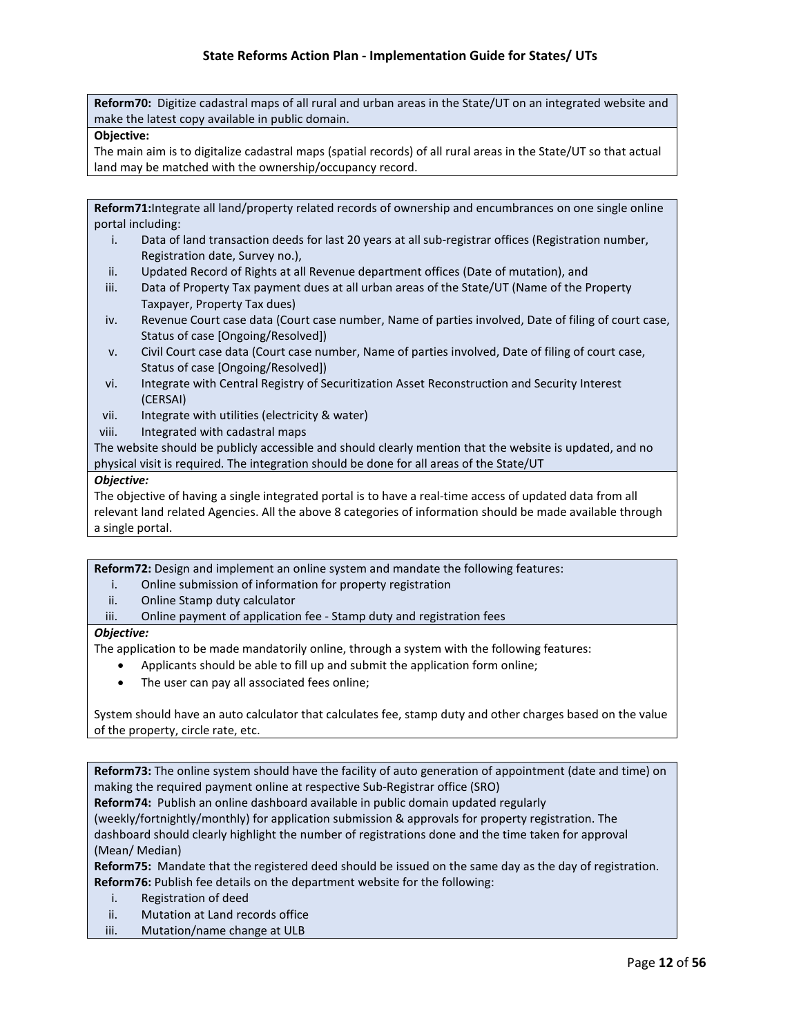**Reform70:** Digitize cadastral maps of all rural and urban areas in the State/UT on an integrated website and make the latest copy available in public domain.

**Objective:**

The main aim is to digitalize cadastral maps (spatial records) of all rural areas in the State/UT so that actual land may be matched with the ownership/occupancy record.

**Reform71:**Integrate all land/property related records of ownership and encumbrances on one single online portal including:

i. Data of land transaction deeds for last 20 years at all sub-registrar offices (Registration number, Registration date, Survey no.),
ii. Updated Record of Rights at all Revenue department offices (Date of mutation), and
iii. Data of Property Tax payment dues at all urban areas of the State/UT (Name of the Property Taxpayer, Property Tax dues)
iv. Revenue Court case data (Court case number, Name of parties involved, Date of filing of court case, Status of case [Ongoing/Resolved])
v. Civil Court case data (Court case number, Name of parties involved, Date of filing of court case, Status of case [Ongoing/Resolved])
vi. Integrate with Central Registry of Securitization Asset Reconstruction and Security Interest (CERSAI)
vii. Integrate with utilities (electricity & water)
viii. Integrated with cadastral maps

The website should be publicly accessible and should clearly mention that the website is updated, and no physical visit is required. The integration should be done for all areas of the State/UT

***Objective:***

The objective of having a single integrated portal is to have a real-time access of updated data from all relevant land related Agencies. All the above 8 categories of information should be made available through a single portal.

**Reform72:** Design and implement an online system and mandate the following features:

i. Online submission of information for property registration
ii. Online Stamp duty calculator
iii. Online payment of application fee - Stamp duty and registration fees

***Objective:***

The application to be made mandatorily online, through a system with the following features:

- Applicants should be able to fill up and submit the application form online;
- The user can pay all associated fees online;

System should have an auto calculator that calculates fee, stamp duty and other charges based on the value of the property, circle rate, etc.

**Reform73:** The online system should have the facility of auto generation of appointment (date and time) on making the required payment online at respective Sub-Registrar office (SRO)

**Reform74:** Publish an online dashboard available in public domain updated regularly (weekly/fortnightly/monthly) for application submission & approvals for property registration. The dashboard should clearly highlight the number of registrations done and the time taken for approval (Mean/ Median)

**Reform75:** Mandate that the registered deed should be issued on the same day as the day of registration.

**Reform76:** Publish fee details on the department website for the following:

i. Registration of deed
ii. Mutation at Land records office
iii. Mutation/name change at ULB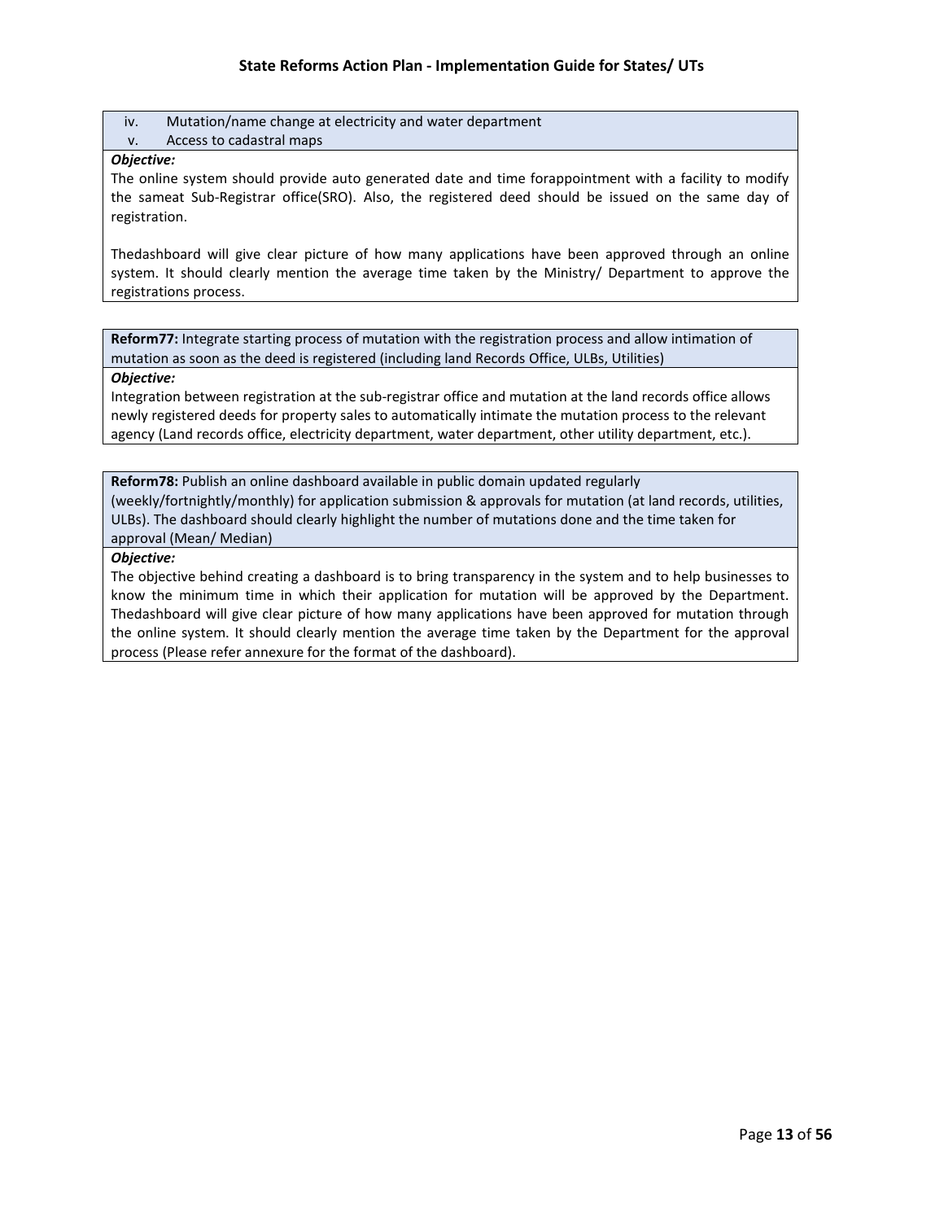| |
|---|
| iv. Mutation/name change at electricity and water department<br>v. Access to cadastral maps |
| ***Objective:***<br>The online system should provide auto generated date and time forappointment with a facility to modify the sameat Sub-Registrar office(SRO). Also, the registered deed should be issued on the same day of registration.<br><br>Thedashboard will give clear picture of how many applications have been approved through an online system. It should clearly mention the average time taken by the Ministry/ Department to approve the registrations process. |

| |
|---|
| **Reform77:** Integrate starting process of mutation with the registration process and allow intimation of mutation as soon as the deed is registered (including land Records Office, ULBs, Utilities) |
| ***Objective:***<br>Integration between registration at the sub-registrar office and mutation at the land records office allows newly registered deeds for property sales to automatically intimate the mutation process to the relevant agency (Land records office, electricity department, water department, other utility department, etc.). |

| |
|---|
| **Reform78:** Publish an online dashboard available in public domain updated regularly (weekly/fortnightly/monthly) for application submission & approvals for mutation (at land records, utilities, ULBs). The dashboard should clearly highlight the number of mutations done and the time taken for approval (Mean/ Median) |
| ***Objective:***<br>The objective behind creating a dashboard is to bring transparency in the system and to help businesses to know the minimum time in which their application for mutation will be approved by the Department. Thedashboard will give clear picture of how many applications have been approved for mutation through the online system. It should clearly mention the average time taken by the Department for the approval process (Please refer annexure for the format of the dashboard). |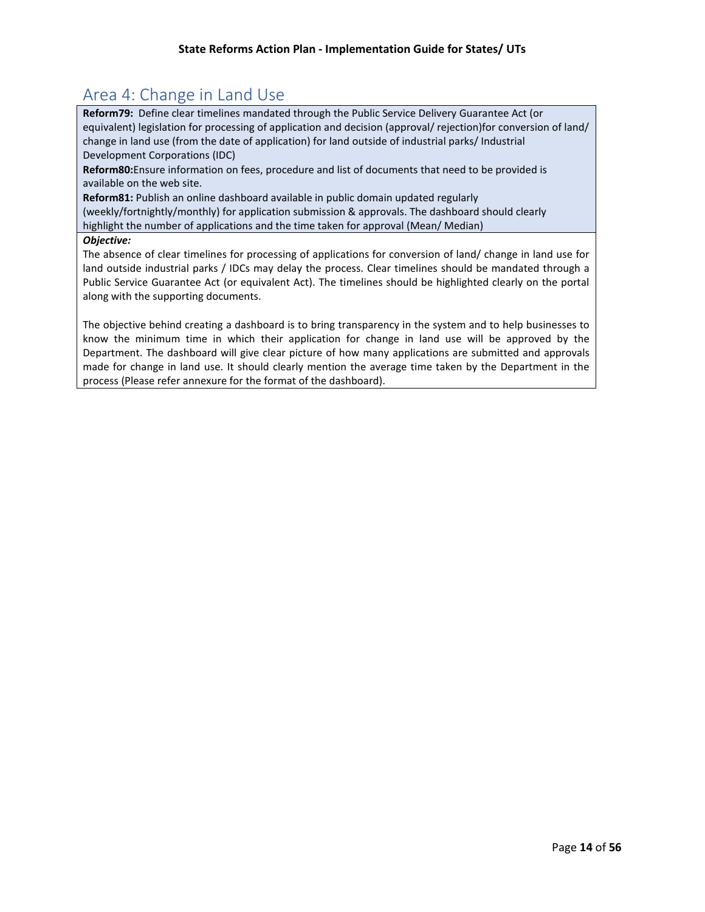## Area 4: Change in Land Use

**Reform79:** Define clear timelines mandated through the Public Service Delivery Guarantee Act (or equivalent) legislation for processing of application and decision (approval/ rejection)for conversion of land/ change in land use (from the date of application) for land outside of industrial parks/ Industrial Development Corporations (IDC)

**Reform80:**Ensure information on fees, procedure and list of documents that need to be provided is available on the web site.

**Reform81:** Publish an online dashboard available in public domain updated regularly (weekly/fortnightly/monthly) for application submission & approvals. The dashboard should clearly highlight the number of applications and the time taken for approval (Mean/ Median)

***Objective:***

The absence of clear timelines for processing of applications for conversion of land/ change in land use for land outside industrial parks / IDCs may delay the process. Clear timelines should be mandated through a Public Service Guarantee Act (or equivalent Act). The timelines should be highlighted clearly on the portal along with the supporting documents.

The objective behind creating a dashboard is to bring transparency in the system and to help businesses to know the minimum time in which their application for change in land use will be approved by the Department. The dashboard will give clear picture of how many applications are submitted and approvals made for change in land use. It should clearly mention the average time taken by the Department in the process (Please refer annexure for the format of the dashboard).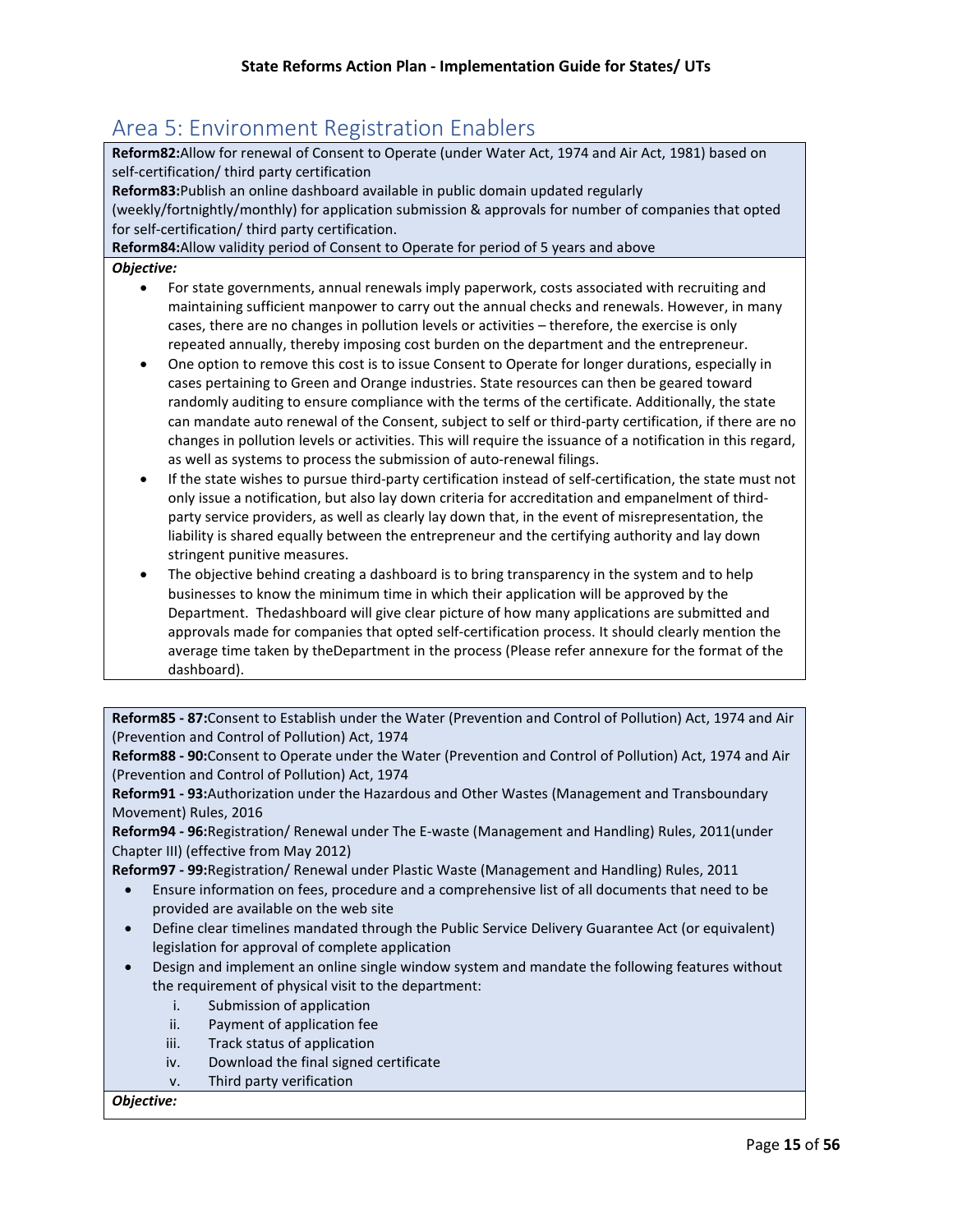# Area 5: Environment Registration Enablers

**Reform82:**Allow for renewal of Consent to Operate (under Water Act, 1974 and Air Act, 1981) based on self-certification/ third party certification

**Reform83:**Publish an online dashboard available in public domain updated regularly (weekly/fortnightly/monthly) for application submission & approvals for number of companies that opted for self-certification/ third party certification.

**Reform84:**Allow validity period of Consent to Operate for period of 5 years and above

***Objective:***

- For state governments, annual renewals imply paperwork, costs associated with recruiting and maintaining sufficient manpower to carry out the annual checks and renewals. However, in many cases, there are no changes in pollution levels or activities – therefore, the exercise is only repeated annually, thereby imposing cost burden on the department and the entrepreneur.
- One option to remove this cost is to issue Consent to Operate for longer durations, especially in cases pertaining to Green and Orange industries. State resources can then be geared toward randomly auditing to ensure compliance with the terms of the certificate. Additionally, the state can mandate auto renewal of the Consent, subject to self or third-party certification, if there are no changes in pollution levels or activities. This will require the issuance of a notification in this regard, as well as systems to process the submission of auto-renewal filings.
- If the state wishes to pursue third-party certification instead of self-certification, the state must not only issue a notification, but also lay down criteria for accreditation and empanelment of third-party service providers, as well as clearly lay down that, in the event of misrepresentation, the liability is shared equally between the entrepreneur and the certifying authority and lay down stringent punitive measures.
- The objective behind creating a dashboard is to bring transparency in the system and to help businesses to know the minimum time in which their application will be approved by the Department. Thedashboard will give clear picture of how many applications are submitted and approvals made for companies that opted self-certification process. It should clearly mention the average time taken by theDepartment in the process (Please refer annexure for the format of the dashboard).

**Reform85 - 87:**Consent to Establish under the Water (Prevention and Control of Pollution) Act, 1974 and Air (Prevention and Control of Pollution) Act, 1974

**Reform88 - 90:**Consent to Operate under the Water (Prevention and Control of Pollution) Act, 1974 and Air (Prevention and Control of Pollution) Act, 1974

**Reform91 - 93:**Authorization under the Hazardous and Other Wastes (Management and Transboundary Movement) Rules, 2016

**Reform94 - 96:**Registration/ Renewal under The E-waste (Management and Handling) Rules, 2011(under Chapter III) (effective from May 2012)

**Reform97 - 99:**Registration/ Renewal under Plastic Waste (Management and Handling) Rules, 2011

- Ensure information on fees, procedure and a comprehensive list of all documents that need to be provided are available on the web site
- Define clear timelines mandated through the Public Service Delivery Guarantee Act (or equivalent) legislation for approval of complete application
- Design and implement an online single window system and mandate the following features without the requirement of physical visit to the department:
    1. Submission of application
    2. Payment of application fee
    3. Track status of application
    4. Download the final signed certificate
    5. Third party verification

***Objective:***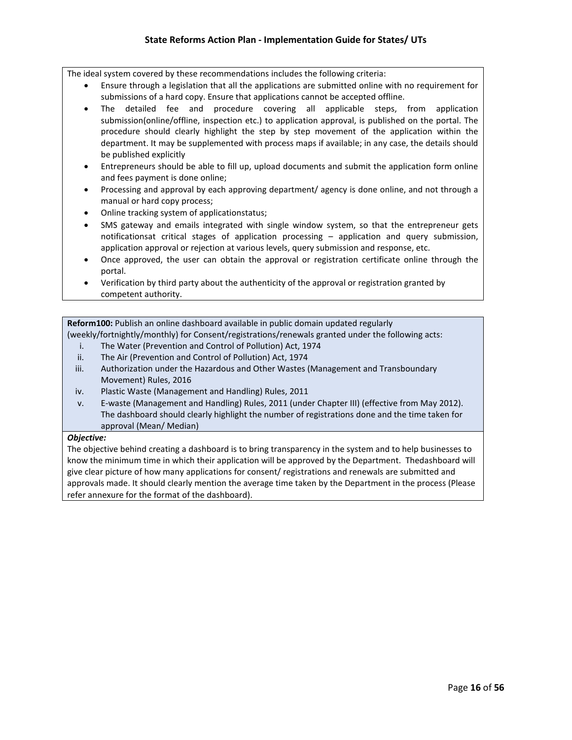The ideal system covered by these recommendations includes the following criteria:

- Ensure through a legislation that all the applications are submitted online with no requirement for submissions of a hard copy. Ensure that applications cannot be accepted offline.
- The detailed fee and procedure covering all applicable steps, from application submission(online/offline, inspection etc.) to application approval, is published on the portal. The procedure should clearly highlight the step by step movement of the application within the department. It may be supplemented with process maps if available; in any case, the details should be published explicitly
- Entrepreneurs should be able to fill up, upload documents and submit the application form online and fees payment is done online;
- Processing and approval by each approving department/ agency is done online, and not through a manual or hard copy process;
- Online tracking system of applicationstatus;
- SMS gateway and emails integrated with single window system, so that the entrepreneur gets notificationsat critical stages of application processing – application and query submission, application approval or rejection at various levels, query submission and response, etc.
- Once approved, the user can obtain the approval or registration certificate online through the portal.
- Verification by third party about the authenticity of the approval or registration granted by competent authority.

**Reform100:** Publish an online dashboard available in public domain updated regularly (weekly/fortnightly/monthly) for Consent/registrations/renewals granted under the following acts:

i. The Water (Prevention and Control of Pollution) Act, 1974
ii. The Air (Prevention and Control of Pollution) Act, 1974
iii. Authorization under the Hazardous and Other Wastes (Management and Transboundary Movement) Rules, 2016
iv. Plastic Waste (Management and Handling) Rules, 2011
v. E-waste (Management and Handling) Rules, 2011 (under Chapter III) (effective from May 2012). The dashboard should clearly highlight the number of registrations done and the time taken for approval (Mean/ Median)

***Objective:***

The objective behind creating a dashboard is to bring transparency in the system and to help businesses to know the minimum time in which their application will be approved by the Department. Thedashboard will give clear picture of how many applications for consent/ registrations and renewals are submitted and approvals made. It should clearly mention the average time taken by the Department in the process (Please refer annexure for the format of the dashboard).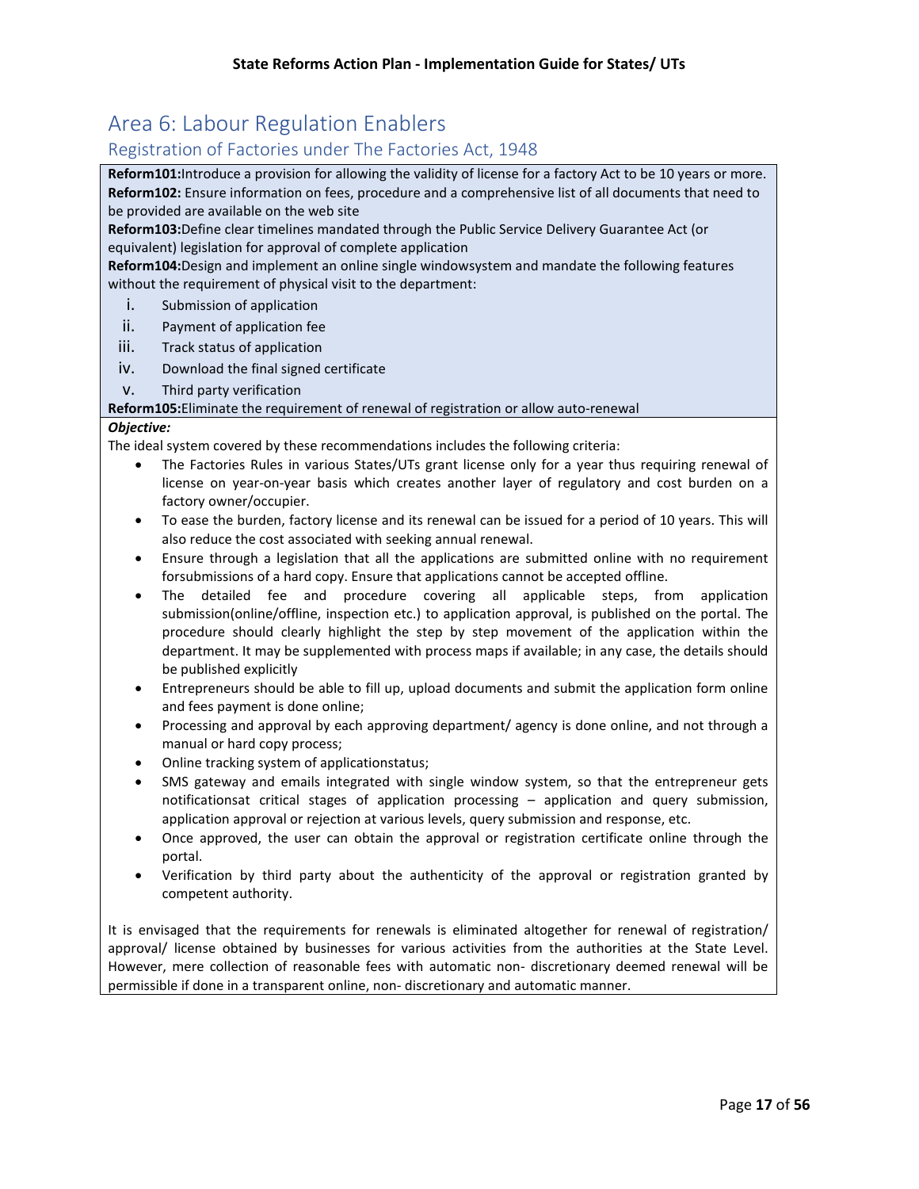## Area 6: Labour Regulation Enablers

### Registration of Factories under The Factories Act, 1948

**Reform101:**Introduce a provision for allowing the validity of license for a factory Act to be 10 years or more.
**Reform102:** Ensure information on fees, procedure and a comprehensive list of all documents that need to be provided are available on the web site
**Reform103:**Define clear timelines mandated through the Public Service Delivery Guarantee Act (or equivalent) legislation for approval of complete application
**Reform104:**Design and implement an online single windowsystem and mandate the following features without the requirement of physical visit to the department:

i. Submission of application
ii. Payment of application fee
iii. Track status of application
iv. Download the final signed certificate
v. Third party verification

**Reform105:**Eliminate the requirement of renewal of registration or allow auto-renewal

***Objective:***

The ideal system covered by these recommendations includes the following criteria:

- The Factories Rules in various States/UTs grant license only for a year thus requiring renewal of license on year-on-year basis which creates another layer of regulatory and cost burden on a factory owner/occupier.
- To ease the burden, factory license and its renewal can be issued for a period of 10 years. This will also reduce the cost associated with seeking annual renewal.
- Ensure through a legislation that all the applications are submitted online with no requirement forsubmissions of a hard copy. Ensure that applications cannot be accepted offline.
- The detailed fee and procedure covering all applicable steps, from application submission(online/offline, inspection etc.) to application approval, is published on the portal. The procedure should clearly highlight the step by step movement of the application within the department. It may be supplemented with process maps if available; in any case, the details should be published explicitly
- Entrepreneurs should be able to fill up, upload documents and submit the application form online and fees payment is done online;
- Processing and approval by each approving department/ agency is done online, and not through a manual or hard copy process;
- Online tracking system of applicationstatus;
- SMS gateway and emails integrated with single window system, so that the entrepreneur gets notificationsat critical stages of application processing – application and query submission, application approval or rejection at various levels, query submission and response, etc.
- Once approved, the user can obtain the approval or registration certificate online through the portal.
- Verification by third party about the authenticity of the approval or registration granted by competent authority.

It is envisaged that the requirements for renewals is eliminated altogether for renewal of registration/ approval/ license obtained by businesses for various activities from the authorities at the State Level. However, mere collection of reasonable fees with automatic non- discretionary deemed renewal will be permissible if done in a transparent online, non- discretionary and automatic manner.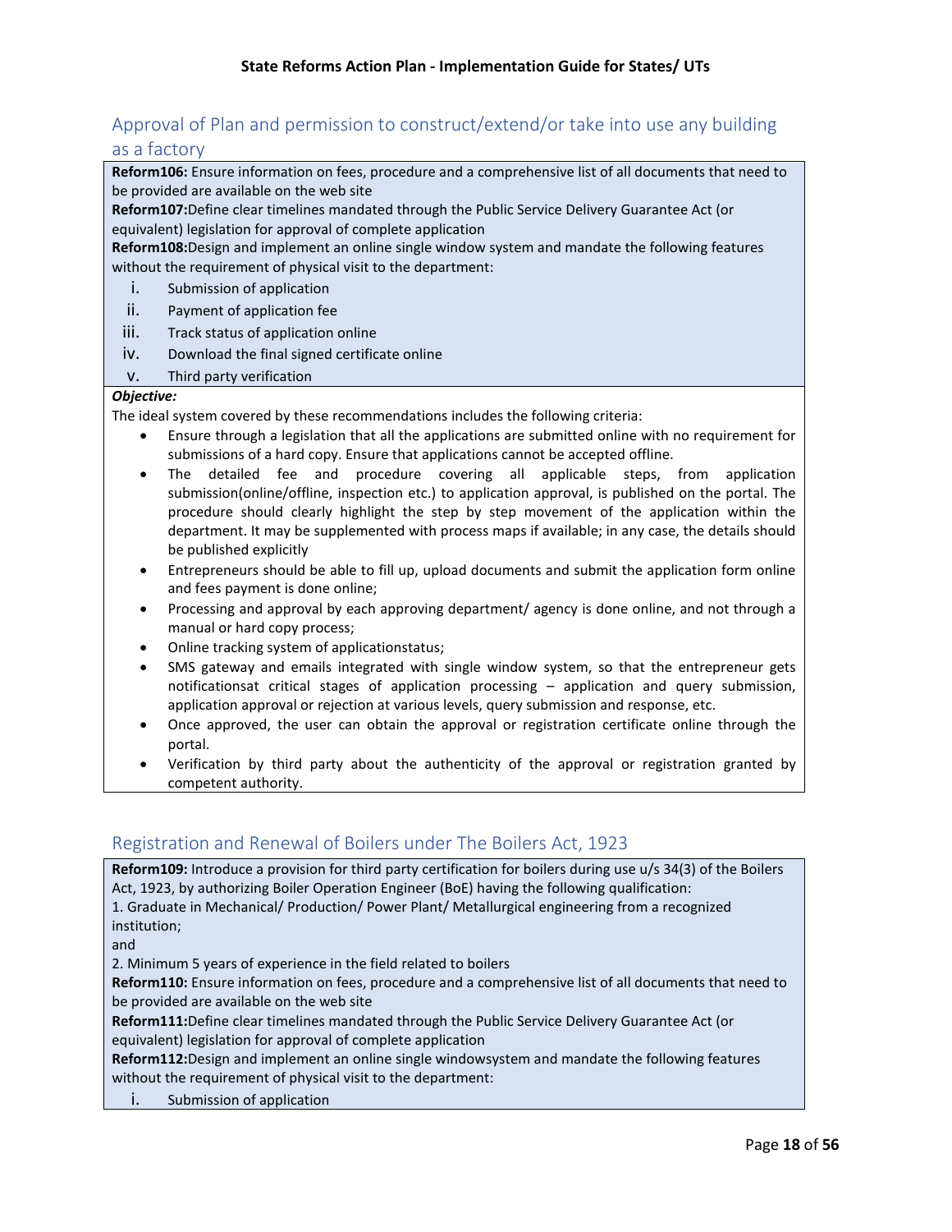## Approval of Plan and permission to construct/extend/or take into use any building as a factory

**Reform106:** Ensure information on fees, procedure and a comprehensive list of all documents that need to be provided are available on the web site

**Reform107:**Define clear timelines mandated through the Public Service Delivery Guarantee Act (or equivalent) legislation for approval of complete application

**Reform108:**Design and implement an online single window system and mandate the following features without the requirement of physical visit to the department:

i. Submission of application
ii. Payment of application fee
iii. Track status of application online
iv. Download the final signed certificate online
v. Third party verification

***Objective:***

The ideal system covered by these recommendations includes the following criteria:

- Ensure through a legislation that all the applications are submitted online with no requirement for submissions of a hard copy. Ensure that applications cannot be accepted offline.
- The detailed fee and procedure covering all applicable steps, from application submission(online/offline, inspection etc.) to application approval, is published on the portal. The procedure should clearly highlight the step by step movement of the application within the department. It may be supplemented with process maps if available; in any case, the details should be published explicitly
- Entrepreneurs should be able to fill up, upload documents and submit the application form online and fees payment is done online;
- Processing and approval by each approving department/ agency is done online, and not through a manual or hard copy process;
- Online tracking system of applicationstatus;
- SMS gateway and emails integrated with single window system, so that the entrepreneur gets notificationsat critical stages of application processing – application and query submission, application approval or rejection at various levels, query submission and response, etc.
- Once approved, the user can obtain the approval or registration certificate online through the portal.
- Verification by third party about the authenticity of the approval or registration granted by competent authority.

## Registration and Renewal of Boilers under The Boilers Act, 1923

**Reform109:** Introduce a provision for third party certification for boilers during use u/s 34(3) of the Boilers Act, 1923, by authorizing Boiler Operation Engineer (BoE) having the following qualification:

1. Graduate in Mechanical/ Production/ Power Plant/ Metallurgical engineering from a recognized institution;

and

2. Minimum 5 years of experience in the field related to boilers

**Reform110:** Ensure information on fees, procedure and a comprehensive list of all documents that need to be provided are available on the web site

**Reform111:**Define clear timelines mandated through the Public Service Delivery Guarantee Act (or equivalent) legislation for approval of complete application

**Reform112:**Design and implement an online single windowsystem and mandate the following features without the requirement of physical visit to the department:

i. Submission of application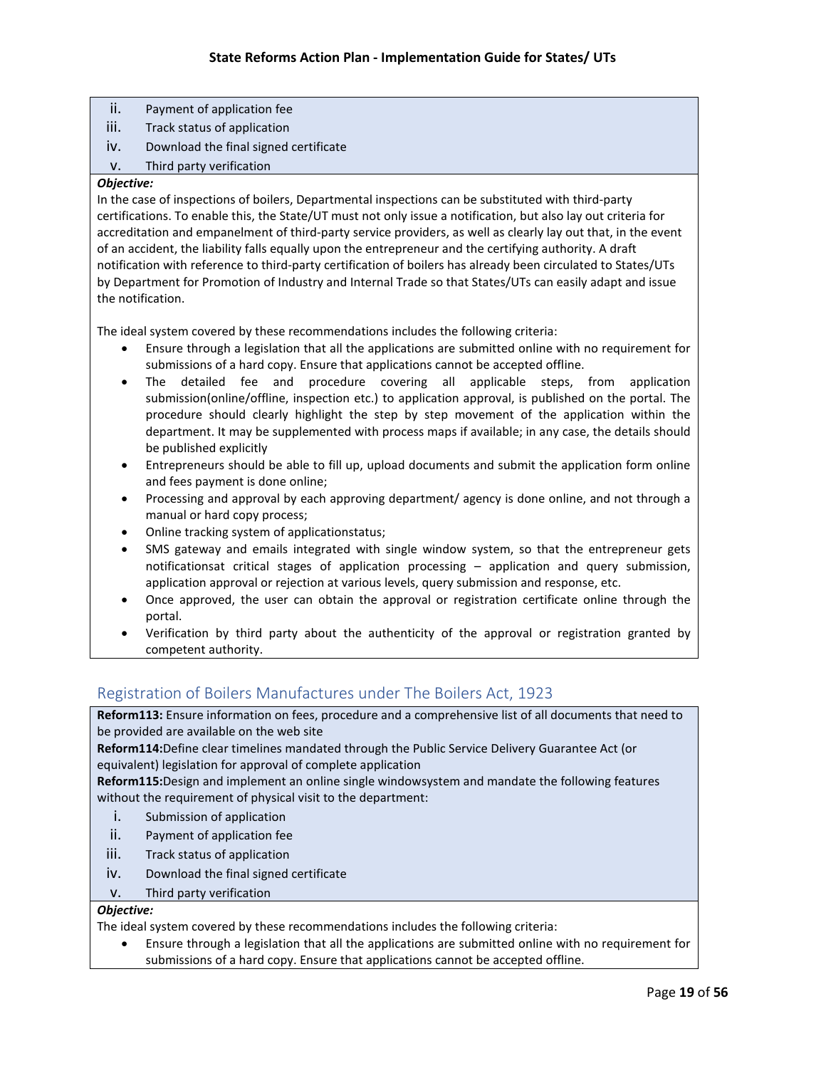ii. Payment of application fee
iii. Track status of application
iv. Download the final signed certificate
v. Third party verification

***Objective:***

In the case of inspections of boilers, Departmental inspections can be substituted with third-party certifications. To enable this, the State/UT must not only issue a notification, but also lay out criteria for accreditation and empanelment of third-party service providers, as well as clearly lay out that, in the event of an accident, the liability falls equally upon the entrepreneur and the certifying authority. A draft notification with reference to third-party certification of boilers has already been circulated to States/UTs by Department for Promotion of Industry and Internal Trade so that States/UTs can easily adapt and issue the notification.

The ideal system covered by these recommendations includes the following criteria:

- Ensure through a legislation that all the applications are submitted online with no requirement for submissions of a hard copy. Ensure that applications cannot be accepted offline.
- The detailed fee and procedure covering all applicable steps, from application submission(online/offline, inspection etc.) to application approval, is published on the portal. The procedure should clearly highlight the step by step movement of the application within the department. It may be supplemented with process maps if available; in any case, the details should be published explicitly
- Entrepreneurs should be able to fill up, upload documents and submit the application form online and fees payment is done online;
- Processing and approval by each approving department/ agency is done online, and not through a manual or hard copy process;
- Online tracking system of applicationstatus;
- SMS gateway and emails integrated with single window system, so that the entrepreneur gets notificationsat critical stages of application processing – application and query submission, application approval or rejection at various levels, query submission and response, etc.
- Once approved, the user can obtain the approval or registration certificate online through the portal.
- Verification by third party about the authenticity of the approval or registration granted by competent authority.

## Registration of Boilers Manufactures under The Boilers Act, 1923

**Reform113:** Ensure information on fees, procedure and a comprehensive list of all documents that need to be provided are available on the web site

**Reform114:**Define clear timelines mandated through the Public Service Delivery Guarantee Act (or equivalent) legislation for approval of complete application

**Reform115:**Design and implement an online single windowsystem and mandate the following features without the requirement of physical visit to the department:

i. Submission of application
ii. Payment of application fee
iii. Track status of application
iv. Download the final signed certificate
v. Third party verification

***Objective:***

The ideal system covered by these recommendations includes the following criteria:

- Ensure through a legislation that all the applications are submitted online with no requirement for submissions of a hard copy. Ensure that applications cannot be accepted offline.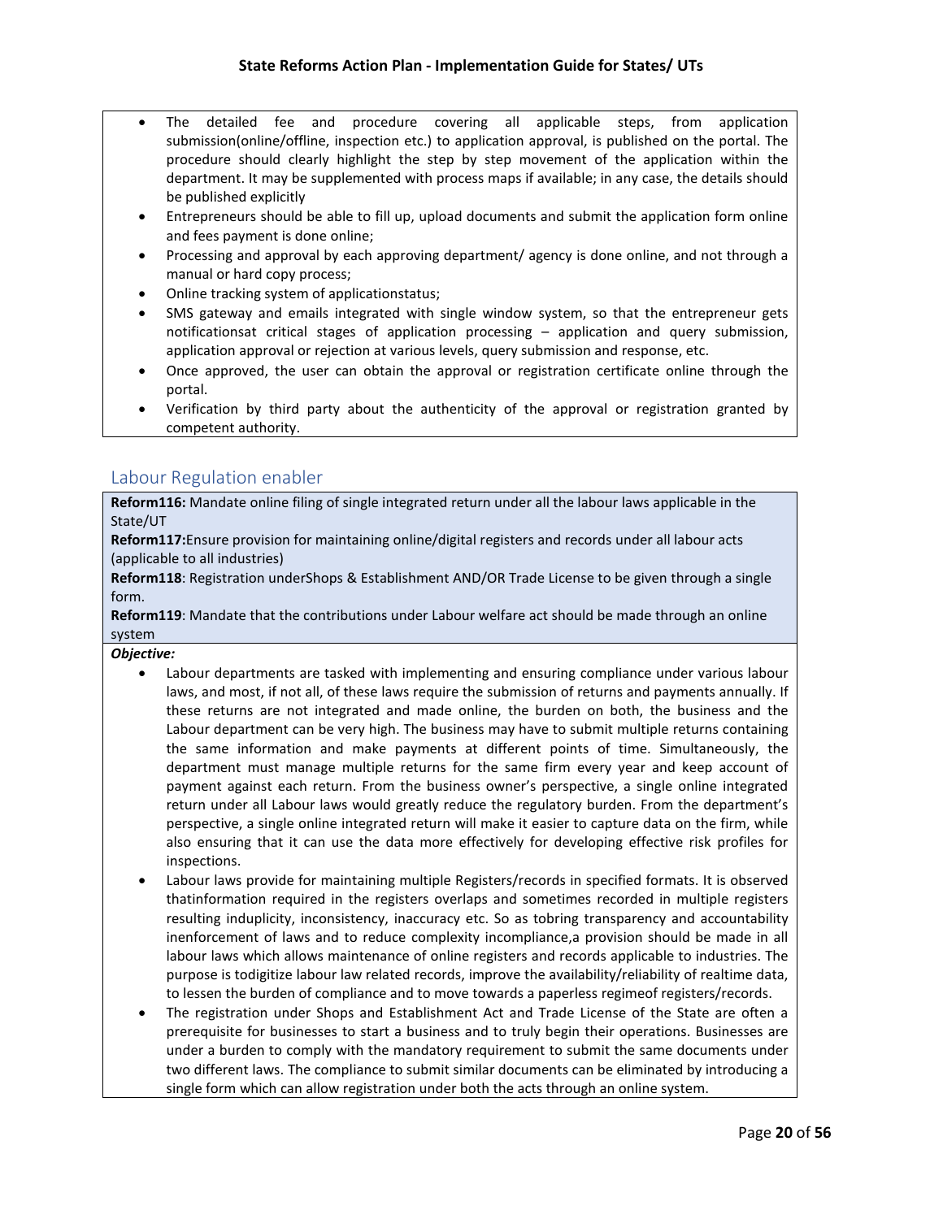- The detailed fee and procedure covering all applicable steps, from application submission(online/offline, inspection etc.) to application approval, is published on the portal. The procedure should clearly highlight the step by step movement of the application within the department. It may be supplemented with process maps if available; in any case, the details should be published explicitly
- Entrepreneurs should be able to fill up, upload documents and submit the application form online and fees payment is done online;
- Processing and approval by each approving department/ agency is done online, and not through a manual or hard copy process;
- Online tracking system of applicationstatus;
- SMS gateway and emails integrated with single window system, so that the entrepreneur gets notificationsat critical stages of application processing – application and query submission, application approval or rejection at various levels, query submission and response, etc.
- Once approved, the user can obtain the approval or registration certificate online through the portal.
- Verification by third party about the authenticity of the approval or registration granted by competent authority.

## Labour Regulation enabler

**Reform116:** Mandate online filing of single integrated return under all the labour laws applicable in the State/UT

**Reform117:**Ensure provision for maintaining online/digital registers and records under all labour acts (applicable to all industries)

**Reform118**: Registration underShops & Establishment AND/OR Trade License to be given through a single form.

**Reform119**: Mandate that the contributions under Labour welfare act should be made through an online system

***Objective:***

- Labour departments are tasked with implementing and ensuring compliance under various labour laws, and most, if not all, of these laws require the submission of returns and payments annually. If these returns are not integrated and made online, the burden on both, the business and the Labour department can be very high. The business may have to submit multiple returns containing the same information and make payments at different points of time. Simultaneously, the department must manage multiple returns for the same firm every year and keep account of payment against each return. From the business owner's perspective, a single online integrated return under all Labour laws would greatly reduce the regulatory burden. From the department's perspective, a single online integrated return will make it easier to capture data on the firm, while also ensuring that it can use the data more effectively for developing effective risk profiles for inspections.
- Labour laws provide for maintaining multiple Registers/records in specified formats. It is observed thatinformation required in the registers overlaps and sometimes recorded in multiple registers resulting induplicity, inconsistency, inaccuracy etc. So as tobring transparency and accountability inenforcement of laws and to reduce complexity incompliance,a provision should be made in all labour laws which allows maintenance of online registers and records applicable to industries. The purpose is todigitize labour law related records, improve the availability/reliability of realtime data, to lessen the burden of compliance and to move towards a paperless regimeof registers/records.
- The registration under Shops and Establishment Act and Trade License of the State are often a prerequisite for businesses to start a business and to truly begin their operations. Businesses are under a burden to comply with the mandatory requirement to submit the same documents under two different laws. The compliance to submit similar documents can be eliminated by introducing a single form which can allow registration under both the acts through an online system.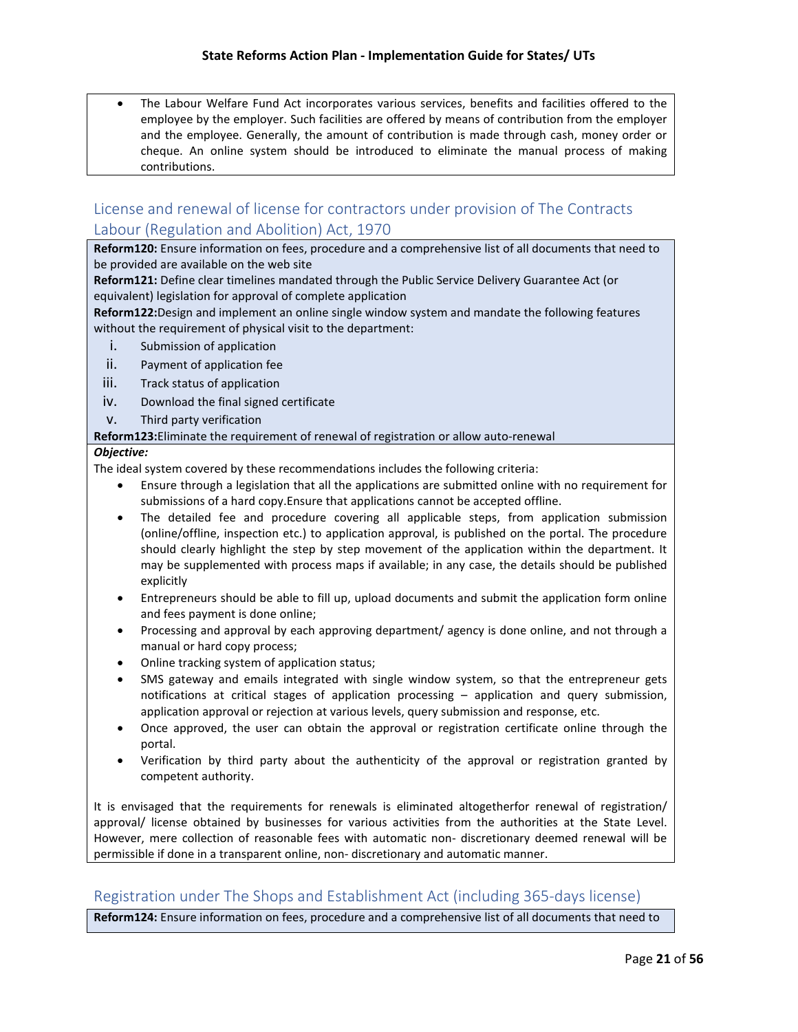- The Labour Welfare Fund Act incorporates various services, benefits and facilities offered to the employee by the employer. Such facilities are offered by means of contribution from the employer and the employee. Generally, the amount of contribution is made through cash, money order or cheque. An online system should be introduced to eliminate the manual process of making contributions.

## License and renewal of license for contractors under provision of The Contracts Labour (Regulation and Abolition) Act, 1970

**Reform120:** Ensure information on fees, procedure and a comprehensive list of all documents that need to be provided are available on the web site

**Reform121:** Define clear timelines mandated through the Public Service Delivery Guarantee Act (or equivalent) legislation for approval of complete application

**Reform122:**Design and implement an online single window system and mandate the following features without the requirement of physical visit to the department:

i. Submission of application
ii. Payment of application fee
iii. Track status of application
iv. Download the final signed certificate
v. Third party verification

**Reform123:**Eliminate the requirement of renewal of registration or allow auto-renewal

***Objective:***

The ideal system covered by these recommendations includes the following criteria:

- Ensure through a legislation that all the applications are submitted online with no requirement for submissions of a hard copy.Ensure that applications cannot be accepted offline.
- The detailed fee and procedure covering all applicable steps, from application submission (online/offline, inspection etc.) to application approval, is published on the portal. The procedure should clearly highlight the step by step movement of the application within the department. It may be supplemented with process maps if available; in any case, the details should be published explicitly
- Entrepreneurs should be able to fill up, upload documents and submit the application form online and fees payment is done online;
- Processing and approval by each approving department/ agency is done online, and not through a manual or hard copy process;
- Online tracking system of application status;
- SMS gateway and emails integrated with single window system, so that the entrepreneur gets notifications at critical stages of application processing – application and query submission, application approval or rejection at various levels, query submission and response, etc.
- Once approved, the user can obtain the approval or registration certificate online through the portal.
- Verification by third party about the authenticity of the approval or registration granted by competent authority.

It is envisaged that the requirements for renewals is eliminated altogetherfor renewal of registration/ approval/ license obtained by businesses for various activities from the authorities at the State Level. However, mere collection of reasonable fees with automatic non- discretionary deemed renewal will be permissible if done in a transparent online, non- discretionary and automatic manner.

## Registration under The Shops and Establishment Act (including 365-days license)

**Reform124:** Ensure information on fees, procedure and a comprehensive list of all documents that need to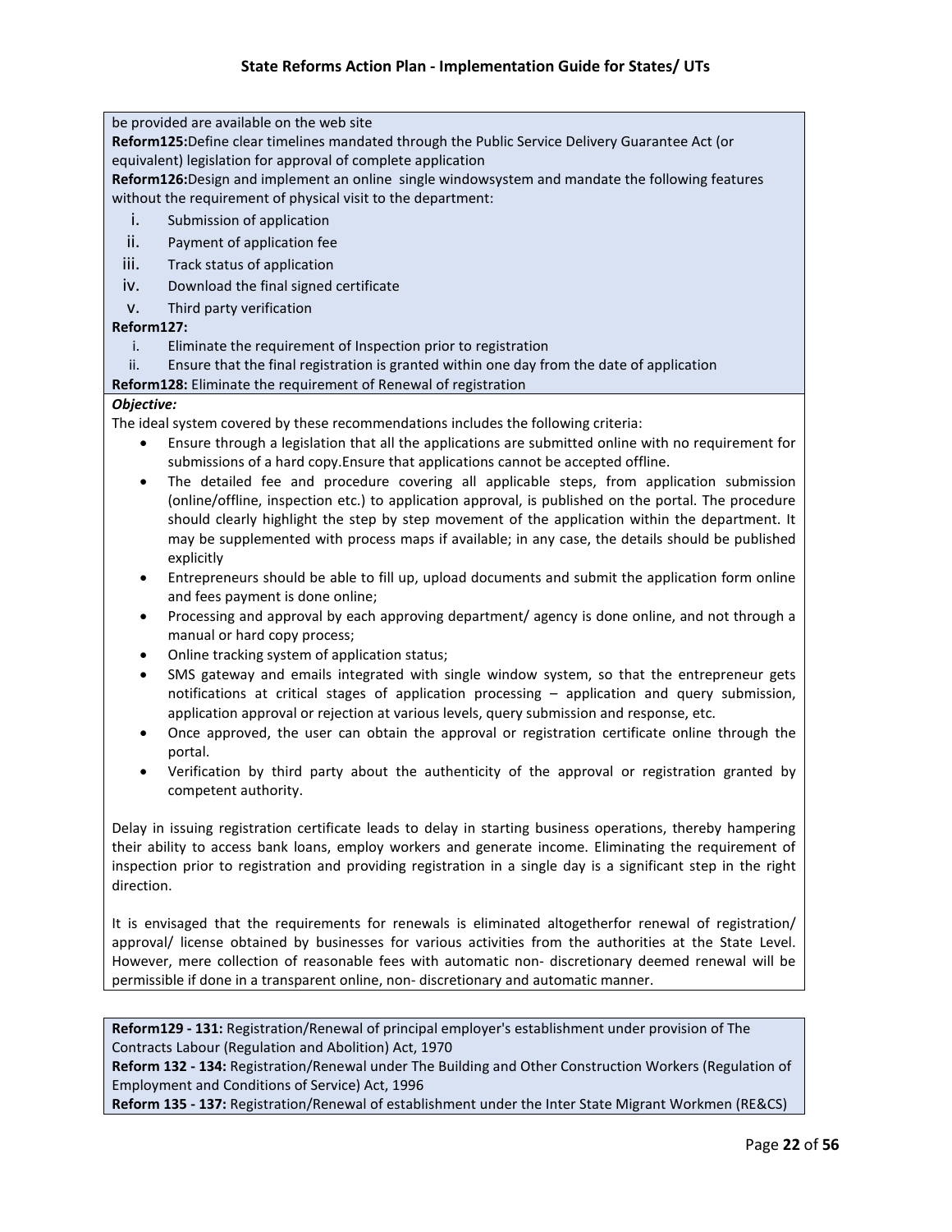be provided are available on the web site

**Reform125:**Define clear timelines mandated through the Public Service Delivery Guarantee Act (or equivalent) legislation for approval of complete application

**Reform126:**Design and implement an online single windowsystem and mandate the following features without the requirement of physical visit to the department:

i. Submission of application
ii. Payment of application fee
iii. Track status of application
iv. Download the final signed certificate
v. Third party verification

**Reform127:**

i. Eliminate the requirement of Inspection prior to registration
ii. Ensure that the final registration is granted within one day from the date of application

**Reform128:** Eliminate the requirement of Renewal of registration

***Objective:***

The ideal system covered by these recommendations includes the following criteria:

- Ensure through a legislation that all the applications are submitted online with no requirement for submissions of a hard copy.Ensure that applications cannot be accepted offline.
- The detailed fee and procedure covering all applicable steps, from application submission (online/offline, inspection etc.) to application approval, is published on the portal. The procedure should clearly highlight the step by step movement of the application within the department. It may be supplemented with process maps if available; in any case, the details should be published explicitly
- Entrepreneurs should be able to fill up, upload documents and submit the application form online and fees payment is done online;
- Processing and approval by each approving department/ agency is done online, and not through a manual or hard copy process;
- Online tracking system of application status;
- SMS gateway and emails integrated with single window system, so that the entrepreneur gets notifications at critical stages of application processing – application and query submission, application approval or rejection at various levels, query submission and response, etc.
- Once approved, the user can obtain the approval or registration certificate online through the portal.
- Verification by third party about the authenticity of the approval or registration granted by competent authority.

Delay in issuing registration certificate leads to delay in starting business operations, thereby hampering their ability to access bank loans, employ workers and generate income. Eliminating the requirement of inspection prior to registration and providing registration in a single day is a significant step in the right direction.

It is envisaged that the requirements for renewals is eliminated altogetherfor renewal of registration/ approval/ license obtained by businesses for various activities from the authorities at the State Level. However, mere collection of reasonable fees with automatic non- discretionary deemed renewal will be permissible if done in a transparent online, non- discretionary and automatic manner.

**Reform129 - 131:** Registration/Renewal of principal employer's establishment under provision of The Contracts Labour (Regulation and Abolition) Act, 1970

**Reform 132 - 134:** Registration/Renewal under The Building and Other Construction Workers (Regulation of Employment and Conditions of Service) Act, 1996

**Reform 135 - 137:** Registration/Renewal of establishment under the Inter State Migrant Workmen (RE&CS)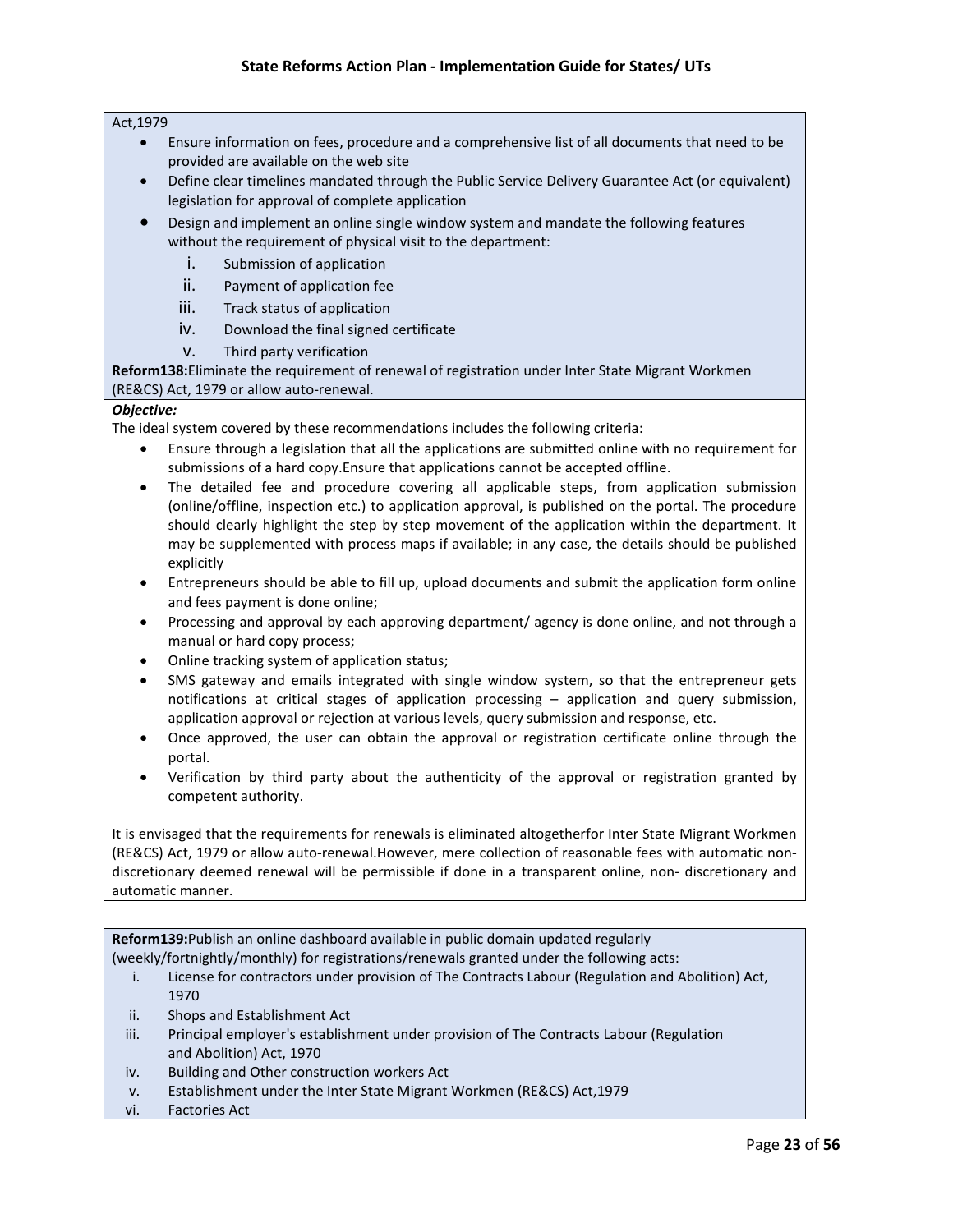Act,1979

- Ensure information on fees, procedure and a comprehensive list of all documents that need to be provided are available on the web site
- Define clear timelines mandated through the Public Service Delivery Guarantee Act (or equivalent) legislation for approval of complete application
- Design and implement an online single window system and mandate the following features without the requirement of physical visit to the department:
    i. Submission of application
    ii. Payment of application fee
    iii. Track status of application
    iv. Download the final signed certificate
    v. Third party verification

**Reform138:**Eliminate the requirement of renewal of registration under Inter State Migrant Workmen (RE&CS) Act, 1979 or allow auto-renewal.

***Objective:***

The ideal system covered by these recommendations includes the following criteria:

- Ensure through a legislation that all the applications are submitted online with no requirement for submissions of a hard copy.Ensure that applications cannot be accepted offline.
- The detailed fee and procedure covering all applicable steps, from application submission (online/offline, inspection etc.) to application approval, is published on the portal. The procedure should clearly highlight the step by step movement of the application within the department. It may be supplemented with process maps if available; in any case, the details should be published explicitly
- Entrepreneurs should be able to fill up, upload documents and submit the application form online and fees payment is done online;
- Processing and approval by each approving department/ agency is done online, and not through a manual or hard copy process;
- Online tracking system of application status;
- SMS gateway and emails integrated with single window system, so that the entrepreneur gets notifications at critical stages of application processing – application and query submission, application approval or rejection at various levels, query submission and response, etc.
- Once approved, the user can obtain the approval or registration certificate online through the portal.
- Verification by third party about the authenticity of the approval or registration granted by competent authority.

It is envisaged that the requirements for renewals is eliminated altogetherfor Inter State Migrant Workmen (RE&CS) Act, 1979 or allow auto-renewal.However, mere collection of reasonable fees with automatic non-discretionary deemed renewal will be permissible if done in a transparent online, non- discretionary and automatic manner.

**Reform139:**Publish an online dashboard available in public domain updated regularly (weekly/fortnightly/monthly) for registrations/renewals granted under the following acts:

i. License for contractors under provision of The Contracts Labour (Regulation and Abolition) Act, 1970
ii. Shops and Establishment Act
iii. Principal employer's establishment under provision of The Contracts Labour (Regulation and Abolition) Act, 1970
iv. Building and Other construction workers Act
v. Establishment under the Inter State Migrant Workmen (RE&CS) Act,1979
vi. Factories Act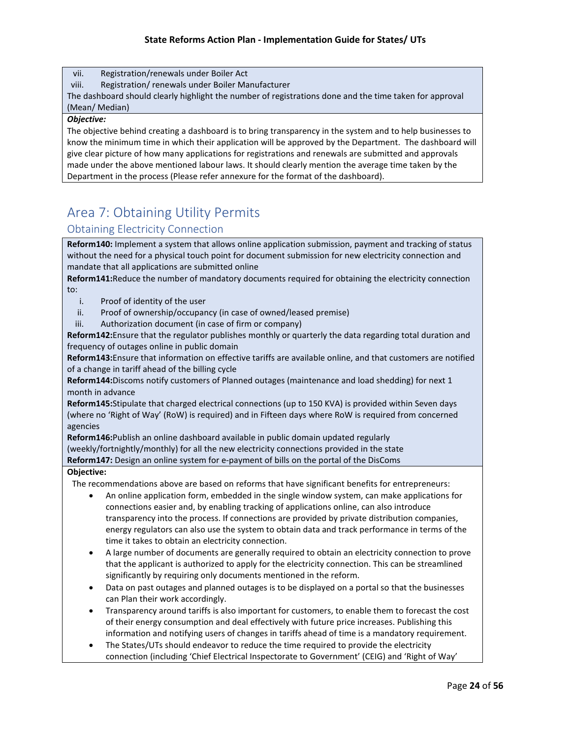vii. Registration/renewals under Boiler Act

viii. Registration/ renewals under Boiler Manufacturer

The dashboard should clearly highlight the number of registrations done and the time taken for approval (Mean/ Median)

***Objective:***

The objective behind creating a dashboard is to bring transparency in the system and to help businesses to know the minimum time in which their application will be approved by the Department. The dashboard will give clear picture of how many applications for registrations and renewals are submitted and approvals made under the above mentioned labour laws. It should clearly mention the average time taken by the Department in the process (Please refer annexure for the format of the dashboard).

# Area 7: Obtaining Utility Permits

## Obtaining Electricity Connection

**Reform140:** Implement a system that allows online application submission, payment and tracking of status without the need for a physical touch point for document submission for new electricity connection and mandate that all applications are submitted online

**Reform141:**Reduce the number of mandatory documents required for obtaining the electricity connection to:

i. Proof of identity of the user

ii. Proof of ownership/occupancy (in case of owned/leased premise)

iii. Authorization document (in case of firm or company)

**Reform142:**Ensure that the regulator publishes monthly or quarterly the data regarding total duration and frequency of outages online in public domain

**Reform143:**Ensure that information on effective tariffs are available online, and that customers are notified of a change in tariff ahead of the billing cycle

**Reform144:**Discoms notify customers of Planned outages (maintenance and load shedding) for next 1 month in advance

**Reform145:**Stipulate that charged electrical connections (up to 150 KVA) is provided within Seven days (where no 'Right of Way' (RoW) is required) and in Fifteen days where RoW is required from concerned agencies

**Reform146:**Publish an online dashboard available in public domain updated regularly (weekly/fortnightly/monthly) for all the new electricity connections provided in the state

**Reform147:** Design an online system for e-payment of bills on the portal of the DisComs

**Objective:**

The recommendations above are based on reforms that have significant benefits for entrepreneurs:

- An online application form, embedded in the single window system, can make applications for connections easier and, by enabling tracking of applications online, can also introduce transparency into the process. If connections are provided by private distribution companies, energy regulators can also use the system to obtain data and track performance in terms of the time it takes to obtain an electricity connection.
- A large number of documents are generally required to obtain an electricity connection to prove that the applicant is authorized to apply for the electricity connection. This can be streamlined significantly by requiring only documents mentioned in the reform.
- Data on past outages and planned outages is to be displayed on a portal so that the businesses can Plan their work accordingly.
- Transparency around tariffs is also important for customers, to enable them to forecast the cost of their energy consumption and deal effectively with future price increases. Publishing this information and notifying users of changes in tariffs ahead of time is a mandatory requirement.
- The States/UTs should endeavor to reduce the time required to provide the electricity connection (including 'Chief Electrical Inspectorate to Government' (CEIG) and 'Right of Way'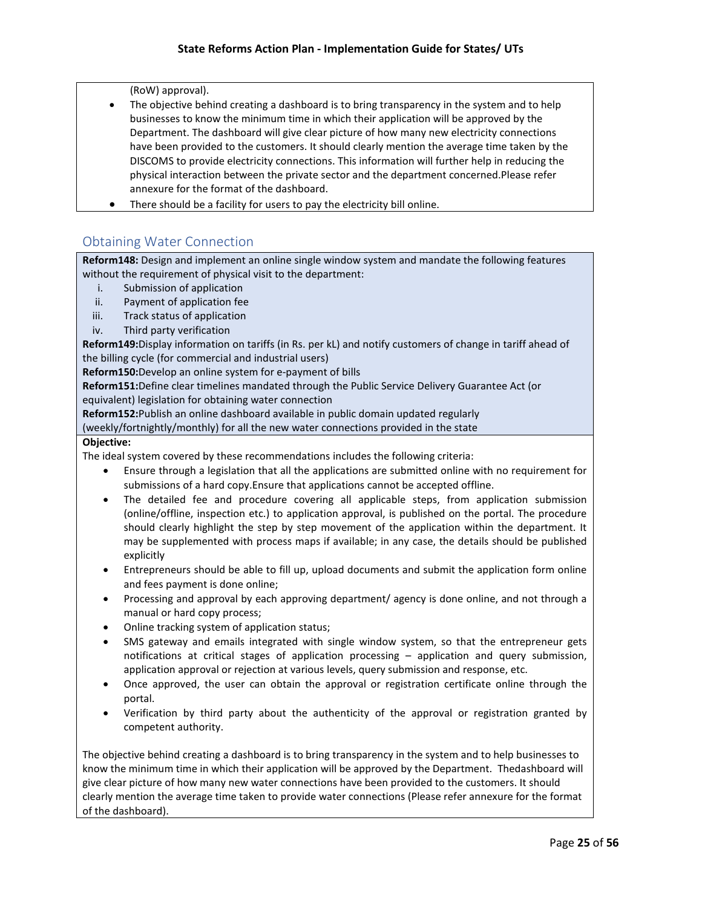(RoW) approval).

- The objective behind creating a dashboard is to bring transparency in the system and to help businesses to know the minimum time in which their application will be approved by the Department. The dashboard will give clear picture of how many new electricity connections have been provided to the customers. It should clearly mention the average time taken by the DISCOMS to provide electricity connections. This information will further help in reducing the physical interaction between the private sector and the department concerned.Please refer annexure for the format of the dashboard.
- There should be a facility for users to pay the electricity bill online.

## Obtaining Water Connection

**Reform148:** Design and implement an online single window system and mandate the following features without the requirement of physical visit to the department:

i. Submission of application
ii. Payment of application fee
iii. Track status of application
iv. Third party verification

**Reform149:**Display information on tariffs (in Rs. per kL) and notify customers of change in tariff ahead of the billing cycle (for commercial and industrial users)

**Reform150:**Develop an online system for e-payment of bills

**Reform151:**Define clear timelines mandated through the Public Service Delivery Guarantee Act (or equivalent) legislation for obtaining water connection

**Reform152:**Publish an online dashboard available in public domain updated regularly (weekly/fortnightly/monthly) for all the new water connections provided in the state

**Objective:**

The ideal system covered by these recommendations includes the following criteria:

- Ensure through a legislation that all the applications are submitted online with no requirement for submissions of a hard copy.Ensure that applications cannot be accepted offline.
- The detailed fee and procedure covering all applicable steps, from application submission (online/offline, inspection etc.) to application approval, is published on the portal. The procedure should clearly highlight the step by step movement of the application within the department. It may be supplemented with process maps if available; in any case, the details should be published explicitly
- Entrepreneurs should be able to fill up, upload documents and submit the application form online and fees payment is done online;
- Processing and approval by each approving department/ agency is done online, and not through a manual or hard copy process;
- Online tracking system of application status;
- SMS gateway and emails integrated with single window system, so that the entrepreneur gets notifications at critical stages of application processing – application and query submission, application approval or rejection at various levels, query submission and response, etc.
- Once approved, the user can obtain the approval or registration certificate online through the portal.
- Verification by third party about the authenticity of the approval or registration granted by competent authority.

The objective behind creating a dashboard is to bring transparency in the system and to help businesses to know the minimum time in which their application will be approved by the Department. Thedashboard will give clear picture of how many new water connections have been provided to the customers. It should clearly mention the average time taken to provide water connections (Please refer annexure for the format of the dashboard).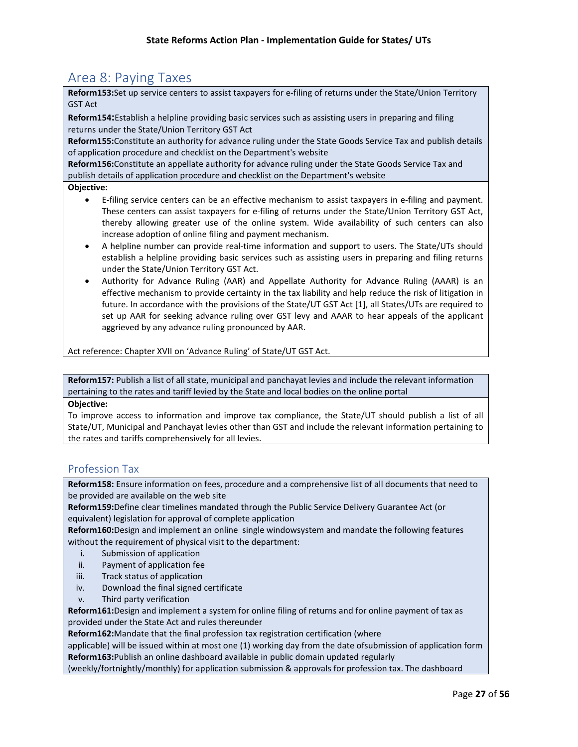## Area 8: Paying Taxes

**Reform153:**Set up service centers to assist taxpayers for e-filing of returns under the State/Union Territory GST Act

**Reform154:**Establish a helpline providing basic services such as assisting users in preparing and filing returns under the State/Union Territory GST Act

**Reform155:**Constitute an authority for advance ruling under the State Goods Service Tax and publish details of application procedure and checklist on the Department's website

**Reform156:**Constitute an appellate authority for advance ruling under the State Goods Service Tax and publish details of application procedure and checklist on the Department's website

**Objective:**

- E-filing service centers can be an effective mechanism to assist taxpayers in e-filing and payment. These centers can assist taxpayers for e-filing of returns under the State/Union Territory GST Act, thereby allowing greater use of the online system. Wide availability of such centers can also increase adoption of online filing and payment mechanism.
- A helpline number can provide real-time information and support to users. The State/UTs should establish a helpline providing basic services such as assisting users in preparing and filing returns under the State/Union Territory GST Act.
- Authority for Advance Ruling (AAR) and Appellate Authority for Advance Ruling (AAAR) is an effective mechanism to provide certainty in the tax liability and help reduce the risk of litigation in future. In accordance with the provisions of the State/UT GST Act [1], all States/UTs are required to set up AAR for seeking advance ruling over GST levy and AAAR to hear appeals of the applicant aggrieved by any advance ruling pronounced by AAR.

Act reference: Chapter XVII on 'Advance Ruling' of State/UT GST Act.

**Reform157:** Publish a list of all state, municipal and panchayat levies and include the relevant information pertaining to the rates and tariff levied by the State and local bodies on the online portal

**Objective:**

To improve access to information and improve tax compliance, the State/UT should publish a list of all State/UT, Municipal and Panchayat levies other than GST and include the relevant information pertaining to the rates and tariffs comprehensively for all levies.

### Profession Tax

**Reform158:** Ensure information on fees, procedure and a comprehensive list of all documents that need to be provided are available on the web site

**Reform159:**Define clear timelines mandated through the Public Service Delivery Guarantee Act (or equivalent) legislation for approval of complete application

**Reform160:**Design and implement an online single windowsystem and mandate the following features without the requirement of physical visit to the department:

i. Submission of application
ii. Payment of application fee
iii. Track status of application
iv. Download the final signed certificate
v. Third party verification

**Reform161:**Design and implement a system for online filing of returns and for online payment of tax as provided under the State Act and rules thereunder

**Reform162:**Mandate that the final profession tax registration certification (where applicable) will be issued within at most one (1) working day from the date ofsubmission of application form

**Reform163:**Publish an online dashboard available in public domain updated regularly (weekly/fortnightly/monthly) for application submission & approvals for profession tax. The dashboard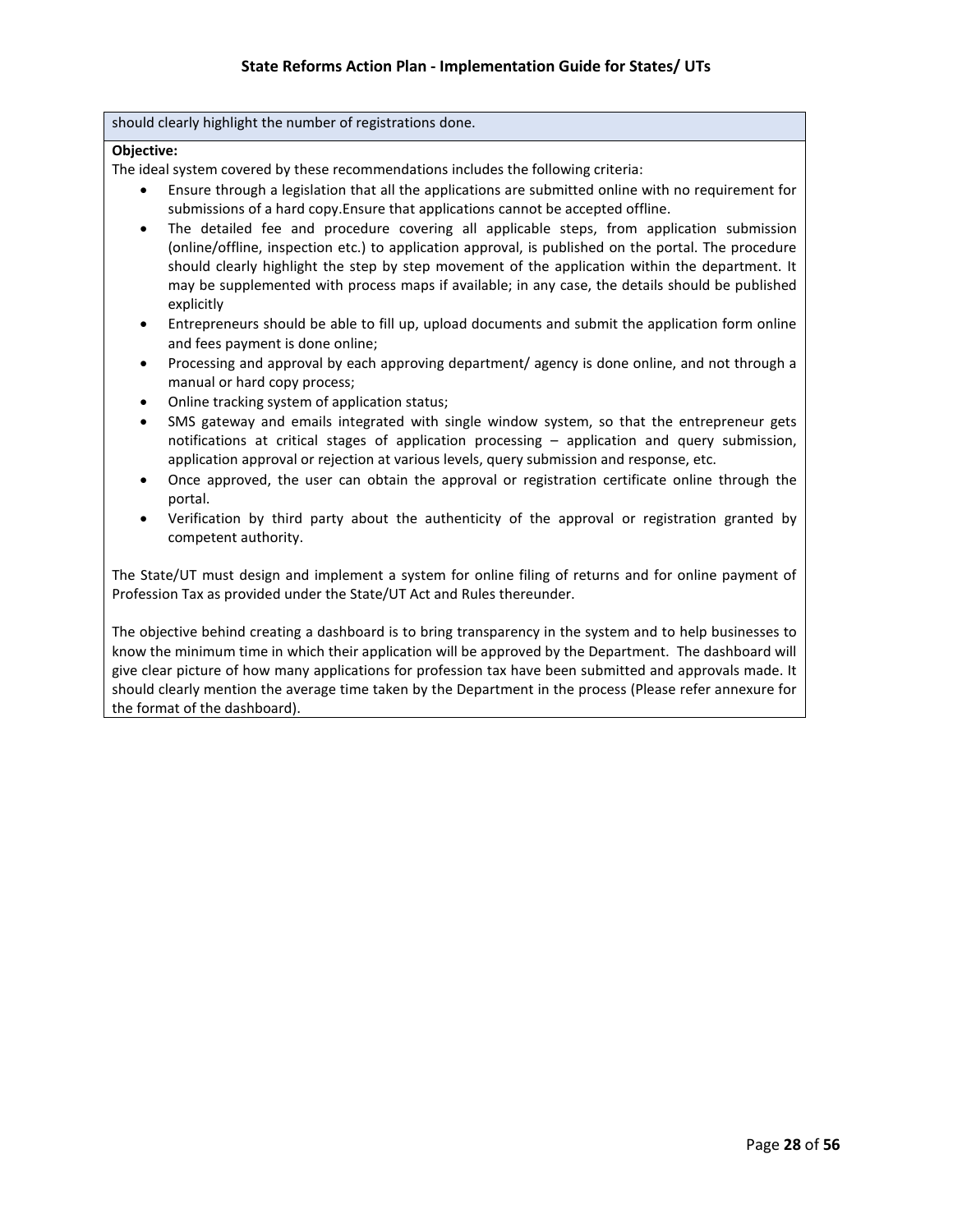should clearly highlight the number of registrations done.

**Objective:**

The ideal system covered by these recommendations includes the following criteria:

- Ensure through a legislation that all the applications are submitted online with no requirement for submissions of a hard copy.Ensure that applications cannot be accepted offline.
- The detailed fee and procedure covering all applicable steps, from application submission (online/offline, inspection etc.) to application approval, is published on the portal. The procedure should clearly highlight the step by step movement of the application within the department. It may be supplemented with process maps if available; in any case, the details should be published explicitly
- Entrepreneurs should be able to fill up, upload documents and submit the application form online and fees payment is done online;
- Processing and approval by each approving department/ agency is done online, and not through a manual or hard copy process;
- Online tracking system of application status;
- SMS gateway and emails integrated with single window system, so that the entrepreneur gets notifications at critical stages of application processing – application and query submission, application approval or rejection at various levels, query submission and response, etc.
- Once approved, the user can obtain the approval or registration certificate online through the portal.
- Verification by third party about the authenticity of the approval or registration granted by competent authority.

The State/UT must design and implement a system for online filing of returns and for online payment of Profession Tax as provided under the State/UT Act and Rules thereunder.

The objective behind creating a dashboard is to bring transparency in the system and to help businesses to know the minimum time in which their application will be approved by the Department. The dashboard will give clear picture of how many applications for profession tax have been submitted and approvals made. It should clearly mention the average time taken by the Department in the process (Please refer annexure for the format of the dashboard).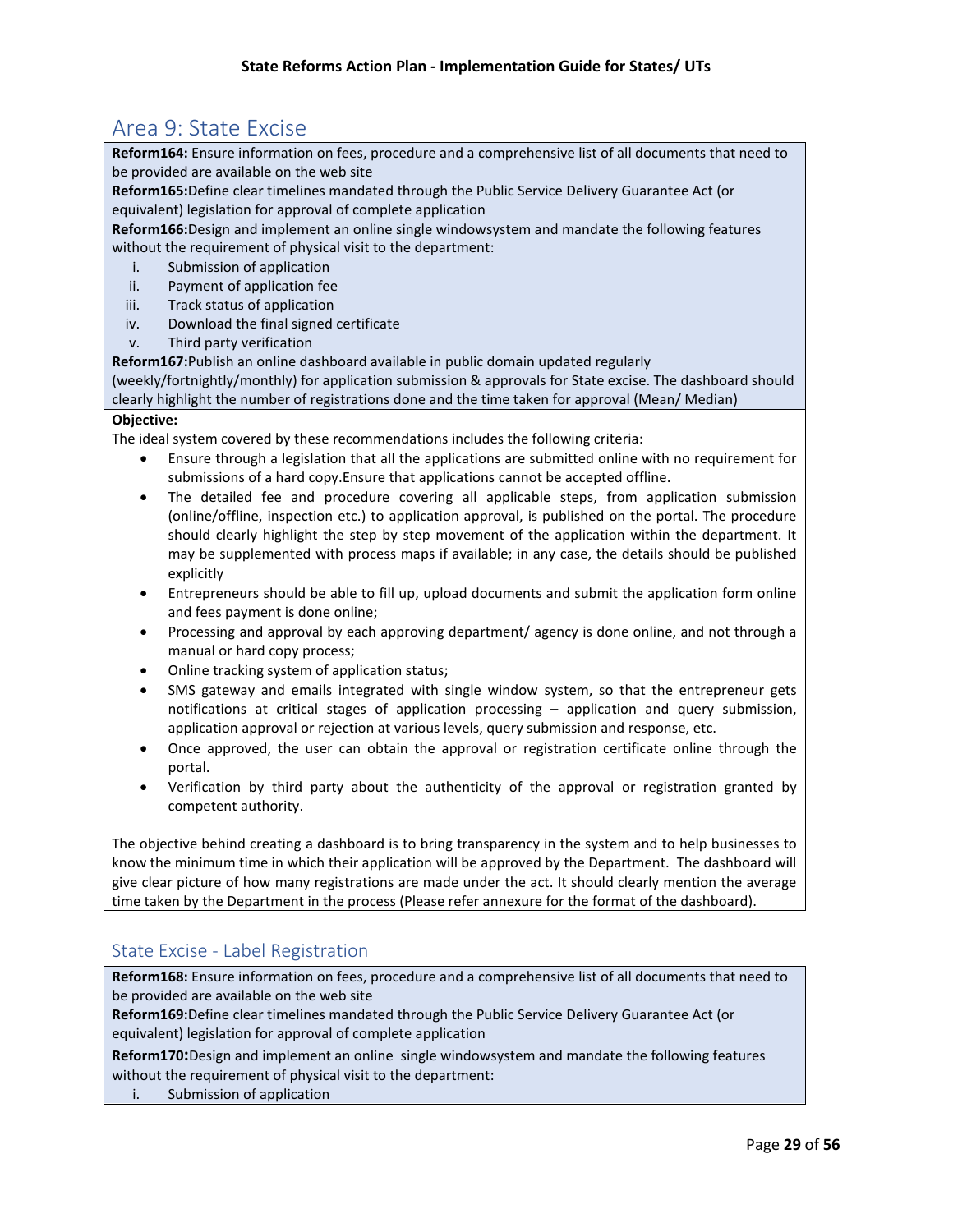## Area 9: State Excise

**Reform164:** Ensure information on fees, procedure and a comprehensive list of all documents that need to be provided are available on the web site

**Reform165:**Define clear timelines mandated through the Public Service Delivery Guarantee Act (or equivalent) legislation for approval of complete application

**Reform166:**Design and implement an online single windowsystem and mandate the following features without the requirement of physical visit to the department:

i. Submission of application
ii. Payment of application fee
iii. Track status of application
iv. Download the final signed certificate
v. Third party verification

**Reform167:**Publish an online dashboard available in public domain updated regularly (weekly/fortnightly/monthly) for application submission & approvals for State excise. The dashboard should clearly highlight the number of registrations done and the time taken for approval (Mean/ Median)

**Objective:**

The ideal system covered by these recommendations includes the following criteria:

- Ensure through a legislation that all the applications are submitted online with no requirement for submissions of a hard copy.Ensure that applications cannot be accepted offline.
- The detailed fee and procedure covering all applicable steps, from application submission (online/offline, inspection etc.) to application approval, is published on the portal. The procedure should clearly highlight the step by step movement of the application within the department. It may be supplemented with process maps if available; in any case, the details should be published explicitly
- Entrepreneurs should be able to fill up, upload documents and submit the application form online and fees payment is done online;
- Processing and approval by each approving department/ agency is done online, and not through a manual or hard copy process;
- Online tracking system of application status;
- SMS gateway and emails integrated with single window system, so that the entrepreneur gets notifications at critical stages of application processing – application and query submission, application approval or rejection at various levels, query submission and response, etc.
- Once approved, the user can obtain the approval or registration certificate online through the portal.
- Verification by third party about the authenticity of the approval or registration granted by competent authority.

The objective behind creating a dashboard is to bring transparency in the system and to help businesses to know the minimum time in which their application will be approved by the Department. The dashboard will give clear picture of how many registrations are made under the act. It should clearly mention the average time taken by the Department in the process (Please refer annexure for the format of the dashboard).

### State Excise - Label Registration

**Reform168:** Ensure information on fees, procedure and a comprehensive list of all documents that need to be provided are available on the web site

**Reform169:**Define clear timelines mandated through the Public Service Delivery Guarantee Act (or equivalent) legislation for approval of complete application

**Reform170:**Design and implement an online single windowsystem and mandate the following features without the requirement of physical visit to the department:

i. Submission of application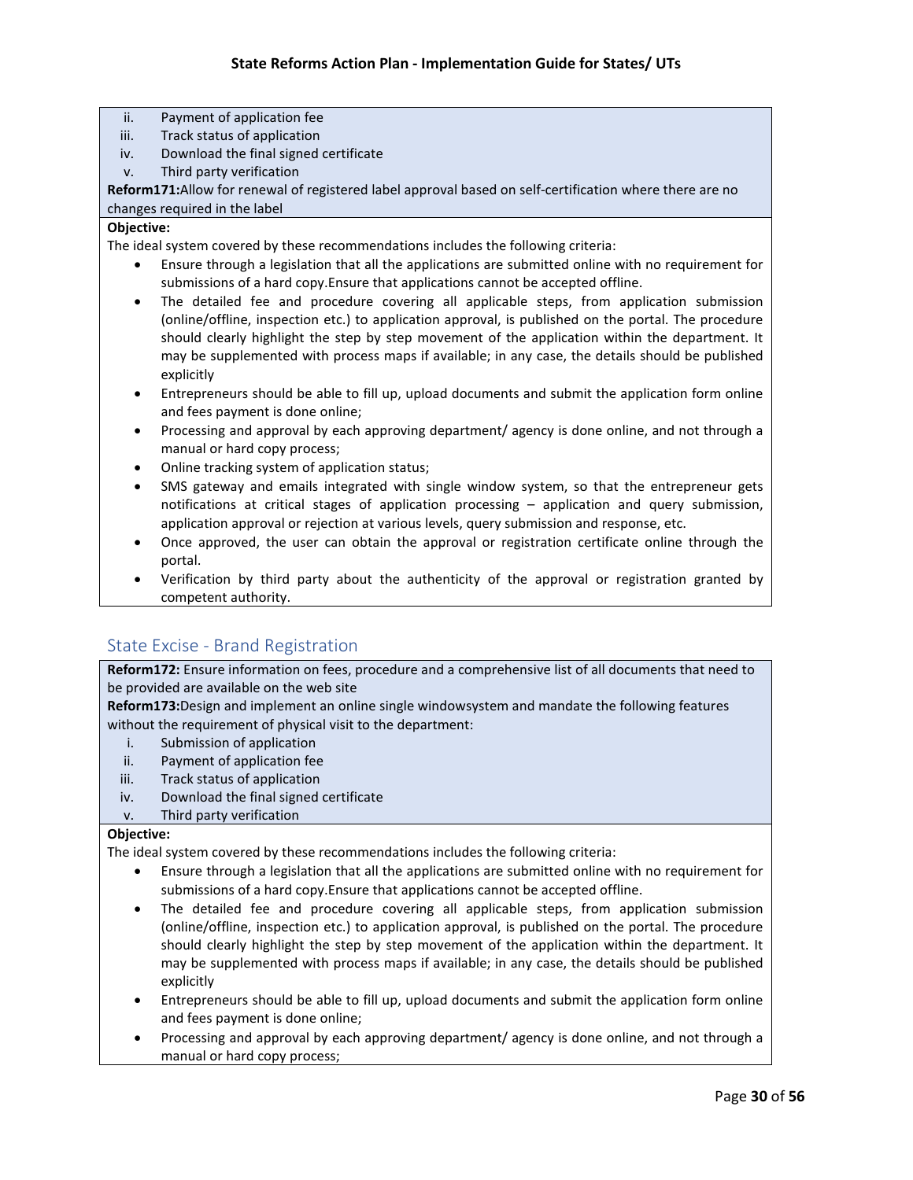ii. Payment of application fee
iii. Track status of application
iv. Download the final signed certificate
v. Third party verification

**Reform171:**Allow for renewal of registered label approval based on self-certification where there are no changes required in the label

**Objective:**

The ideal system covered by these recommendations includes the following criteria:

- Ensure through a legislation that all the applications are submitted online with no requirement for submissions of a hard copy.Ensure that applications cannot be accepted offline.
- The detailed fee and procedure covering all applicable steps, from application submission (online/offline, inspection etc.) to application approval, is published on the portal. The procedure should clearly highlight the step by step movement of the application within the department. It may be supplemented with process maps if available; in any case, the details should be published explicitly
- Entrepreneurs should be able to fill up, upload documents and submit the application form online and fees payment is done online;
- Processing and approval by each approving department/ agency is done online, and not through a manual or hard copy process;
- Online tracking system of application status;
- SMS gateway and emails integrated with single window system, so that the entrepreneur gets notifications at critical stages of application processing – application and query submission, application approval or rejection at various levels, query submission and response, etc.
- Once approved, the user can obtain the approval or registration certificate online through the portal.
- Verification by third party about the authenticity of the approval or registration granted by competent authority.

## State Excise - Brand Registration

**Reform172:** Ensure information on fees, procedure and a comprehensive list of all documents that need to be provided are available on the web site

**Reform173:**Design and implement an online single windowsystem and mandate the following features without the requirement of physical visit to the department:

i. Submission of application
ii. Payment of application fee
iii. Track status of application
iv. Download the final signed certificate
v. Third party verification

**Objective:**

The ideal system covered by these recommendations includes the following criteria:

- Ensure through a legislation that all the applications are submitted online with no requirement for submissions of a hard copy.Ensure that applications cannot be accepted offline.
- The detailed fee and procedure covering all applicable steps, from application submission (online/offline, inspection etc.) to application approval, is published on the portal. The procedure should clearly highlight the step by step movement of the application within the department. It may be supplemented with process maps if available; in any case, the details should be published explicitly
- Entrepreneurs should be able to fill up, upload documents and submit the application form online and fees payment is done online;
- Processing and approval by each approving department/ agency is done online, and not through a manual or hard copy process;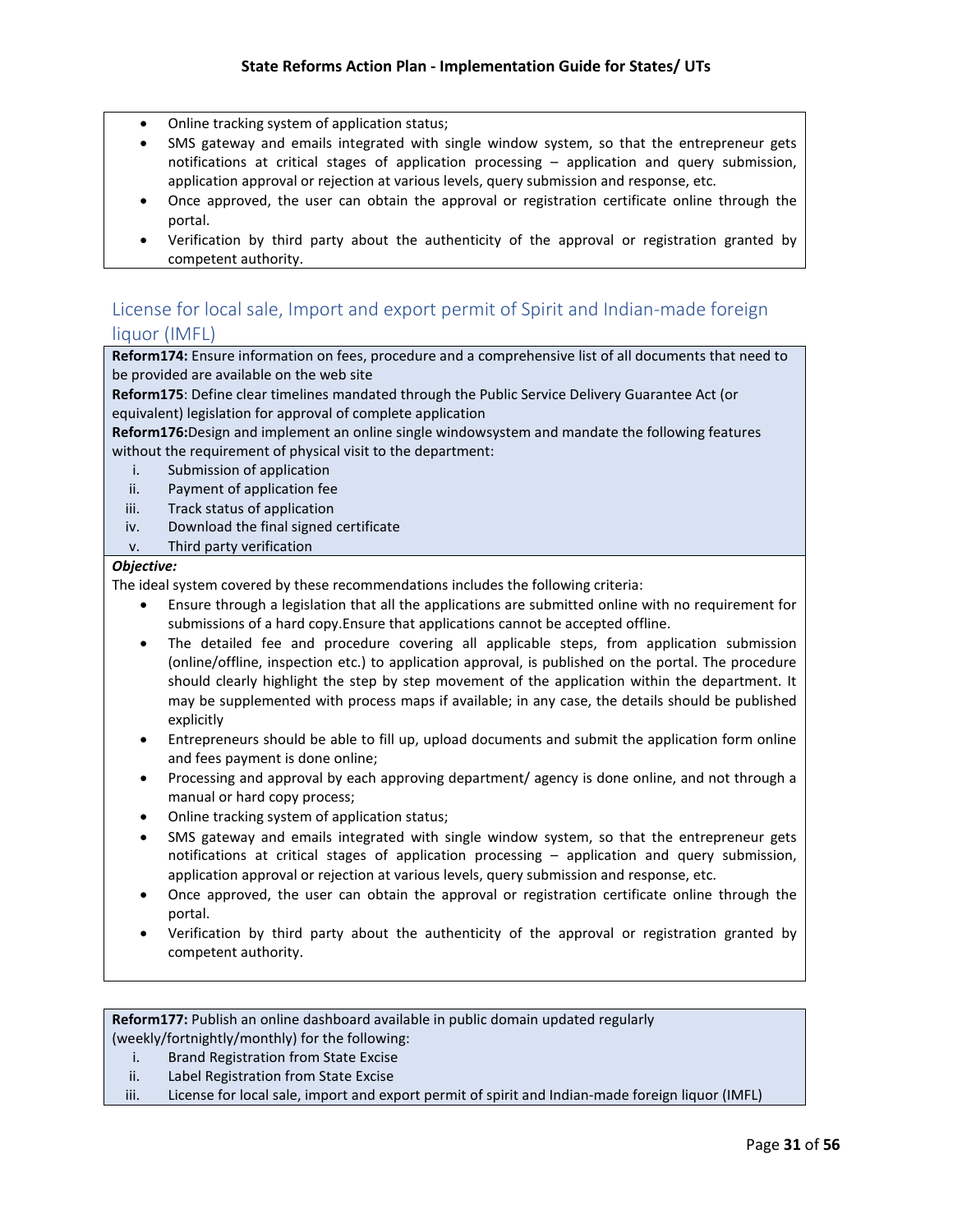- Online tracking system of application status;
- SMS gateway and emails integrated with single window system, so that the entrepreneur gets notifications at critical stages of application processing – application and query submission, application approval or rejection at various levels, query submission and response, etc.
- Once approved, the user can obtain the approval or registration certificate online through the portal.
- Verification by third party about the authenticity of the approval or registration granted by competent authority.

## License for local sale, Import and export permit of Spirit and Indian-made foreign liquor (IMFL)

**Reform174:** Ensure information on fees, procedure and a comprehensive list of all documents that need to be provided are available on the web site

**Reform175**: Define clear timelines mandated through the Public Service Delivery Guarantee Act (or equivalent) legislation for approval of complete application

**Reform176:**Design and implement an online single windowsystem and mandate the following features without the requirement of physical visit to the department:

i. Submission of application
ii. Payment of application fee
iii. Track status of application
iv. Download the final signed certificate
v. Third party verification

***Objective:***

The ideal system covered by these recommendations includes the following criteria:

- Ensure through a legislation that all the applications are submitted online with no requirement for submissions of a hard copy.Ensure that applications cannot be accepted offline.
- The detailed fee and procedure covering all applicable steps, from application submission (online/offline, inspection etc.) to application approval, is published on the portal. The procedure should clearly highlight the step by step movement of the application within the department. It may be supplemented with process maps if available; in any case, the details should be published explicitly
- Entrepreneurs should be able to fill up, upload documents and submit the application form online and fees payment is done online;
- Processing and approval by each approving department/ agency is done online, and not through a manual or hard copy process;
- Online tracking system of application status;
- SMS gateway and emails integrated with single window system, so that the entrepreneur gets notifications at critical stages of application processing – application and query submission, application approval or rejection at various levels, query submission and response, etc.
- Once approved, the user can obtain the approval or registration certificate online through the portal.
- Verification by third party about the authenticity of the approval or registration granted by competent authority.

**Reform177:** Publish an online dashboard available in public domain updated regularly (weekly/fortnightly/monthly) for the following:

i. Brand Registration from State Excise
ii. Label Registration from State Excise
iii. License for local sale, import and export permit of spirit and Indian-made foreign liquor (IMFL)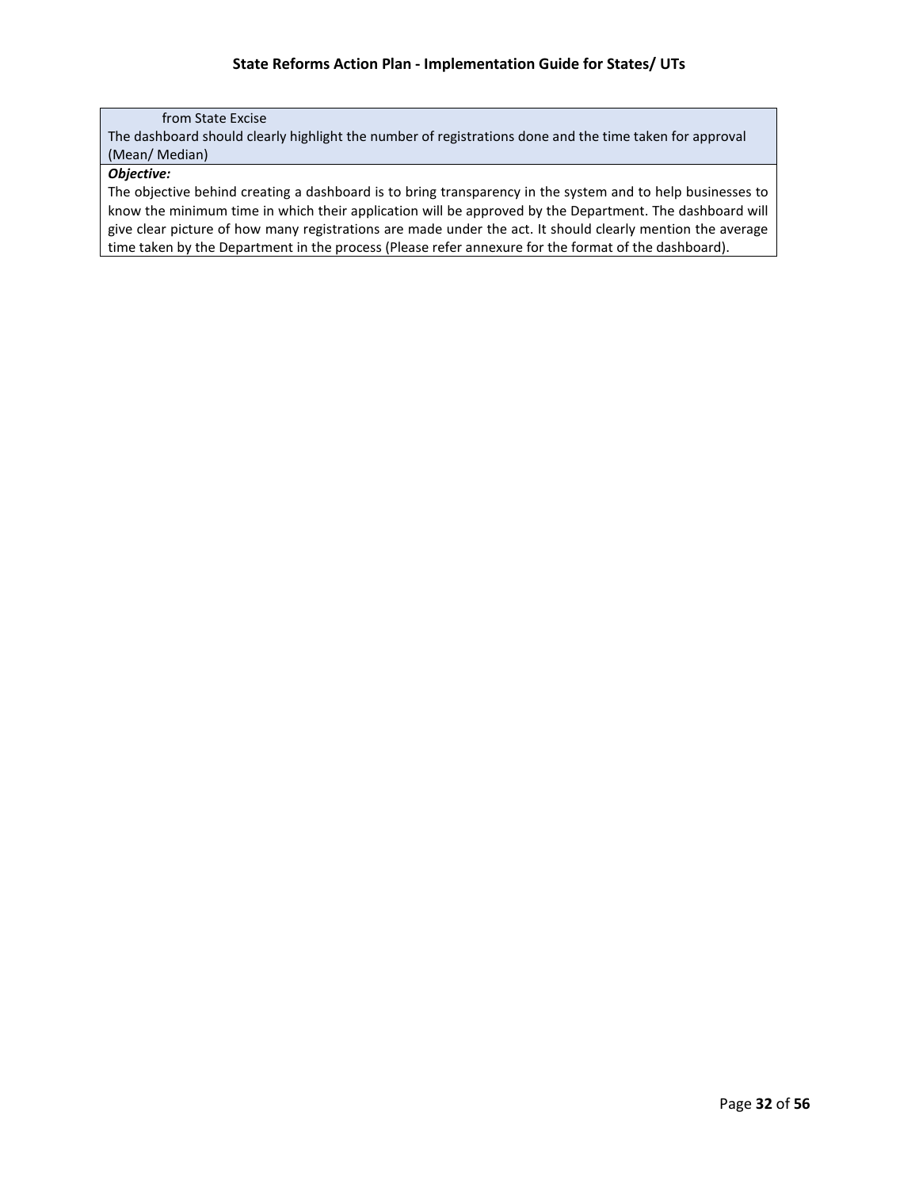from State Excise

The dashboard should clearly highlight the number of registrations done and the time taken for approval (Mean/ Median)

***Objective:***

The objective behind creating a dashboard is to bring transparency in the system and to help businesses to know the minimum time in which their application will be approved by the Department. The dashboard will give clear picture of how many registrations are made under the act. It should clearly mention the average time taken by the Department in the process (Please refer annexure for the format of the dashboard).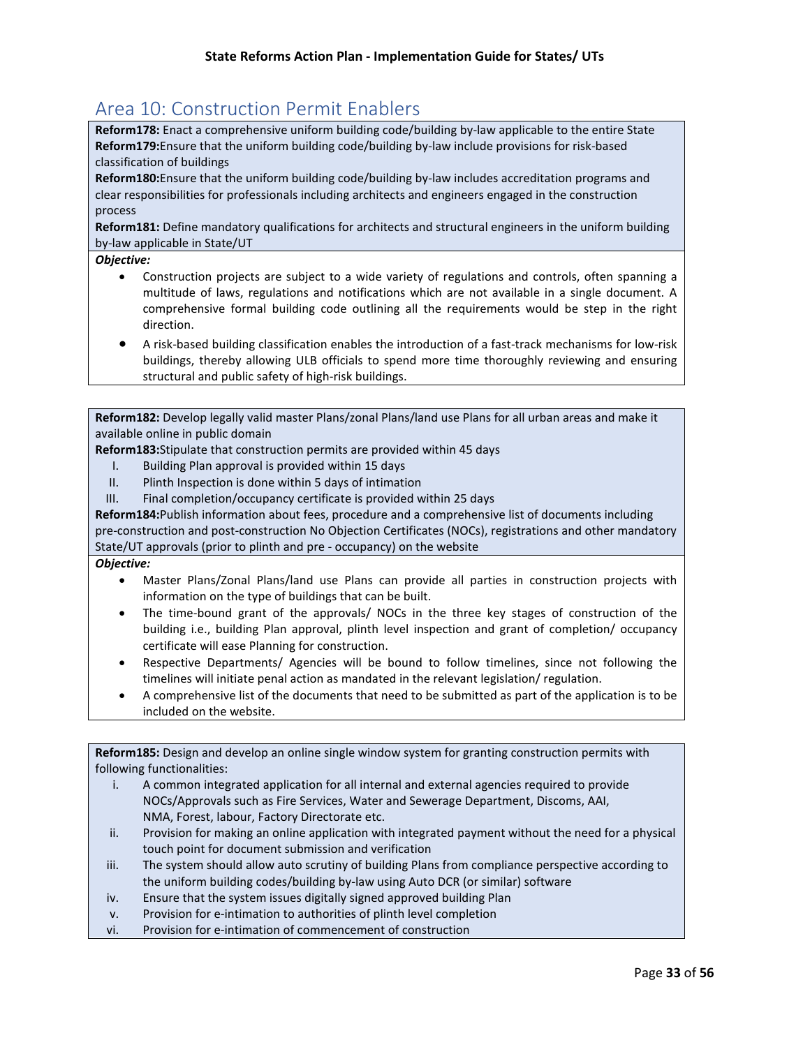## Area 10: Construction Permit Enablers

**Reform178:** Enact a comprehensive uniform building code/building by-law applicable to the entire State
**Reform179:** Ensure that the uniform building code/building by-law include provisions for risk-based classification of buildings
**Reform180:** Ensure that the uniform building code/building by-law includes accreditation programs and clear responsibilities for professionals including architects and engineers engaged in the construction process
**Reform181:** Define mandatory qualifications for architects and structural engineers in the uniform building by-law applicable in State/UT

***Objective:***

- Construction projects are subject to a wide variety of regulations and controls, often spanning a multitude of laws, regulations and notifications which are not available in a single document. A comprehensive formal building code outlining all the requirements would be step in the right direction.
- A risk-based building classification enables the introduction of a fast-track mechanisms for low-risk buildings, thereby allowing ULB officials to spend more time thoroughly reviewing and ensuring structural and public safety of high-risk buildings.

**Reform182:** Develop legally valid master Plans/zonal Plans/land use Plans for all urban areas and make it available online in public domain
**Reform183:** Stipulate that construction permits are provided within 45 days

I. Building Plan approval is provided within 15 days
II. Plinth Inspection is done within 5 days of intimation
III. Final completion/occupancy certificate is provided within 25 days

**Reform184:** Publish information about fees, procedure and a comprehensive list of documents including pre-construction and post-construction No Objection Certificates (NOCs), registrations and other mandatory State/UT approvals (prior to plinth and pre - occupancy) on the website

***Objective:***

- Master Plans/Zonal Plans/land use Plans can provide all parties in construction projects with information on the type of buildings that can be built.
- The time-bound grant of the approvals/ NOCs in the three key stages of construction of the building i.e., building Plan approval, plinth level inspection and grant of completion/ occupancy certificate will ease Planning for construction.
- Respective Departments/ Agencies will be bound to follow timelines, since not following the timelines will initiate penal action as mandated in the relevant legislation/ regulation.
- A comprehensive list of the documents that need to be submitted as part of the application is to be included on the website.

**Reform185:** Design and develop an online single window system for granting construction permits with following functionalities:

i. A common integrated application for all internal and external agencies required to provide NOCs/Approvals such as Fire Services, Water and Sewerage Department, Discoms, AAI, NMA, Forest, labour, Factory Directorate etc.
ii. Provision for making an online application with integrated payment without the need for a physical touch point for document submission and verification
iii. The system should allow auto scrutiny of building Plans from compliance perspective according to the uniform building codes/building by-law using Auto DCR (or similar) software
iv. Ensure that the system issues digitally signed approved building Plan
v. Provision for e-intimation to authorities of plinth level completion
vi. Provision for e-intimation of commencement of construction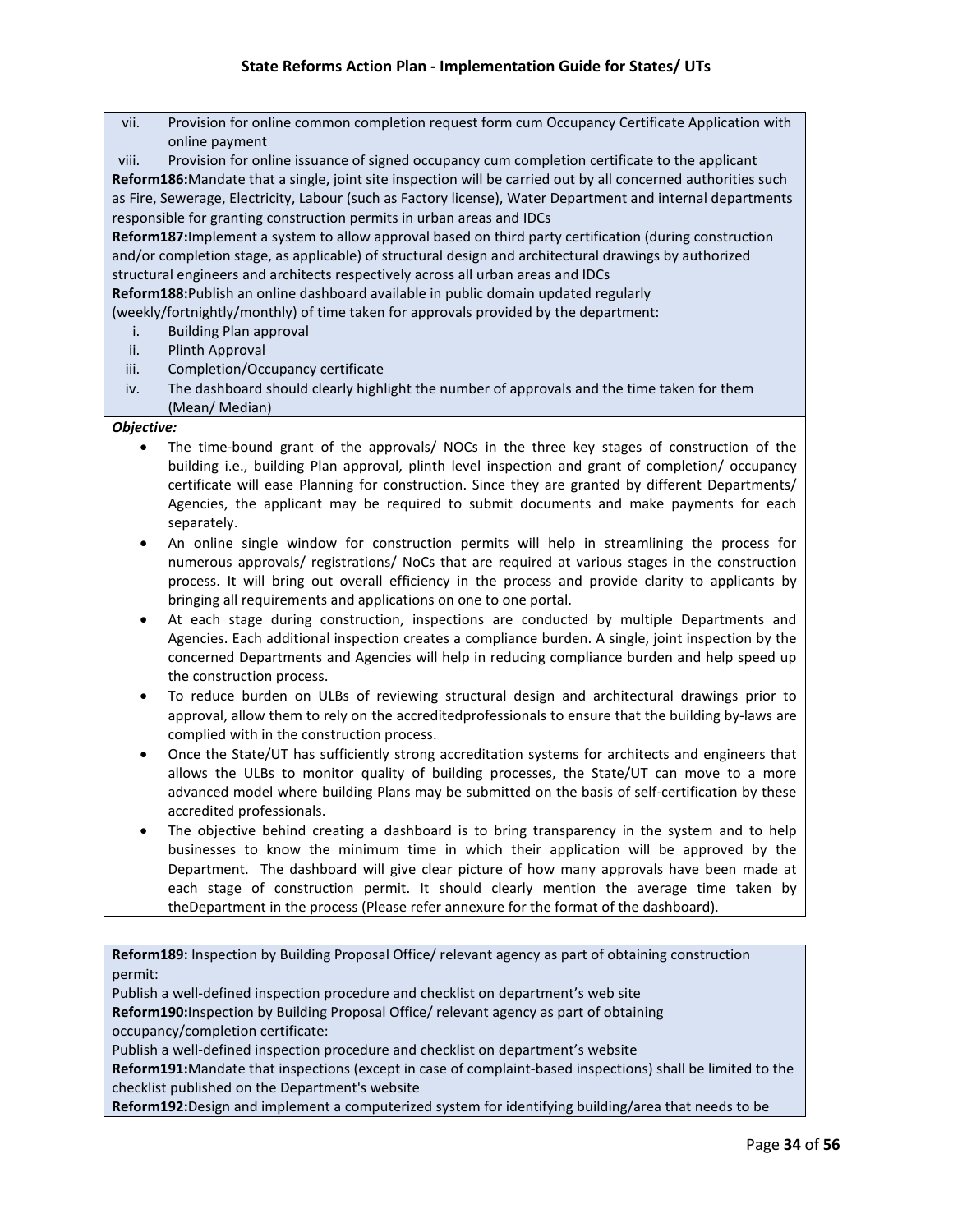vii. Provision for online common completion request form cum Occupancy Certificate Application with online payment

viii. Provision for online issuance of signed occupancy cum completion certificate to the applicant

**Reform186:**Mandate that a single, joint site inspection will be carried out by all concerned authorities such as Fire, Sewerage, Electricity, Labour (such as Factory license), Water Department and internal departments responsible for granting construction permits in urban areas and IDCs

**Reform187:**Implement a system to allow approval based on third party certification (during construction and/or completion stage, as applicable) of structural design and architectural drawings by authorized structural engineers and architects respectively across all urban areas and IDCs

**Reform188:**Publish an online dashboard available in public domain updated regularly (weekly/fortnightly/monthly) of time taken for approvals provided by the department:

i. Building Plan approval
ii. Plinth Approval
iii. Completion/Occupancy certificate
iv. The dashboard should clearly highlight the number of approvals and the time taken for them (Mean/ Median)

***Objective:***

- The time-bound grant of the approvals/ NOCs in the three key stages of construction of the building i.e., building Plan approval, plinth level inspection and grant of completion/ occupancy certificate will ease Planning for construction. Since they are granted by different Departments/ Agencies, the applicant may be required to submit documents and make payments for each separately.
- An online single window for construction permits will help in streamlining the process for numerous approvals/ registrations/ NoCs that are required at various stages in the construction process. It will bring out overall efficiency in the process and provide clarity to applicants by bringing all requirements and applications on one to one portal.
- At each stage during construction, inspections are conducted by multiple Departments and Agencies. Each additional inspection creates a compliance burden. A single, joint inspection by the concerned Departments and Agencies will help in reducing compliance burden and help speed up the construction process.
- To reduce burden on ULBs of reviewing structural design and architectural drawings prior to approval, allow them to rely on the accreditedprofessionals to ensure that the building by-laws are complied with in the construction process.
- Once the State/UT has sufficiently strong accreditation systems for architects and engineers that allows the ULBs to monitor quality of building processes, the State/UT can move to a more advanced model where building Plans may be submitted on the basis of self-certification by these accredited professionals.
- The objective behind creating a dashboard is to bring transparency in the system and to help businesses to know the minimum time in which their application will be approved by the Department. The dashboard will give clear picture of how many approvals have been made at each stage of construction permit. It should clearly mention the average time taken by theDepartment in the process (Please refer annexure for the format of the dashboard).

**Reform189:** Inspection by Building Proposal Office/ relevant agency as part of obtaining construction permit:

Publish a well-defined inspection procedure and checklist on department's web site

**Reform190:**Inspection by Building Proposal Office/ relevant agency as part of obtaining occupancy/completion certificate:

Publish a well-defined inspection procedure and checklist on department's website

**Reform191:**Mandate that inspections (except in case of complaint-based inspections) shall be limited to the checklist published on the Department's website

**Reform192:**Design and implement a computerized system for identifying building/area that needs to be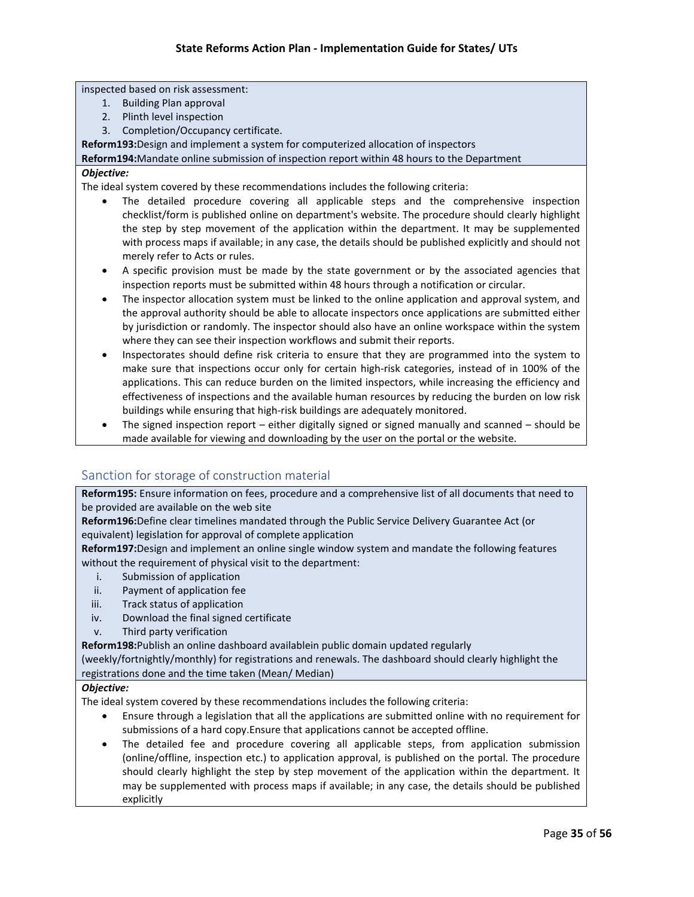inspected based on risk assessment:

1. Building Plan approval
2. Plinth level inspection
3. Completion/Occupancy certificate.

**Reform193:**Design and implement a system for computerized allocation of inspectors

**Reform194:**Mandate online submission of inspection report within 48 hours to the Department

***Objective:***

The ideal system covered by these recommendations includes the following criteria:

- The detailed procedure covering all applicable steps and the comprehensive inspection checklist/form is published online on department's website. The procedure should clearly highlight the step by step movement of the application within the department. It may be supplemented with process maps if available; in any case, the details should be published explicitly and should not merely refer to Acts or rules.
- A specific provision must be made by the state government or by the associated agencies that inspection reports must be submitted within 48 hours through a notification or circular.
- The inspector allocation system must be linked to the online application and approval system, and the approval authority should be able to allocate inspectors once applications are submitted either by jurisdiction or randomly. The inspector should also have an online workspace within the system where they can see their inspection workflows and submit their reports.
- Inspectorates should define risk criteria to ensure that they are programmed into the system to make sure that inspections occur only for certain high-risk categories, instead of in 100% of the applications. This can reduce burden on the limited inspectors, while increasing the efficiency and effectiveness of inspections and the available human resources by reducing the burden on low risk buildings while ensuring that high-risk buildings are adequately monitored.
- The signed inspection report – either digitally signed or signed manually and scanned – should be made available for viewing and downloading by the user on the portal or the website.

## Sanction for storage of construction material

**Reform195:** Ensure information on fees, procedure and a comprehensive list of all documents that need to be provided are available on the web site

**Reform196:**Define clear timelines mandated through the Public Service Delivery Guarantee Act (or equivalent) legislation for approval of complete application

**Reform197:**Design and implement an online single window system and mandate the following features without the requirement of physical visit to the department:

i. Submission of application
ii. Payment of application fee
iii. Track status of application
iv. Download the final signed certificate
v. Third party verification

**Reform198:**Publish an online dashboard availablein public domain updated regularly (weekly/fortnightly/monthly) for registrations and renewals. The dashboard should clearly highlight the registrations done and the time taken (Mean/ Median)

***Objective:***

The ideal system covered by these recommendations includes the following criteria:

- Ensure through a legislation that all the applications are submitted online with no requirement for submissions of a hard copy.Ensure that applications cannot be accepted offline.
- The detailed fee and procedure covering all applicable steps, from application submission (online/offline, inspection etc.) to application approval, is published on the portal. The procedure should clearly highlight the step by step movement of the application within the department. It may be supplemented with process maps if available; in any case, the details should be published explicitly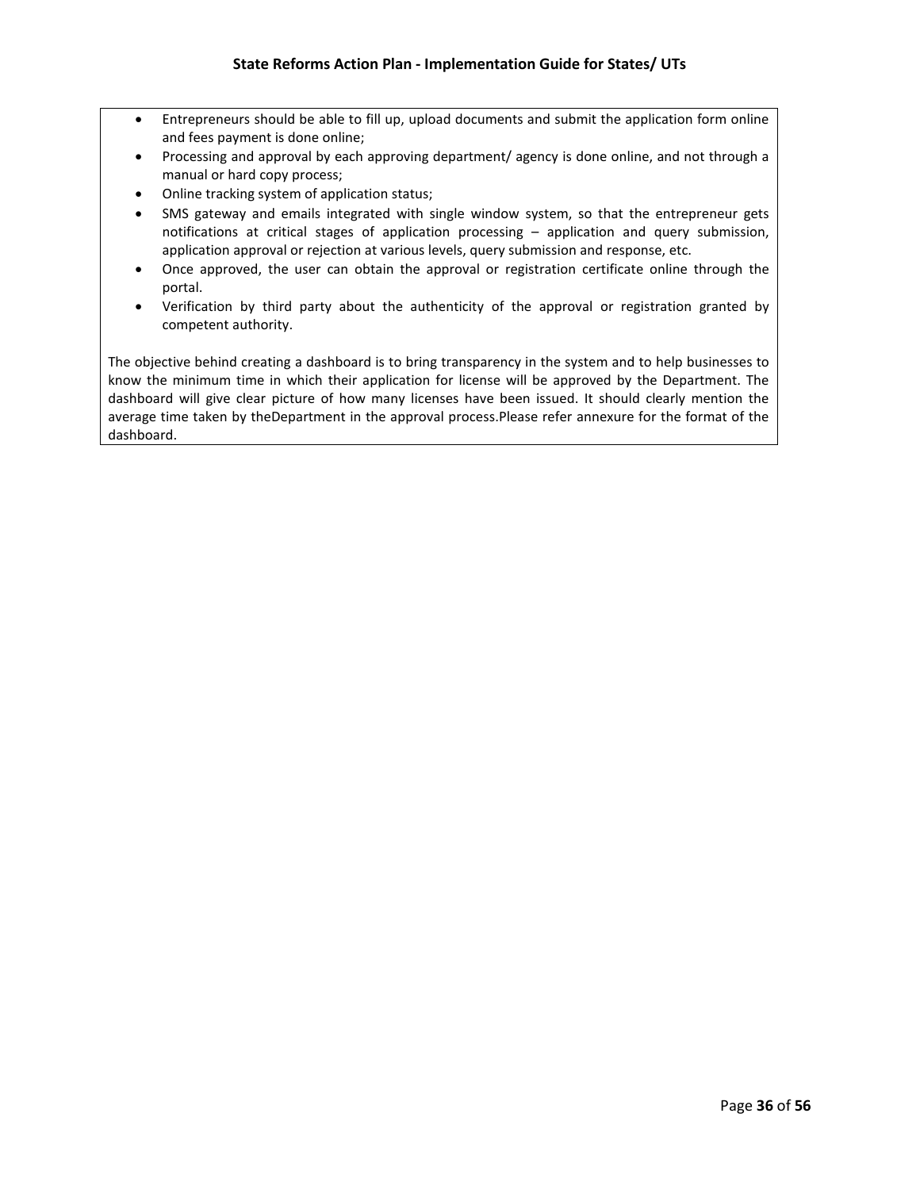- Entrepreneurs should be able to fill up, upload documents and submit the application form online and fees payment is done online;
- Processing and approval by each approving department/ agency is done online, and not through a manual or hard copy process;
- Online tracking system of application status;
- SMS gateway and emails integrated with single window system, so that the entrepreneur gets notifications at critical stages of application processing – application and query submission, application approval or rejection at various levels, query submission and response, etc.
- Once approved, the user can obtain the approval or registration certificate online through the portal.
- Verification by third party about the authenticity of the approval or registration granted by competent authority.

The objective behind creating a dashboard is to bring transparency in the system and to help businesses to know the minimum time in which their application for license will be approved by the Department. The dashboard will give clear picture of how many licenses have been issued. It should clearly mention the average time taken by theDepartment in the approval process.Please refer annexure for the format of the dashboard.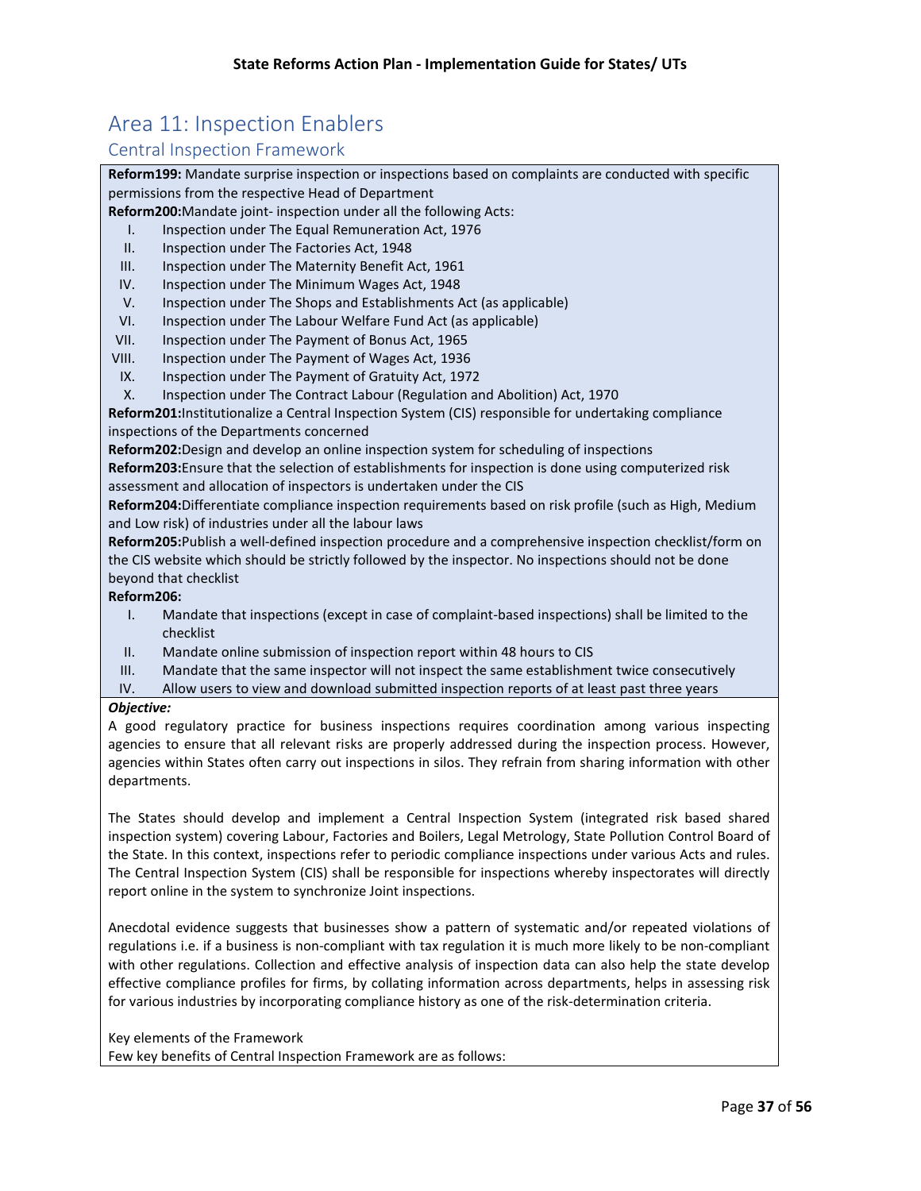# Area 11: Inspection Enablers

## Central Inspection Framework

**Reform199:** Mandate surprise inspection or inspections based on complaints are conducted with specific permissions from the respective Head of Department

**Reform200:**Mandate joint- inspection under all the following Acts:

I. Inspection under The Equal Remuneration Act, 1976
II. Inspection under The Factories Act, 1948
III. Inspection under The Maternity Benefit Act, 1961
IV. Inspection under The Minimum Wages Act, 1948
V. Inspection under The Shops and Establishments Act (as applicable)
VI. Inspection under The Labour Welfare Fund Act (as applicable)
VII. Inspection under The Payment of Bonus Act, 1965
VIII. Inspection under The Payment of Wages Act, 1936
IX. Inspection under The Payment of Gratuity Act, 1972
X. Inspection under The Contract Labour (Regulation and Abolition) Act, 1970

**Reform201:**Institutionalize a Central Inspection System (CIS) responsible for undertaking compliance inspections of the Departments concerned

**Reform202:**Design and develop an online inspection system for scheduling of inspections

**Reform203:**Ensure that the selection of establishments for inspection is done using computerized risk assessment and allocation of inspectors is undertaken under the CIS

**Reform204:**Differentiate compliance inspection requirements based on risk profile (such as High, Medium and Low risk) of industries under all the labour laws

**Reform205:**Publish a well-defined inspection procedure and a comprehensive inspection checklist/form on the CIS website which should be strictly followed by the inspector. No inspections should not be done beyond that checklist

**Reform206:**

I. Mandate that inspections (except in case of complaint-based inspections) shall be limited to the checklist
II. Mandate online submission of inspection report within 48 hours to CIS
III. Mandate that the same inspector will not inspect the same establishment twice consecutively
IV. Allow users to view and download submitted inspection reports of at least past three years

***Objective:***

A good regulatory practice for business inspections requires coordination among various inspecting agencies to ensure that all relevant risks are properly addressed during the inspection process. However, agencies within States often carry out inspections in silos. They refrain from sharing information with other departments.

The States should develop and implement a Central Inspection System (integrated risk based shared inspection system) covering Labour, Factories and Boilers, Legal Metrology, State Pollution Control Board of the State. In this context, inspections refer to periodic compliance inspections under various Acts and rules. The Central Inspection System (CIS) shall be responsible for inspections whereby inspectorates will directly report online in the system to synchronize Joint inspections.

Anecdotal evidence suggests that businesses show a pattern of systematic and/or repeated violations of regulations i.e. if a business is non-compliant with tax regulation it is much more likely to be non-compliant with other regulations. Collection and effective analysis of inspection data can also help the state develop effective compliance profiles for firms, by collating information across departments, helps in assessing risk for various industries by incorporating compliance history as one of the risk-determination criteria.

Key elements of the Framework

Few key benefits of Central Inspection Framework are as follows: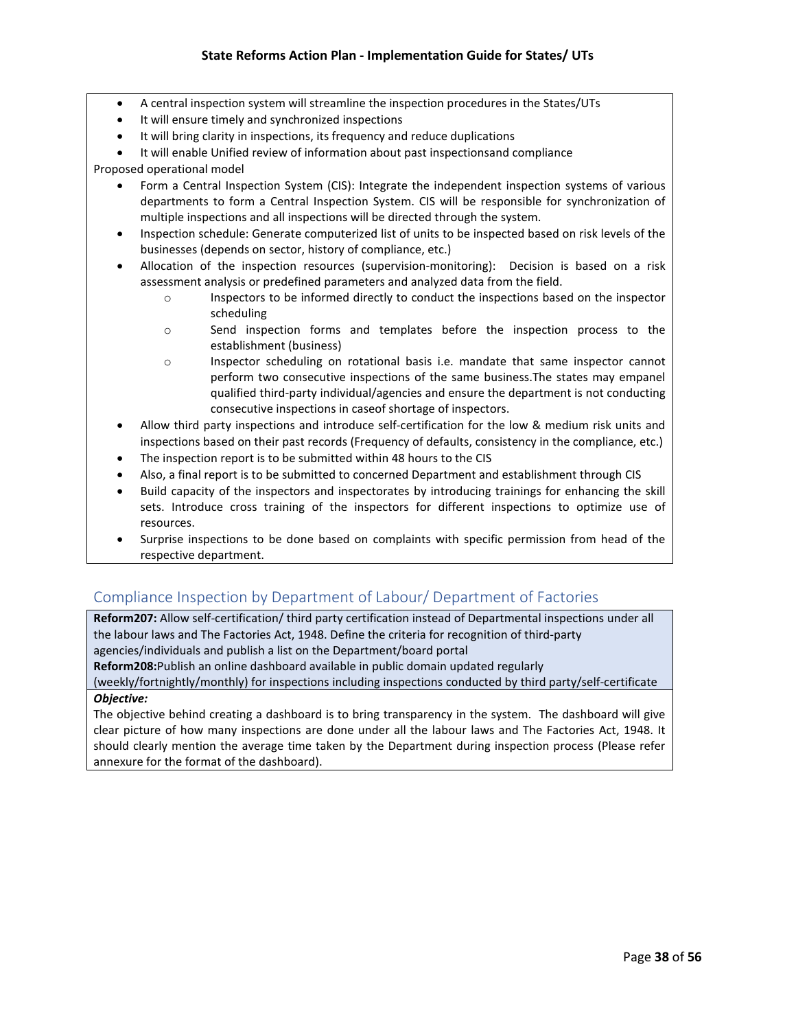- A central inspection system will streamline the inspection procedures in the States/UTs
- It will ensure timely and synchronized inspections
- It will bring clarity in inspections, its frequency and reduce duplications
- It will enable Unified review of information about past inspectionsand compliance

Proposed operational model

- Form a Central Inspection System (CIS): Integrate the independent inspection systems of various departments to form a Central Inspection System. CIS will be responsible for synchronization of multiple inspections and all inspections will be directed through the system.
- Inspection schedule: Generate computerized list of units to be inspected based on risk levels of the businesses (depends on sector, history of compliance, etc.)
- Allocation of the inspection resources (supervision-monitoring): Decision is based on a risk assessment analysis or predefined parameters and analyzed data from the field.
    - Inspectors to be informed directly to conduct the inspections based on the inspector scheduling
    - Send inspection forms and templates before the inspection process to the establishment (business)
    - Inspector scheduling on rotational basis i.e. mandate that same inspector cannot perform two consecutive inspections of the same business.The states may empanel qualified third-party individual/agencies and ensure the department is not conducting consecutive inspections in caseof shortage of inspectors.
- Allow third party inspections and introduce self-certification for the low & medium risk units and inspections based on their past records (Frequency of defaults, consistency in the compliance, etc.)
- The inspection report is to be submitted within 48 hours to the CIS
- Also, a final report is to be submitted to concerned Department and establishment through CIS
- Build capacity of the inspectors and inspectorates by introducing trainings for enhancing the skill sets. Introduce cross training of the inspectors for different inspections to optimize use of resources.
- Surprise inspections to be done based on complaints with specific permission from head of the respective department.

## Compliance Inspection by Department of Labour/ Department of Factories

**Reform207:** Allow self-certification/ third party certification instead of Departmental inspections under all the labour laws and The Factories Act, 1948. Define the criteria for recognition of third-party agencies/individuals and publish a list on the Department/board portal

**Reform208:**Publish an online dashboard available in public domain updated regularly (weekly/fortnightly/monthly) for inspections including inspections conducted by third party/self-certificate

***Objective:***

The objective behind creating a dashboard is to bring transparency in the system. The dashboard will give clear picture of how many inspections are done under all the labour laws and The Factories Act, 1948. It should clearly mention the average time taken by the Department during inspection process (Please refer annexure for the format of the dashboard).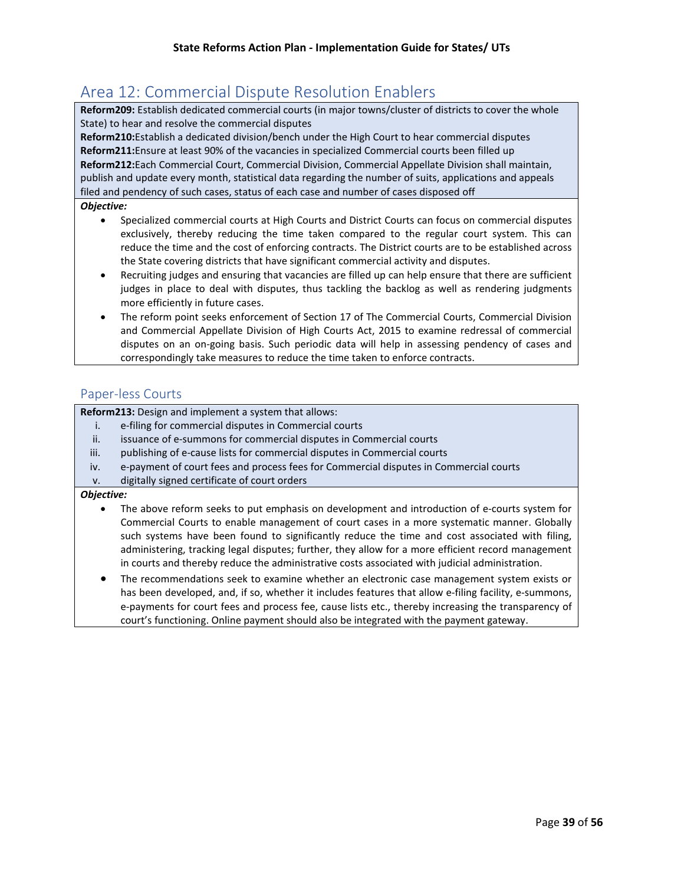## Area 12: Commercial Dispute Resolution Enablers

**Reform209:** Establish dedicated commercial courts (in major towns/cluster of districts to cover the whole State) to hear and resolve the commercial disputes

**Reform210:**Establish a dedicated division/bench under the High Court to hear commercial disputes

**Reform211:**Ensure at least 90% of the vacancies in specialized Commercial courts been filled up

**Reform212:**Each Commercial Court, Commercial Division, Commercial Appellate Division shall maintain, publish and update every month, statistical data regarding the number of suits, applications and appeals filed and pendency of such cases, status of each case and number of cases disposed off

***Objective:***

- Specialized commercial courts at High Courts and District Courts can focus on commercial disputes exclusively, thereby reducing the time taken compared to the regular court system. This can reduce the time and the cost of enforcing contracts. The District courts are to be established across the State covering districts that have significant commercial activity and disputes.
- Recruiting judges and ensuring that vacancies are filled up can help ensure that there are sufficient judges in place to deal with disputes, thus tackling the backlog as well as rendering judgments more efficiently in future cases.
- The reform point seeks enforcement of Section 17 of The Commercial Courts, Commercial Division and Commercial Appellate Division of High Courts Act, 2015 to examine redressal of commercial disputes on an on-going basis. Such periodic data will help in assessing pendency of cases and correspondingly take measures to reduce the time taken to enforce contracts.

### Paper-less Courts

**Reform213:** Design and implement a system that allows:

1. e-filing for commercial disputes in Commercial courts
2. issuance of e-summons for commercial disputes in Commercial courts
3. publishing of e-cause lists for commercial disputes in Commercial courts
4. e-payment of court fees and process fees for Commercial disputes in Commercial courts
5. digitally signed certificate of court orders

***Objective:***

- The above reform seeks to put emphasis on development and introduction of e-courts system for Commercial Courts to enable management of court cases in a more systematic manner. Globally such systems have been found to significantly reduce the time and cost associated with filing, administering, tracking legal disputes; further, they allow for a more efficient record management in courts and thereby reduce the administrative costs associated with judicial administration.
- The recommendations seek to examine whether an electronic case management system exists or has been developed, and, if so, whether it includes features that allow e-filing facility, e-summons, e-payments for court fees and process fee, cause lists etc., thereby increasing the transparency of court's functioning. Online payment should also be integrated with the payment gateway.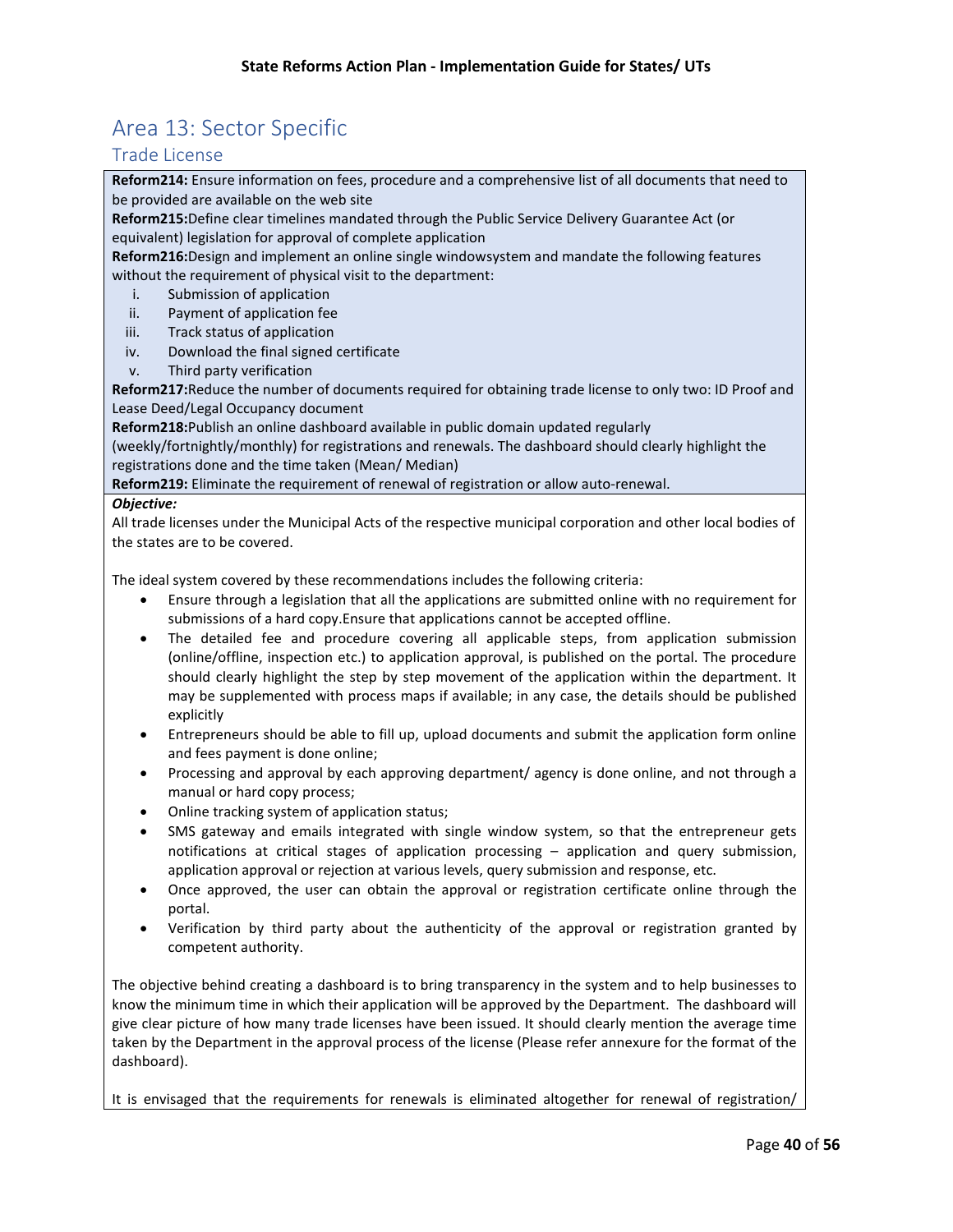# Area 13: Sector Specific

## Trade License

**Reform214:** Ensure information on fees, procedure and a comprehensive list of all documents that need to be provided are available on the web site

**Reform215:**Define clear timelines mandated through the Public Service Delivery Guarantee Act (or equivalent) legislation for approval of complete application

**Reform216:**Design and implement an online single windowsystem and mandate the following features without the requirement of physical visit to the department:

i. Submission of application
ii. Payment of application fee
iii. Track status of application
iv. Download the final signed certificate
v. Third party verification

**Reform217:**Reduce the number of documents required for obtaining trade license to only two: ID Proof and Lease Deed/Legal Occupancy document

**Reform218:**Publish an online dashboard available in public domain updated regularly (weekly/fortnightly/monthly) for registrations and renewals. The dashboard should clearly highlight the registrations done and the time taken (Mean/ Median)

**Reform219:** Eliminate the requirement of renewal of registration or allow auto-renewal.

***Objective:***

All trade licenses under the Municipal Acts of the respective municipal corporation and other local bodies of the states are to be covered.

The ideal system covered by these recommendations includes the following criteria:

- Ensure through a legislation that all the applications are submitted online with no requirement for submissions of a hard copy.Ensure that applications cannot be accepted offline.
- The detailed fee and procedure covering all applicable steps, from application submission (online/offline, inspection etc.) to application approval, is published on the portal. The procedure should clearly highlight the step by step movement of the application within the department. It may be supplemented with process maps if available; in any case, the details should be published explicitly
- Entrepreneurs should be able to fill up, upload documents and submit the application form online and fees payment is done online;
- Processing and approval by each approving department/ agency is done online, and not through a manual or hard copy process;
- Online tracking system of application status;
- SMS gateway and emails integrated with single window system, so that the entrepreneur gets notifications at critical stages of application processing – application and query submission, application approval or rejection at various levels, query submission and response, etc.
- Once approved, the user can obtain the approval or registration certificate online through the portal.
- Verification by third party about the authenticity of the approval or registration granted by competent authority.

The objective behind creating a dashboard is to bring transparency in the system and to help businesses to know the minimum time in which their application will be approved by the Department. The dashboard will give clear picture of how many trade licenses have been issued. It should clearly mention the average time taken by the Department in the approval process of the license (Please refer annexure for the format of the dashboard).

It is envisaged that the requirements for renewals is eliminated altogether for renewal of registration/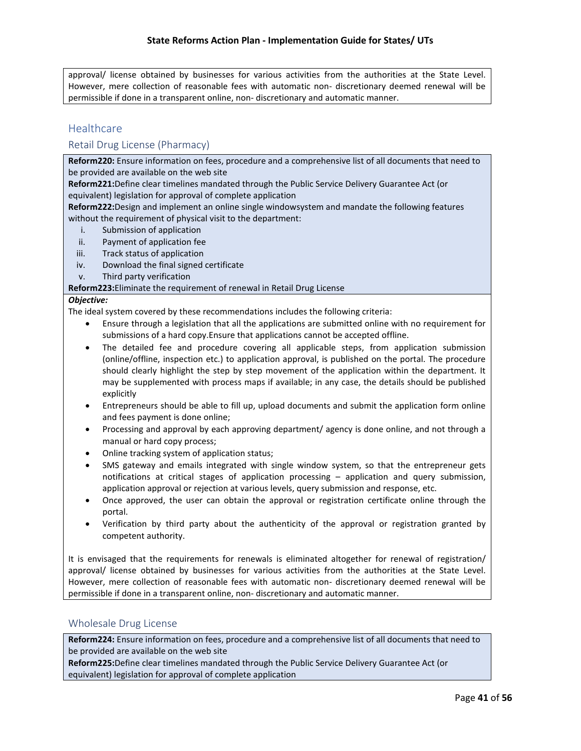approval/ license obtained by businesses for various activities from the authorities at the State Level. However, mere collection of reasonable fees with automatic non- discretionary deemed renewal will be permissible if done in a transparent online, non- discretionary and automatic manner.

## Healthcare

### Retail Drug License (Pharmacy)

**Reform220:** Ensure information on fees, procedure and a comprehensive list of all documents that need to be provided are available on the web site

**Reform221:**Define clear timelines mandated through the Public Service Delivery Guarantee Act (or equivalent) legislation for approval of complete application

**Reform222:**Design and implement an online single windowsystem and mandate the following features without the requirement of physical visit to the department:

i. Submission of application
ii. Payment of application fee
iii. Track status of application
iv. Download the final signed certificate
v. Third party verification

**Reform223:**Eliminate the requirement of renewal in Retail Drug License

***Objective:***

The ideal system covered by these recommendations includes the following criteria:

- Ensure through a legislation that all the applications are submitted online with no requirement for submissions of a hard copy.Ensure that applications cannot be accepted offline.
- The detailed fee and procedure covering all applicable steps, from application submission (online/offline, inspection etc.) to application approval, is published on the portal. The procedure should clearly highlight the step by step movement of the application within the department. It may be supplemented with process maps if available; in any case, the details should be published explicitly
- Entrepreneurs should be able to fill up, upload documents and submit the application form online and fees payment is done online;
- Processing and approval by each approving department/ agency is done online, and not through a manual or hard copy process;
- Online tracking system of application status;
- SMS gateway and emails integrated with single window system, so that the entrepreneur gets notifications at critical stages of application processing – application and query submission, application approval or rejection at various levels, query submission and response, etc.
- Once approved, the user can obtain the approval or registration certificate online through the portal.
- Verification by third party about the authenticity of the approval or registration granted by competent authority.

It is envisaged that the requirements for renewals is eliminated altogether for renewal of registration/ approval/ license obtained by businesses for various activities from the authorities at the State Level. However, mere collection of reasonable fees with automatic non- discretionary deemed renewal will be permissible if done in a transparent online, non- discretionary and automatic manner.

### Wholesale Drug License

**Reform224:** Ensure information on fees, procedure and a comprehensive list of all documents that need to be provided are available on the web site

**Reform225:**Define clear timelines mandated through the Public Service Delivery Guarantee Act (or equivalent) legislation for approval of complete application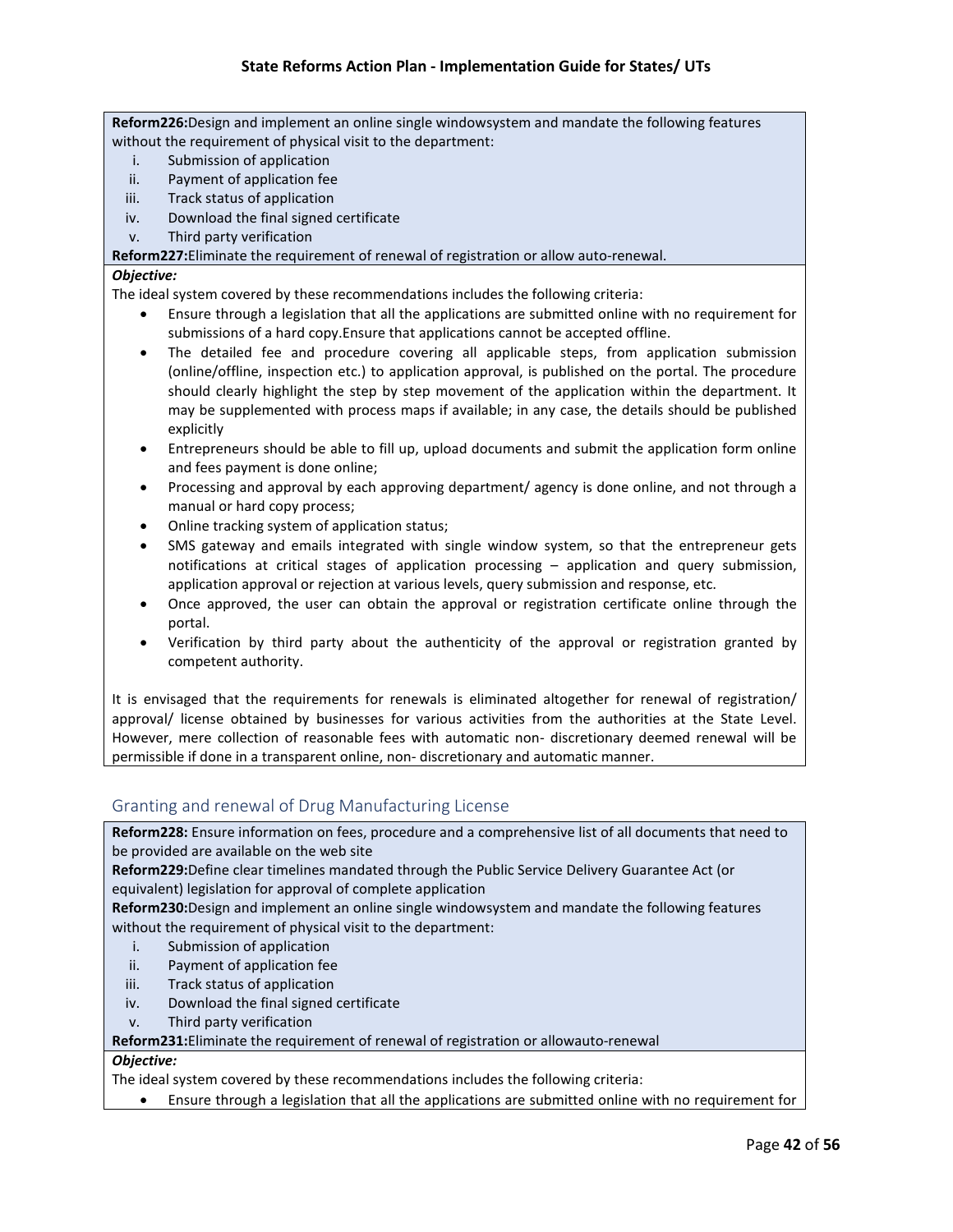**Reform226:**Design and implement an online single windowsystem and mandate the following features without the requirement of physical visit to the department:

i. Submission of application
ii. Payment of application fee
iii. Track status of application
iv. Download the final signed certificate
v. Third party verification

**Reform227:**Eliminate the requirement of renewal of registration or allow auto-renewal.

***Objective:***

The ideal system covered by these recommendations includes the following criteria:

- Ensure through a legislation that all the applications are submitted online with no requirement for submissions of a hard copy.Ensure that applications cannot be accepted offline.
- The detailed fee and procedure covering all applicable steps, from application submission (online/offline, inspection etc.) to application approval, is published on the portal. The procedure should clearly highlight the step by step movement of the application within the department. It may be supplemented with process maps if available; in any case, the details should be published explicitly
- Entrepreneurs should be able to fill up, upload documents and submit the application form online and fees payment is done online;
- Processing and approval by each approving department/ agency is done online, and not through a manual or hard copy process;
- Online tracking system of application status;
- SMS gateway and emails integrated with single window system, so that the entrepreneur gets notifications at critical stages of application processing – application and query submission, application approval or rejection at various levels, query submission and response, etc.
- Once approved, the user can obtain the approval or registration certificate online through the portal.
- Verification by third party about the authenticity of the approval or registration granted by competent authority.

It is envisaged that the requirements for renewals is eliminated altogether for renewal of registration/ approval/ license obtained by businesses for various activities from the authorities at the State Level. However, mere collection of reasonable fees with automatic non- discretionary deemed renewal will be permissible if done in a transparent online, non- discretionary and automatic manner.

## Granting and renewal of Drug Manufacturing License

**Reform228:** Ensure information on fees, procedure and a comprehensive list of all documents that need to be provided are available on the web site

**Reform229:**Define clear timelines mandated through the Public Service Delivery Guarantee Act (or equivalent) legislation for approval of complete application

**Reform230:**Design and implement an online single windowsystem and mandate the following features without the requirement of physical visit to the department:

i. Submission of application
ii. Payment of application fee
iii. Track status of application
iv. Download the final signed certificate
v. Third party verification

**Reform231:**Eliminate the requirement of renewal of registration or allowauto-renewal

***Objective:***

The ideal system covered by these recommendations includes the following criteria:

- Ensure through a legislation that all the applications are submitted online with no requirement for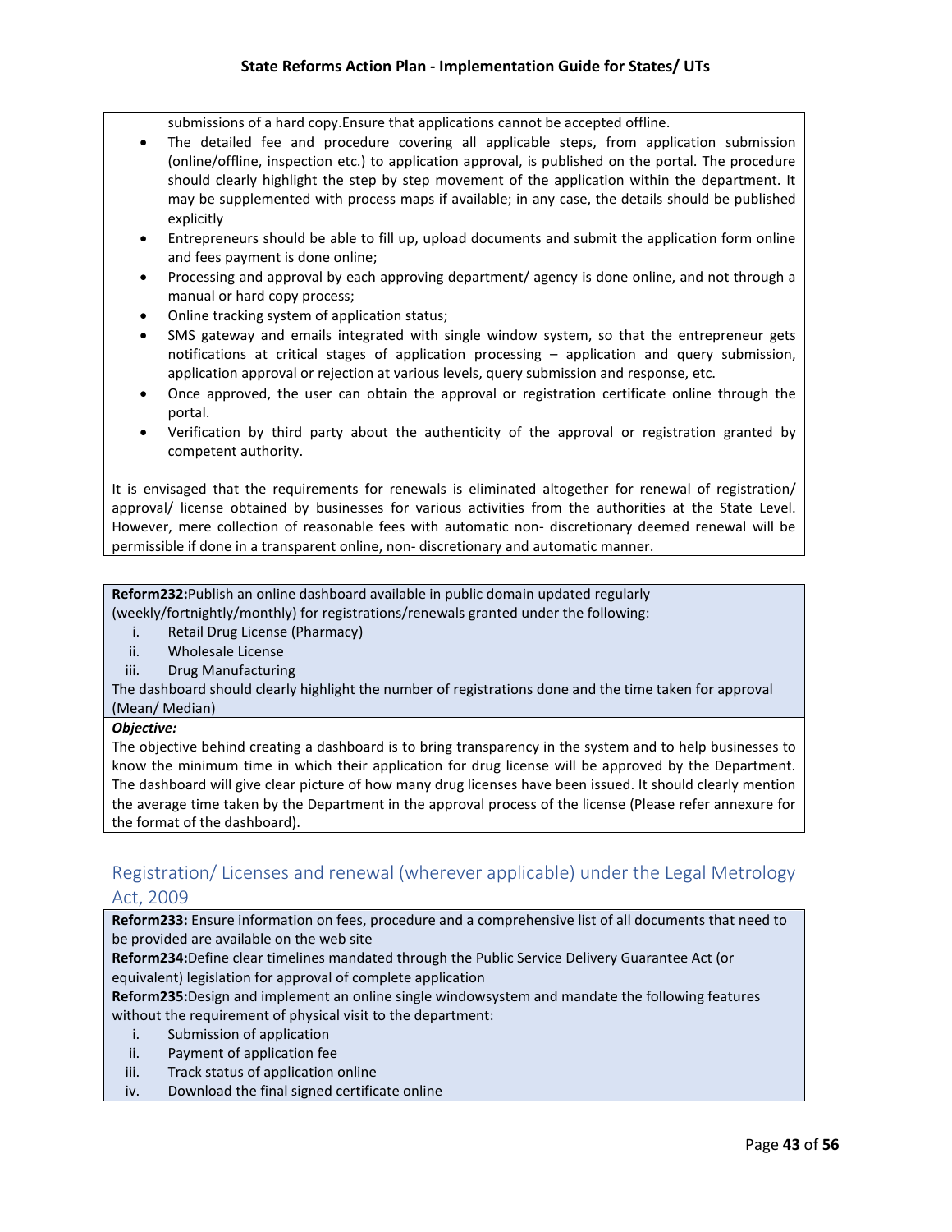submissions of a hard copy.Ensure that applications cannot be accepted offline.

- The detailed fee and procedure covering all applicable steps, from application submission (online/offline, inspection etc.) to application approval, is published on the portal. The procedure should clearly highlight the step by step movement of the application within the department. It may be supplemented with process maps if available; in any case, the details should be published explicitly
- Entrepreneurs should be able to fill up, upload documents and submit the application form online and fees payment is done online;
- Processing and approval by each approving department/ agency is done online, and not through a manual or hard copy process;
- Online tracking system of application status;
- SMS gateway and emails integrated with single window system, so that the entrepreneur gets notifications at critical stages of application processing – application and query submission, application approval or rejection at various levels, query submission and response, etc.
- Once approved, the user can obtain the approval or registration certificate online through the portal.
- Verification by third party about the authenticity of the approval or registration granted by competent authority.

It is envisaged that the requirements for renewals is eliminated altogether for renewal of registration/ approval/ license obtained by businesses for various activities from the authorities at the State Level. However, mere collection of reasonable fees with automatic non- discretionary deemed renewal will be permissible if done in a transparent online, non- discretionary and automatic manner.

**Reform232:**Publish an online dashboard available in public domain updated regularly (weekly/fortnightly/monthly) for registrations/renewals granted under the following:

i. Retail Drug License (Pharmacy)
ii. Wholesale License
iii. Drug Manufacturing

The dashboard should clearly highlight the number of registrations done and the time taken for approval (Mean/ Median)

***Objective:***

The objective behind creating a dashboard is to bring transparency in the system and to help businesses to know the minimum time in which their application for drug license will be approved by the Department. The dashboard will give clear picture of how many drug licenses have been issued. It should clearly mention the average time taken by the Department in the approval process of the license (Please refer annexure for the format of the dashboard).

## Registration/ Licenses and renewal (wherever applicable) under the Legal Metrology Act, 2009

**Reform233:** Ensure information on fees, procedure and a comprehensive list of all documents that need to be provided are available on the web site

**Reform234:**Define clear timelines mandated through the Public Service Delivery Guarantee Act (or equivalent) legislation for approval of complete application

**Reform235:**Design and implement an online single windowsystem and mandate the following features without the requirement of physical visit to the department:

i. Submission of application
ii. Payment of application fee
iii. Track status of application online
iv. Download the final signed certificate online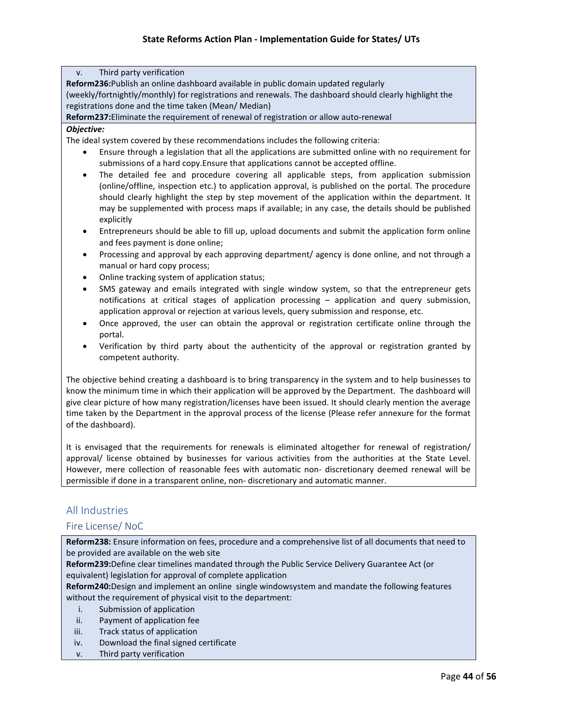v. Third party verification

**Reform236:**Publish an online dashboard available in public domain updated regularly (weekly/fortnightly/monthly) for registrations and renewals. The dashboard should clearly highlight the registrations done and the time taken (Mean/ Median)

**Reform237:**Eliminate the requirement of renewal of registration or allow auto-renewal

***Objective:***

The ideal system covered by these recommendations includes the following criteria:

- Ensure through a legislation that all the applications are submitted online with no requirement for submissions of a hard copy.Ensure that applications cannot be accepted offline.
- The detailed fee and procedure covering all applicable steps, from application submission (online/offline, inspection etc.) to application approval, is published on the portal. The procedure should clearly highlight the step by step movement of the application within the department. It may be supplemented with process maps if available; in any case, the details should be published explicitly
- Entrepreneurs should be able to fill up, upload documents and submit the application form online and fees payment is done online;
- Processing and approval by each approving department/ agency is done online, and not through a manual or hard copy process;
- Online tracking system of application status;
- SMS gateway and emails integrated with single window system, so that the entrepreneur gets notifications at critical stages of application processing – application and query submission, application approval or rejection at various levels, query submission and response, etc.
- Once approved, the user can obtain the approval or registration certificate online through the portal.
- Verification by third party about the authenticity of the approval or registration granted by competent authority.

The objective behind creating a dashboard is to bring transparency in the system and to help businesses to know the minimum time in which their application will be approved by the Department. The dashboard will give clear picture of how many registration/licenses have been issued. It should clearly mention the average time taken by the Department in the approval process of the license (Please refer annexure for the format of the dashboard).

It is envisaged that the requirements for renewals is eliminated altogether for renewal of registration/ approval/ license obtained by businesses for various activities from the authorities at the State Level. However, mere collection of reasonable fees with automatic non- discretionary deemed renewal will be permissible if done in a transparent online, non- discretionary and automatic manner.

## All Industries

### Fire License/ NoC

**Reform238:** Ensure information on fees, procedure and a comprehensive list of all documents that need to be provided are available on the web site

**Reform239:**Define clear timelines mandated through the Public Service Delivery Guarantee Act (or equivalent) legislation for approval of complete application

**Reform240:**Design and implement an online single windowsystem and mandate the following features without the requirement of physical visit to the department:

i. Submission of application
ii. Payment of application fee
iii. Track status of application
iv. Download the final signed certificate
v. Third party verification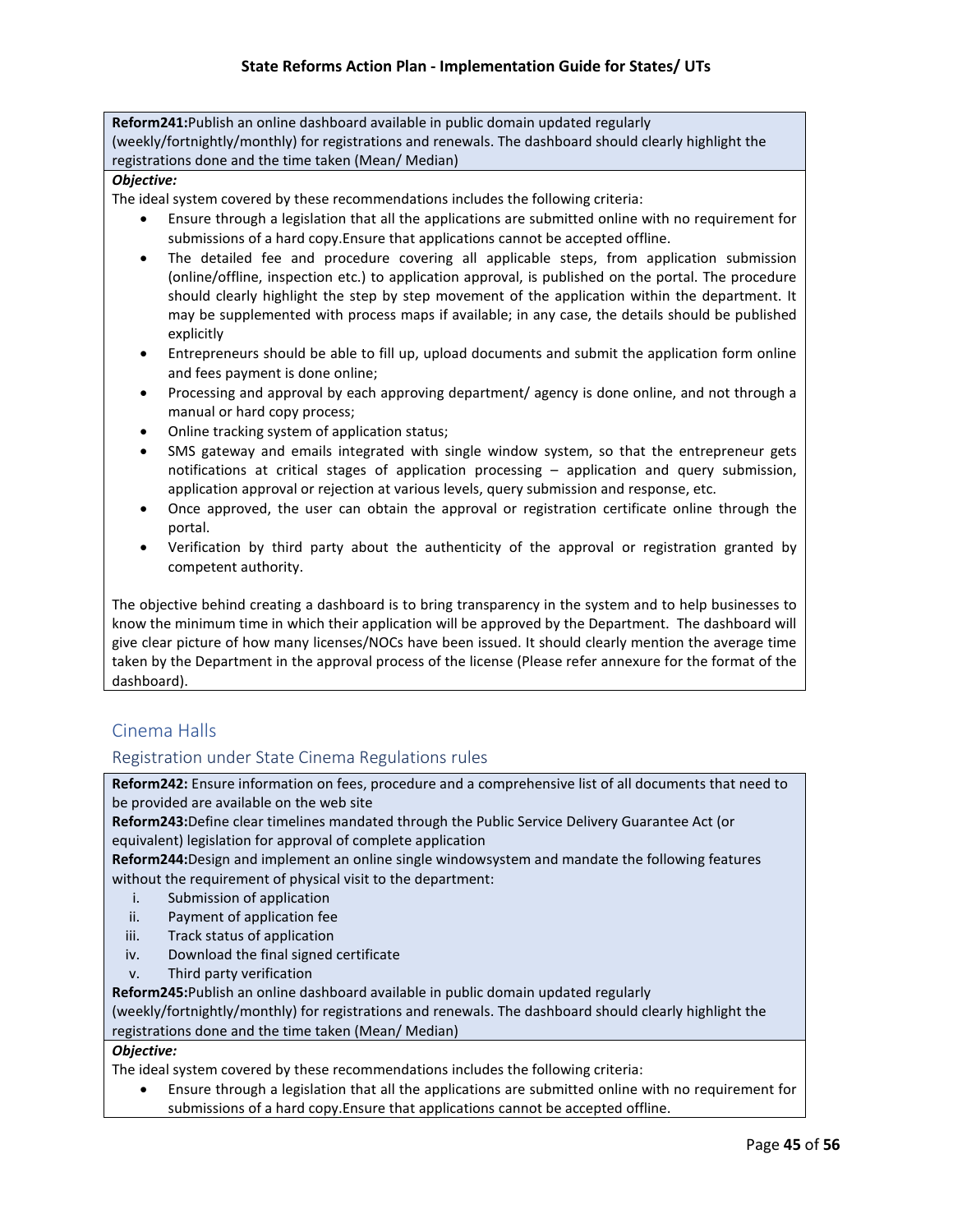**Reform241:** Publish an online dashboard available in public domain updated regularly (weekly/fortnightly/monthly) for registrations and renewals. The dashboard should clearly highlight the registrations done and the time taken (Mean/ Median)

***Objective:***

The ideal system covered by these recommendations includes the following criteria:

- Ensure through a legislation that all the applications are submitted online with no requirement for submissions of a hard copy.Ensure that applications cannot be accepted offline.
- The detailed fee and procedure covering all applicable steps, from application submission (online/offline, inspection etc.) to application approval, is published on the portal. The procedure should clearly highlight the step by step movement of the application within the department. It may be supplemented with process maps if available; in any case, the details should be published explicitly
- Entrepreneurs should be able to fill up, upload documents and submit the application form online and fees payment is done online;
- Processing and approval by each approving department/ agency is done online, and not through a manual or hard copy process;
- Online tracking system of application status;
- SMS gateway and emails integrated with single window system, so that the entrepreneur gets notifications at critical stages of application processing – application and query submission, application approval or rejection at various levels, query submission and response, etc.
- Once approved, the user can obtain the approval or registration certificate online through the portal.
- Verification by third party about the authenticity of the approval or registration granted by competent authority.

The objective behind creating a dashboard is to bring transparency in the system and to help businesses to know the minimum time in which their application will be approved by the Department. The dashboard will give clear picture of how many licenses/NOCs have been issued. It should clearly mention the average time taken by the Department in the approval process of the license (Please refer annexure for the format of the dashboard).

## Cinema Halls

### Registration under State Cinema Regulations rules

**Reform242:** Ensure information on fees, procedure and a comprehensive list of all documents that need to be provided are available on the web site

**Reform243:** Define clear timelines mandated through the Public Service Delivery Guarantee Act (or equivalent) legislation for approval of complete application

**Reform244:** Design and implement an online single windowsystem and mandate the following features without the requirement of physical visit to the department:

i. Submission of application
ii. Payment of application fee
iii. Track status of application
iv. Download the final signed certificate
v. Third party verification

**Reform245:** Publish an online dashboard available in public domain updated regularly (weekly/fortnightly/monthly) for registrations and renewals. The dashboard should clearly highlight the registrations done and the time taken (Mean/ Median)

***Objective:***

The ideal system covered by these recommendations includes the following criteria:

- Ensure through a legislation that all the applications are submitted online with no requirement for submissions of a hard copy.Ensure that applications cannot be accepted offline.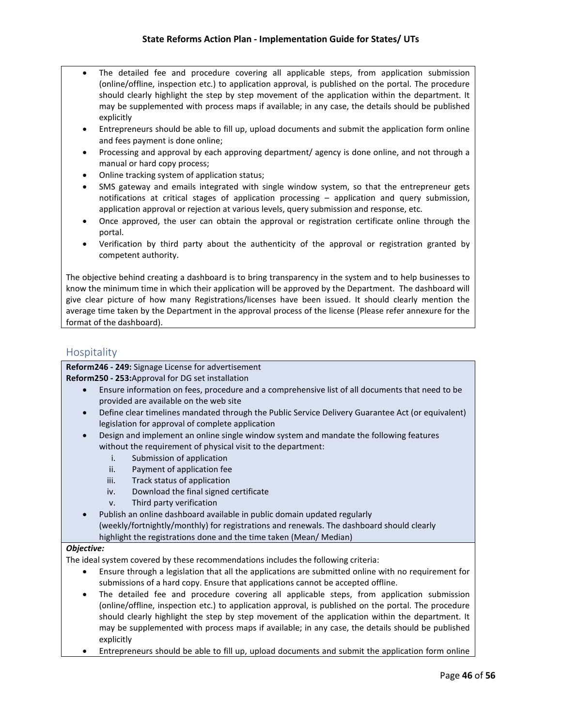- The detailed fee and procedure covering all applicable steps, from application submission (online/offline, inspection etc.) to application approval, is published on the portal. The procedure should clearly highlight the step by step movement of the application within the department. It may be supplemented with process maps if available; in any case, the details should be published explicitly
- Entrepreneurs should be able to fill up, upload documents and submit the application form online and fees payment is done online;
- Processing and approval by each approving department/ agency is done online, and not through a manual or hard copy process;
- Online tracking system of application status;
- SMS gateway and emails integrated with single window system, so that the entrepreneur gets notifications at critical stages of application processing – application and query submission, application approval or rejection at various levels, query submission and response, etc.
- Once approved, the user can obtain the approval or registration certificate online through the portal.
- Verification by third party about the authenticity of the approval or registration granted by competent authority.

The objective behind creating a dashboard is to bring transparency in the system and to help businesses to know the minimum time in which their application will be approved by the Department. The dashboard will give clear picture of how many Registrations/licenses have been issued. It should clearly mention the average time taken by the Department in the approval process of the license (Please refer annexure for the format of the dashboard).

## Hospitality

**Reform246 - 249:** Signage License for advertisement
**Reform250 - 253:**Approval for DG set installation

- Ensure information on fees, procedure and a comprehensive list of all documents that need to be provided are available on the web site
- Define clear timelines mandated through the Public Service Delivery Guarantee Act (or equivalent) legislation for approval of complete application
- Design and implement an online single window system and mandate the following features without the requirement of physical visit to the department:
    i. Submission of application
    ii. Payment of application fee
    iii. Track status of application
    iv. Download the final signed certificate
    v. Third party verification
- Publish an online dashboard available in public domain updated regularly (weekly/fortnightly/monthly) for registrations and renewals. The dashboard should clearly highlight the registrations done and the time taken (Mean/ Median)

***Objective:***

The ideal system covered by these recommendations includes the following criteria:

- Ensure through a legislation that all the applications are submitted online with no requirement for submissions of a hard copy. Ensure that applications cannot be accepted offline.
- The detailed fee and procedure covering all applicable steps, from application submission (online/offline, inspection etc.) to application approval, is published on the portal. The procedure should clearly highlight the step by step movement of the application within the department. It may be supplemented with process maps if available; in any case, the details should be published explicitly
- Entrepreneurs should be able to fill up, upload documents and submit the application form online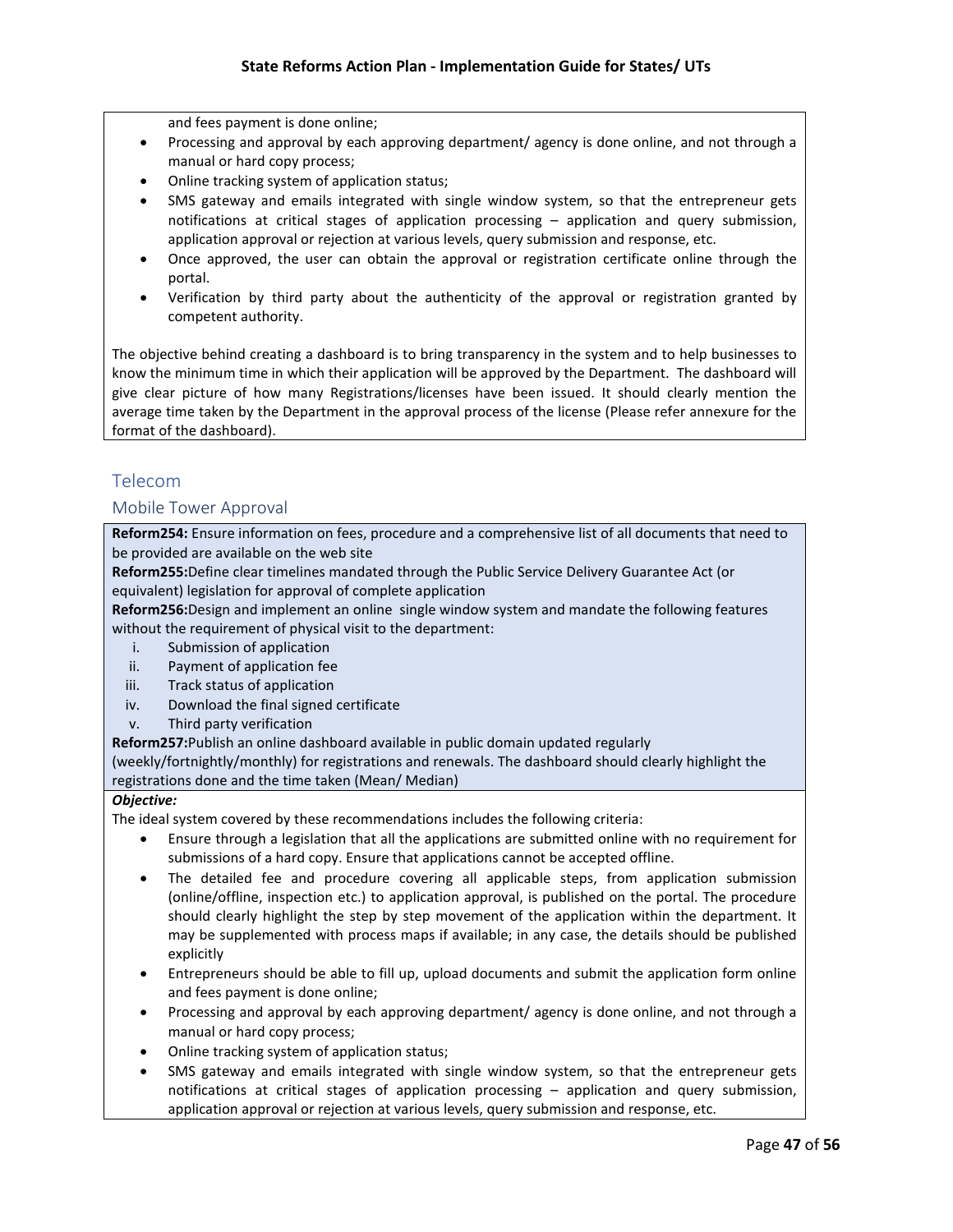and fees payment is done online;

- Processing and approval by each approving department/ agency is done online, and not through a manual or hard copy process;
- Online tracking system of application status;
- SMS gateway and emails integrated with single window system, so that the entrepreneur gets notifications at critical stages of application processing – application and query submission, application approval or rejection at various levels, query submission and response, etc.
- Once approved, the user can obtain the approval or registration certificate online through the portal.
- Verification by third party about the authenticity of the approval or registration granted by competent authority.

The objective behind creating a dashboard is to bring transparency in the system and to help businesses to know the minimum time in which their application will be approved by the Department. The dashboard will give clear picture of how many Registrations/licenses have been issued. It should clearly mention the average time taken by the Department in the approval process of the license (Please refer annexure for the format of the dashboard).

## Telecom

### Mobile Tower Approval

**Reform254:** Ensure information on fees, procedure and a comprehensive list of all documents that need to be provided are available on the web site

**Reform255:**Define clear timelines mandated through the Public Service Delivery Guarantee Act (or equivalent) legislation for approval of complete application

**Reform256:**Design and implement an online single window system and mandate the following features without the requirement of physical visit to the department:

i. Submission of application
ii. Payment of application fee
iii. Track status of application
iv. Download the final signed certificate
v. Third party verification

**Reform257:**Publish an online dashboard available in public domain updated regularly (weekly/fortnightly/monthly) for registrations and renewals. The dashboard should clearly highlight the registrations done and the time taken (Mean/ Median)

***Objective:***

The ideal system covered by these recommendations includes the following criteria:

- Ensure through a legislation that all the applications are submitted online with no requirement for submissions of a hard copy. Ensure that applications cannot be accepted offline.
- The detailed fee and procedure covering all applicable steps, from application submission (online/offline, inspection etc.) to application approval, is published on the portal. The procedure should clearly highlight the step by step movement of the application within the department. It may be supplemented with process maps if available; in any case, the details should be published explicitly
- Entrepreneurs should be able to fill up, upload documents and submit the application form online and fees payment is done online;
- Processing and approval by each approving department/ agency is done online, and not through a manual or hard copy process;
- Online tracking system of application status;
- SMS gateway and emails integrated with single window system, so that the entrepreneur gets notifications at critical stages of application processing – application and query submission, application approval or rejection at various levels, query submission and response, etc.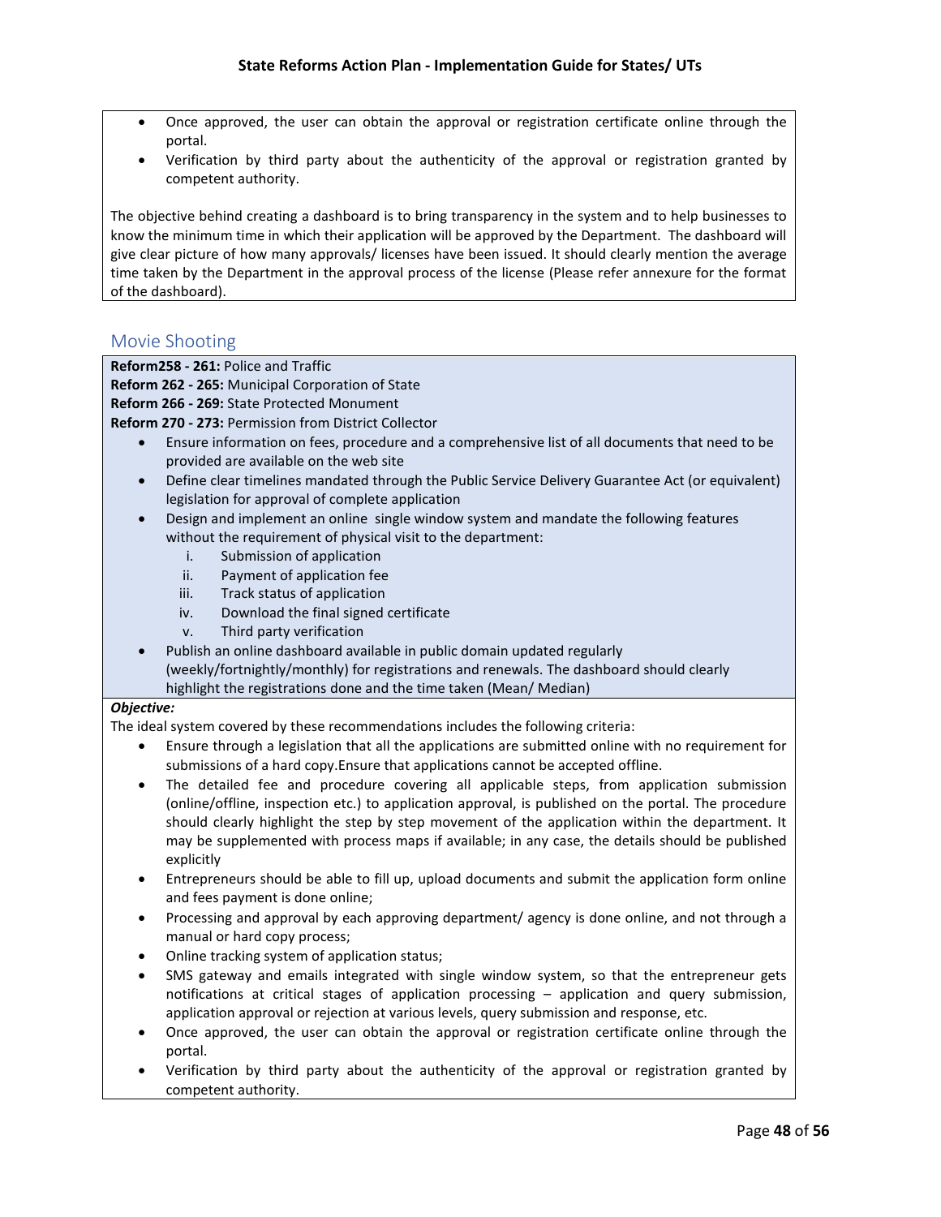- Once approved, the user can obtain the approval or registration certificate online through the portal.
- Verification by third party about the authenticity of the approval or registration granted by competent authority.

The objective behind creating a dashboard is to bring transparency in the system and to help businesses to know the minimum time in which their application will be approved by the Department. The dashboard will give clear picture of how many approvals/ licenses have been issued. It should clearly mention the average time taken by the Department in the approval process of the license (Please refer annexure for the format of the dashboard).

## Movie Shooting

**Reform258 - 261:** Police and Traffic
**Reform 262 - 265:** Municipal Corporation of State
**Reform 266 - 269:** State Protected Monument
**Reform 270 - 273:** Permission from District Collector

- Ensure information on fees, procedure and a comprehensive list of all documents that need to be provided are available on the web site
- Define clear timelines mandated through the Public Service Delivery Guarantee Act (or equivalent) legislation for approval of complete application
- Design and implement an online single window system and mandate the following features without the requirement of physical visit to the department:
  - i. Submission of application
  - ii. Payment of application fee
  - iii. Track status of application
  - iv. Download the final signed certificate
  - v. Third party verification
- Publish an online dashboard available in public domain updated regularly (weekly/fortnightly/monthly) for registrations and renewals. The dashboard should clearly highlight the registrations done and the time taken (Mean/ Median)

***Objective:***

The ideal system covered by these recommendations includes the following criteria:

- Ensure through a legislation that all the applications are submitted online with no requirement for submissions of a hard copy.Ensure that applications cannot be accepted offline.
- The detailed fee and procedure covering all applicable steps, from application submission (online/offline, inspection etc.) to application approval, is published on the portal. The procedure should clearly highlight the step by step movement of the application within the department. It may be supplemented with process maps if available; in any case, the details should be published explicitly
- Entrepreneurs should be able to fill up, upload documents and submit the application form online and fees payment is done online;
- Processing and approval by each approving department/ agency is done online, and not through a manual or hard copy process;
- Online tracking system of application status;
- SMS gateway and emails integrated with single window system, so that the entrepreneur gets notifications at critical stages of application processing – application and query submission, application approval or rejection at various levels, query submission and response, etc.
- Once approved, the user can obtain the approval or registration certificate online through the portal.
- Verification by third party about the authenticity of the approval or registration granted by competent authority.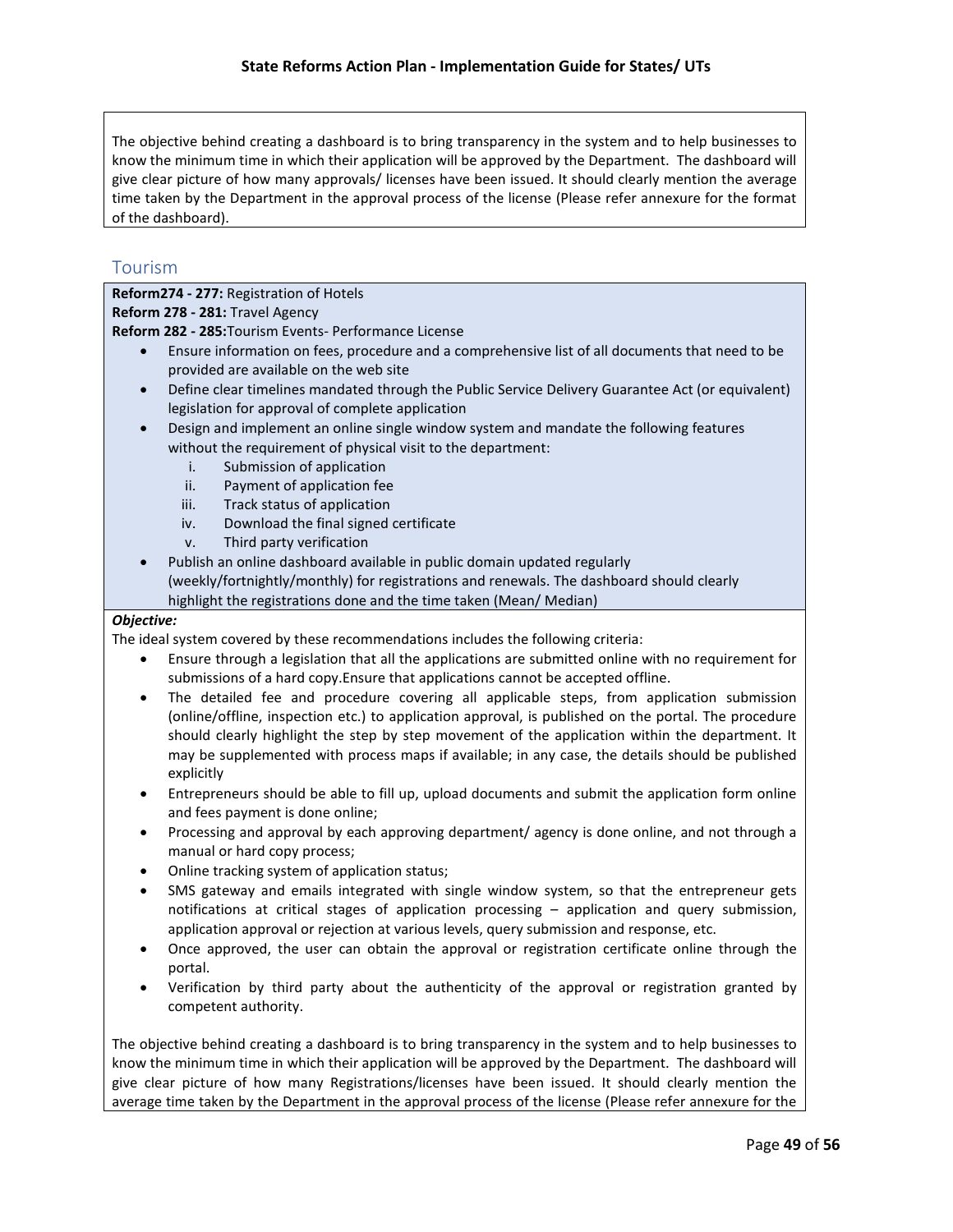The objective behind creating a dashboard is to bring transparency in the system and to help businesses to know the minimum time in which their application will be approved by the Department. The dashboard will give clear picture of how many approvals/ licenses have been issued. It should clearly mention the average time taken by the Department in the approval process of the license (Please refer annexure for the format of the dashboard).

## Tourism

**Reform274 - 277:** Registration of Hotels
**Reform 278 - 281:** Travel Agency
**Reform 282 - 285:**Tourism Events- Performance License

- Ensure information on fees, procedure and a comprehensive list of all documents that need to be provided are available on the web site
- Define clear timelines mandated through the Public Service Delivery Guarantee Act (or equivalent) legislation for approval of complete application
- Design and implement an online single window system and mandate the following features without the requirement of physical visit to the department:
    1. Submission of application
    2. Payment of application fee
    3. Track status of application
    4. Download the final signed certificate
    5. Third party verification
- Publish an online dashboard available in public domain updated regularly (weekly/fortnightly/monthly) for registrations and renewals. The dashboard should clearly highlight the registrations done and the time taken (Mean/ Median)

***Objective:***

The ideal system covered by these recommendations includes the following criteria:

- Ensure through a legislation that all the applications are submitted online with no requirement for submissions of a hard copy.Ensure that applications cannot be accepted offline.
- The detailed fee and procedure covering all applicable steps, from application submission (online/offline, inspection etc.) to application approval, is published on the portal. The procedure should clearly highlight the step by step movement of the application within the department. It may be supplemented with process maps if available; in any case, the details should be published explicitly
- Entrepreneurs should be able to fill up, upload documents and submit the application form online and fees payment is done online;
- Processing and approval by each approving department/ agency is done online, and not through a manual or hard copy process;
- Online tracking system of application status;
- SMS gateway and emails integrated with single window system, so that the entrepreneur gets notifications at critical stages of application processing – application and query submission, application approval or rejection at various levels, query submission and response, etc.
- Once approved, the user can obtain the approval or registration certificate online through the portal.
- Verification by third party about the authenticity of the approval or registration granted by competent authority.

The objective behind creating a dashboard is to bring transparency in the system and to help businesses to know the minimum time in which their application will be approved by the Department. The dashboard will give clear picture of how many Registrations/licenses have been issued. It should clearly mention the average time taken by the Department in the approval process of the license (Please refer annexure for the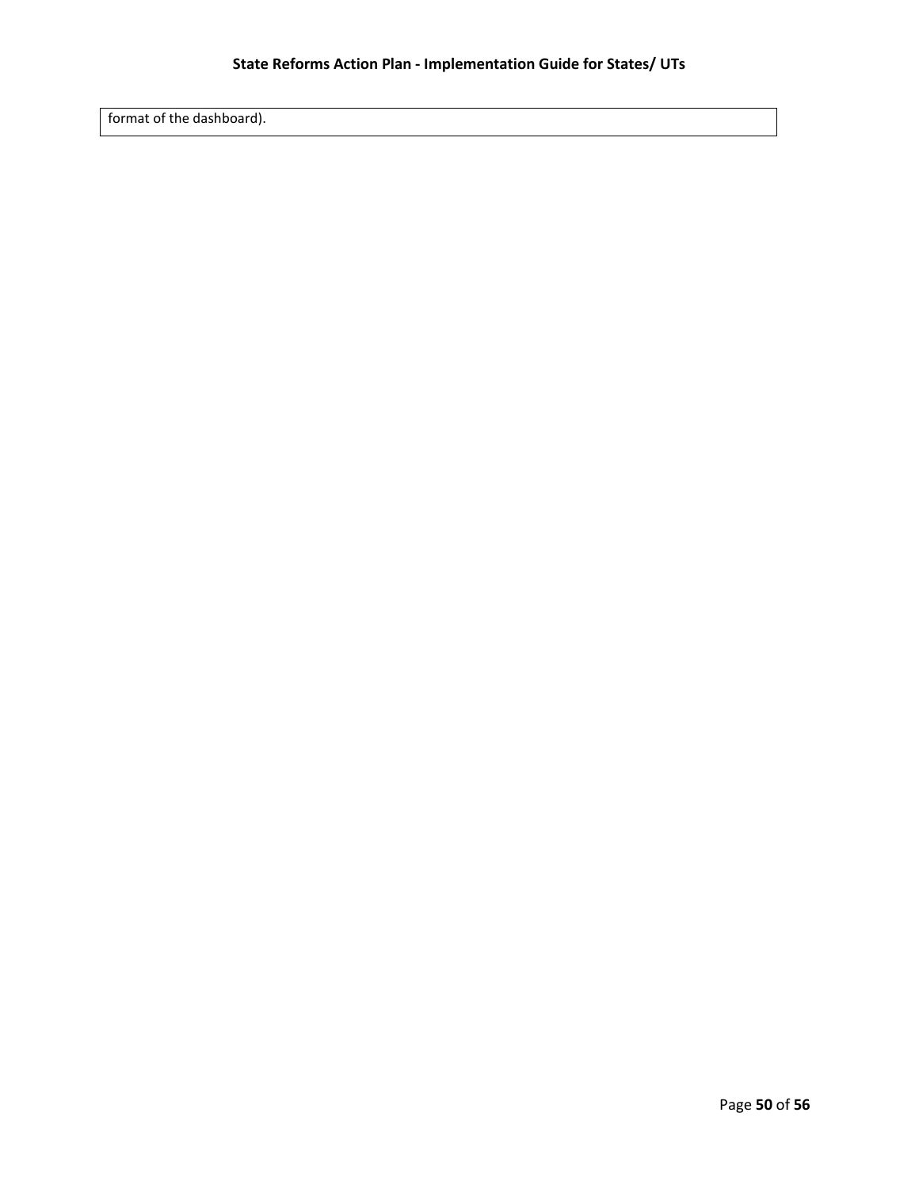| format of the dashboard). |
|---|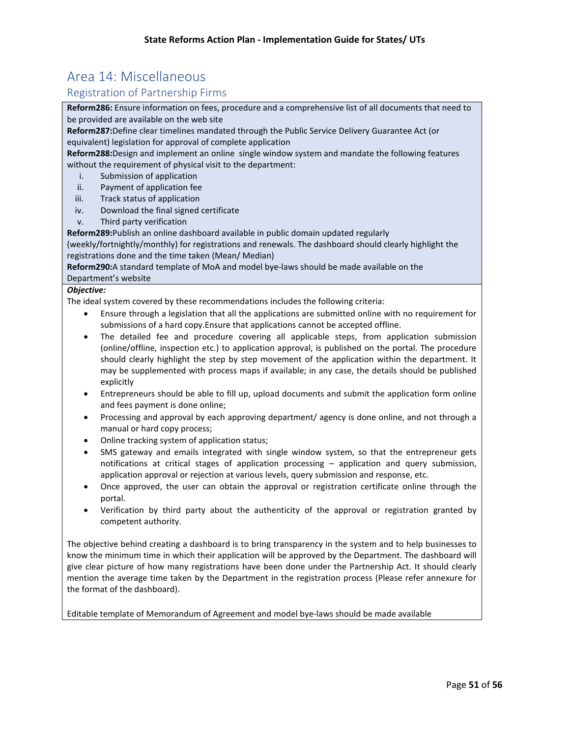# Area 14: Miscellaneous

## Registration of Partnership Firms

**Reform286:** Ensure information on fees, procedure and a comprehensive list of all documents that need to be provided are available on the web site

**Reform287:**Define clear timelines mandated through the Public Service Delivery Guarantee Act (or equivalent) legislation for approval of complete application

**Reform288:**Design and implement an online single window system and mandate the following features without the requirement of physical visit to the department:

i. Submission of application
ii. Payment of application fee
iii. Track status of application
iv. Download the final signed certificate
v. Third party verification

**Reform289:**Publish an online dashboard available in public domain updated regularly (weekly/fortnightly/monthly) for registrations and renewals. The dashboard should clearly highlight the registrations done and the time taken (Mean/ Median)

**Reform290:**A standard template of MoA and model bye-laws should be made available on the Department's website

***Objective:***

The ideal system covered by these recommendations includes the following criteria:

- Ensure through a legislation that all the applications are submitted online with no requirement for submissions of a hard copy.Ensure that applications cannot be accepted offline.
- The detailed fee and procedure covering all applicable steps, from application submission (online/offline, inspection etc.) to application approval, is published on the portal. The procedure should clearly highlight the step by step movement of the application within the department. It may be supplemented with process maps if available; in any case, the details should be published explicitly
- Entrepreneurs should be able to fill up, upload documents and submit the application form online and fees payment is done online;
- Processing and approval by each approving department/ agency is done online, and not through a manual or hard copy process;
- Online tracking system of application status;
- SMS gateway and emails integrated with single window system, so that the entrepreneur gets notifications at critical stages of application processing – application and query submission, application approval or rejection at various levels, query submission and response, etc.
- Once approved, the user can obtain the approval or registration certificate online through the portal.
- Verification by third party about the authenticity of the approval or registration granted by competent authority.

The objective behind creating a dashboard is to bring transparency in the system and to help businesses to know the minimum time in which their application will be approved by the Department. The dashboard will give clear picture of how many registrations have been done under the Partnership Act. It should clearly mention the average time taken by the Department in the registration process (Please refer annexure for the format of the dashboard).

Editable template of Memorandum of Agreement and model bye-laws should be made available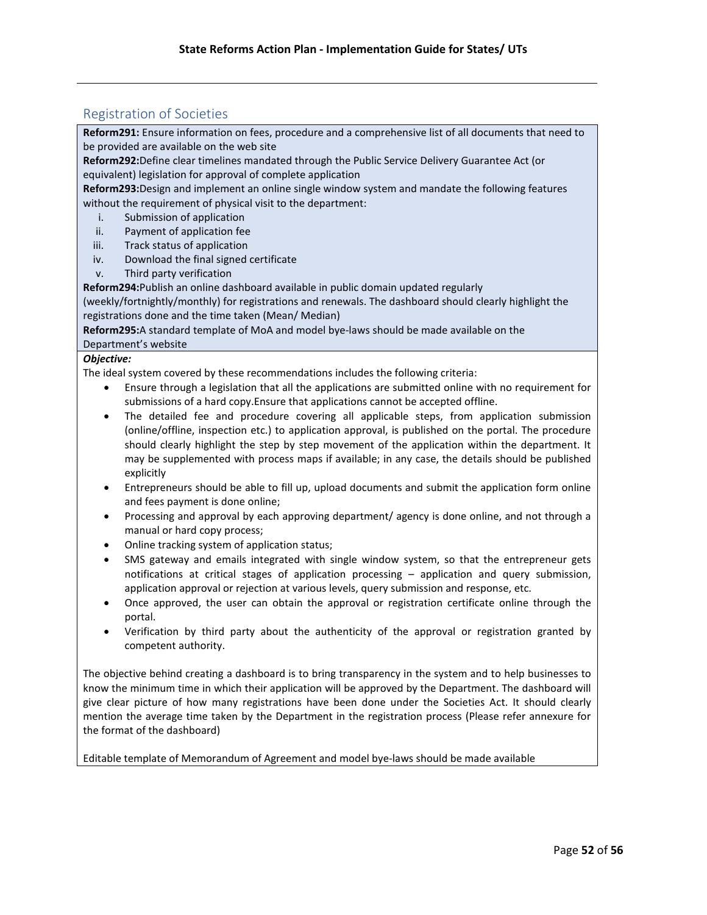## Registration of Societies

**Reform291:** Ensure information on fees, procedure and a comprehensive list of all documents that need to be provided are available on the web site

**Reform292:**Define clear timelines mandated through the Public Service Delivery Guarantee Act (or equivalent) legislation for approval of complete application

**Reform293:**Design and implement an online single window system and mandate the following features without the requirement of physical visit to the department:

i. Submission of application
ii. Payment of application fee
iii. Track status of application
iv. Download the final signed certificate
v. Third party verification

**Reform294:**Publish an online dashboard available in public domain updated regularly (weekly/fortnightly/monthly) for registrations and renewals. The dashboard should clearly highlight the registrations done and the time taken (Mean/ Median)

**Reform295:**A standard template of MoA and model bye-laws should be made available on the Department's website

***Objective:***

The ideal system covered by these recommendations includes the following criteria:

- Ensure through a legislation that all the applications are submitted online with no requirement for submissions of a hard copy.Ensure that applications cannot be accepted offline.
- The detailed fee and procedure covering all applicable steps, from application submission (online/offline, inspection etc.) to application approval, is published on the portal. The procedure should clearly highlight the step by step movement of the application within the department. It may be supplemented with process maps if available; in any case, the details should be published explicitly
- Entrepreneurs should be able to fill up, upload documents and submit the application form online and fees payment is done online;
- Processing and approval by each approving department/ agency is done online, and not through a manual or hard copy process;
- Online tracking system of application status;
- SMS gateway and emails integrated with single window system, so that the entrepreneur gets notifications at critical stages of application processing – application and query submission, application approval or rejection at various levels, query submission and response, etc.
- Once approved, the user can obtain the approval or registration certificate online through the portal.
- Verification by third party about the authenticity of the approval or registration granted by competent authority.

The objective behind creating a dashboard is to bring transparency in the system and to help businesses to know the minimum time in which their application will be approved by the Department. The dashboard will give clear picture of how many registrations have been done under the Societies Act. It should clearly mention the average time taken by the Department in the registration process (Please refer annexure for the format of the dashboard)

Editable template of Memorandum of Agreement and model bye-laws should be made available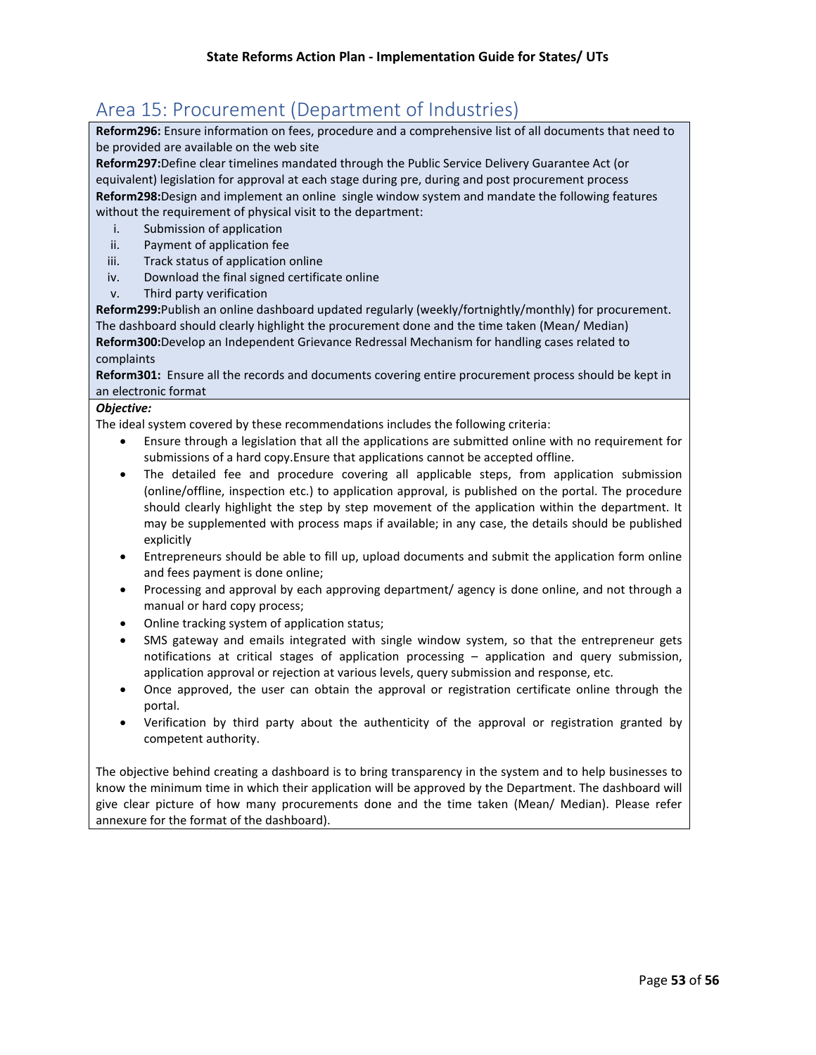## Area 15: Procurement (Department of Industries)

**Reform296:** Ensure information on fees, procedure and a comprehensive list of all documents that need to be provided are available on the web site

**Reform297:**Define clear timelines mandated through the Public Service Delivery Guarantee Act (or equivalent) legislation for approval at each stage during pre, during and post procurement process

**Reform298:**Design and implement an online single window system and mandate the following features without the requirement of physical visit to the department:

i. Submission of application
ii. Payment of application fee
iii. Track status of application online
iv. Download the final signed certificate online
v. Third party verification

**Reform299:**Publish an online dashboard updated regularly (weekly/fortnightly/monthly) for procurement. The dashboard should clearly highlight the procurement done and the time taken (Mean/ Median)

**Reform300:**Develop an Independent Grievance Redressal Mechanism for handling cases related to complaints

**Reform301:** Ensure all the records and documents covering entire procurement process should be kept in an electronic format

***Objective:***

The ideal system covered by these recommendations includes the following criteria:

- Ensure through a legislation that all the applications are submitted online with no requirement for submissions of a hard copy.Ensure that applications cannot be accepted offline.
- The detailed fee and procedure covering all applicable steps, from application submission (online/offline, inspection etc.) to application approval, is published on the portal. The procedure should clearly highlight the step by step movement of the application within the department. It may be supplemented with process maps if available; in any case, the details should be published explicitly
- Entrepreneurs should be able to fill up, upload documents and submit the application form online and fees payment is done online;
- Processing and approval by each approving department/ agency is done online, and not through a manual or hard copy process;
- Online tracking system of application status;
- SMS gateway and emails integrated with single window system, so that the entrepreneur gets notifications at critical stages of application processing – application and query submission, application approval or rejection at various levels, query submission and response, etc.
- Once approved, the user can obtain the approval or registration certificate online through the portal.
- Verification by third party about the authenticity of the approval or registration granted by competent authority.

The objective behind creating a dashboard is to bring transparency in the system and to help businesses to know the minimum time in which their application will be approved by the Department. The dashboard will give clear picture of how many procurements done and the time taken (Mean/ Median). Please refer annexure for the format of the dashboard).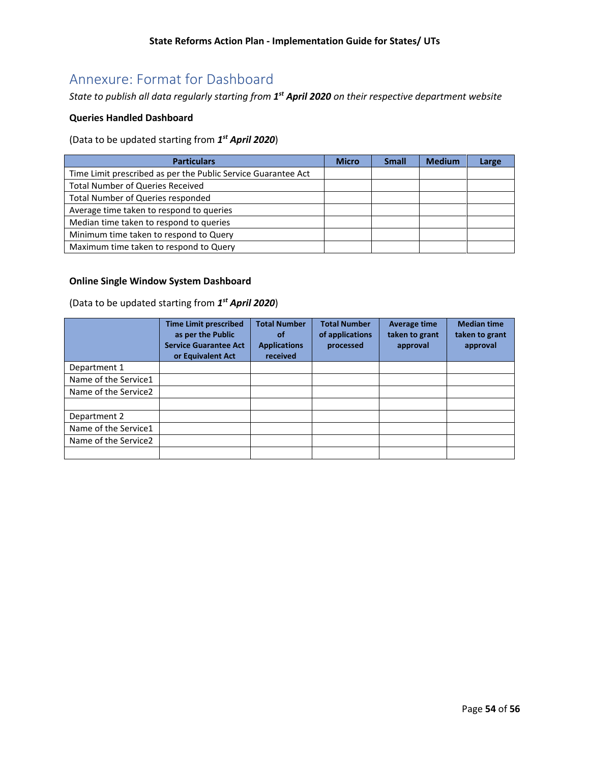# Annexure: Format for Dashboard

*State to publish all data regularly starting from **1st April 2020** on their respective department website*

**Queries Handled Dashboard**

(Data to be updated starting from ***1st April 2020***)

| Particulars | Micro | Small | Medium | Large |
|---|---|---|---|---|
| Time Limit prescribed as per the Public Service Guarantee Act | | | | |
| Total Number of Queries Received | | | | |
| Total Number of Queries responded | | | | |
| Average time taken to respond to queries | | | | |
| Median time taken to respond to queries | | | | |
| Minimum time taken to respond to Query | | | | |
| Maximum time taken to respond to Query | | | | |

**Online Single Window System Dashboard**

(Data to be updated starting from ***1st April 2020***)

| | Time Limit prescribed as per the Public Service Guarantee Act or Equivalent Act | Total Number of Applications received | Total Number of applications processed | Average time taken to grant approval | Median time taken to grant approval |
|---|---|---|---|---|---|
| Department 1 | | | | | |
| Name of the Service1 | | | | | |
| Name of the Service2 | | | | | |
| | | | | | |
| Department 2 | | | | | |
| Name of the Service1 | | | | | |
| Name of the Service2 | | | | | |
| | | | | | |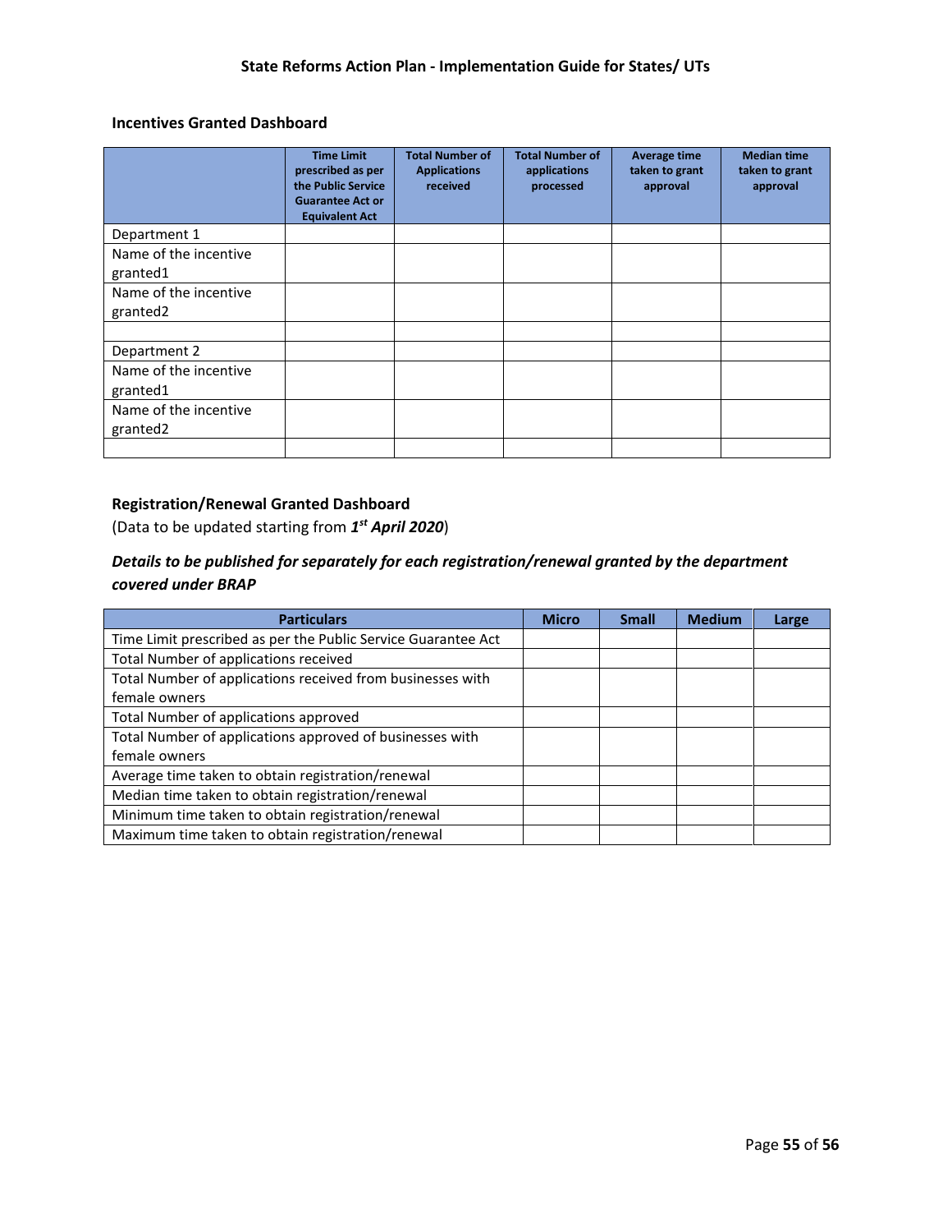### Incentives Granted Dashboard

| | Time Limit prescribed as per the Public Service Guarantee Act or Equivalent Act | Total Number of Applications received | Total Number of applications processed | Average time taken to grant approval | Median time taken to grant approval |
|---|---|---|---|---|---|
| Department 1 | | | | | |
| Name of the incentive granted1 | | | | | |
| Name of the incentive granted2 | | | | | |
| | | | | | |
| Department 2 | | | | | |
| Name of the incentive granted1 | | | | | |
| Name of the incentive granted2 | | | | | |
| | | | | | |

### Registration/Renewal Granted Dashboard

(Data to be updated starting from ***1st April 2020***)

***Details to be published for separately for each registration/renewal granted by the department covered under BRAP***

| Particulars | Micro | Small | Medium | Large |
|---|---|---|---|---|
| Time Limit prescribed as per the Public Service Guarantee Act | | | | |
| Total Number of applications received | | | | |
| Total Number of applications received from businesses with female owners | | | | |
| Total Number of applications approved | | | | |
| Total Number of applications approved of businesses with female owners | | | | |
| Average time taken to obtain registration/renewal | | | | |
| Median time taken to obtain registration/renewal | | | | |
| Minimum time taken to obtain registration/renewal | | | | |
| Maximum time taken to obtain registration/renewal | | | | |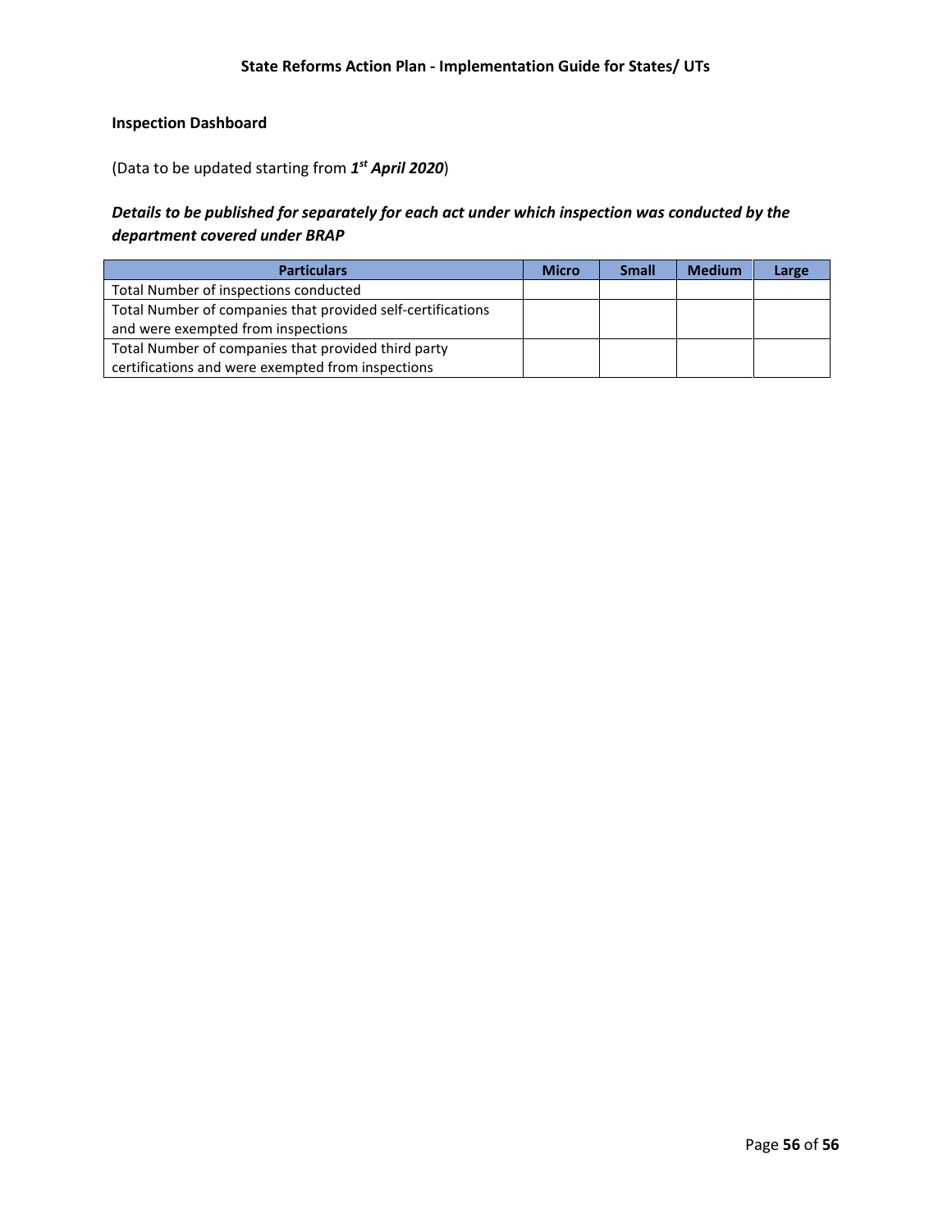**Inspection Dashboard**

(Data to be updated starting from ***1st April 2020***)

***Details to be published for separately for each act under which inspection was conducted by the department covered under BRAP***

| Particulars | Micro | Small | Medium | Large |
|---|---|---|---|---|
| Total Number of inspections conducted | | | | |
| Total Number of companies that provided self-certifications and were exempted from inspections | | | | |
| Total Number of companies that provided third party certifications and were exempted from inspections | | | | |